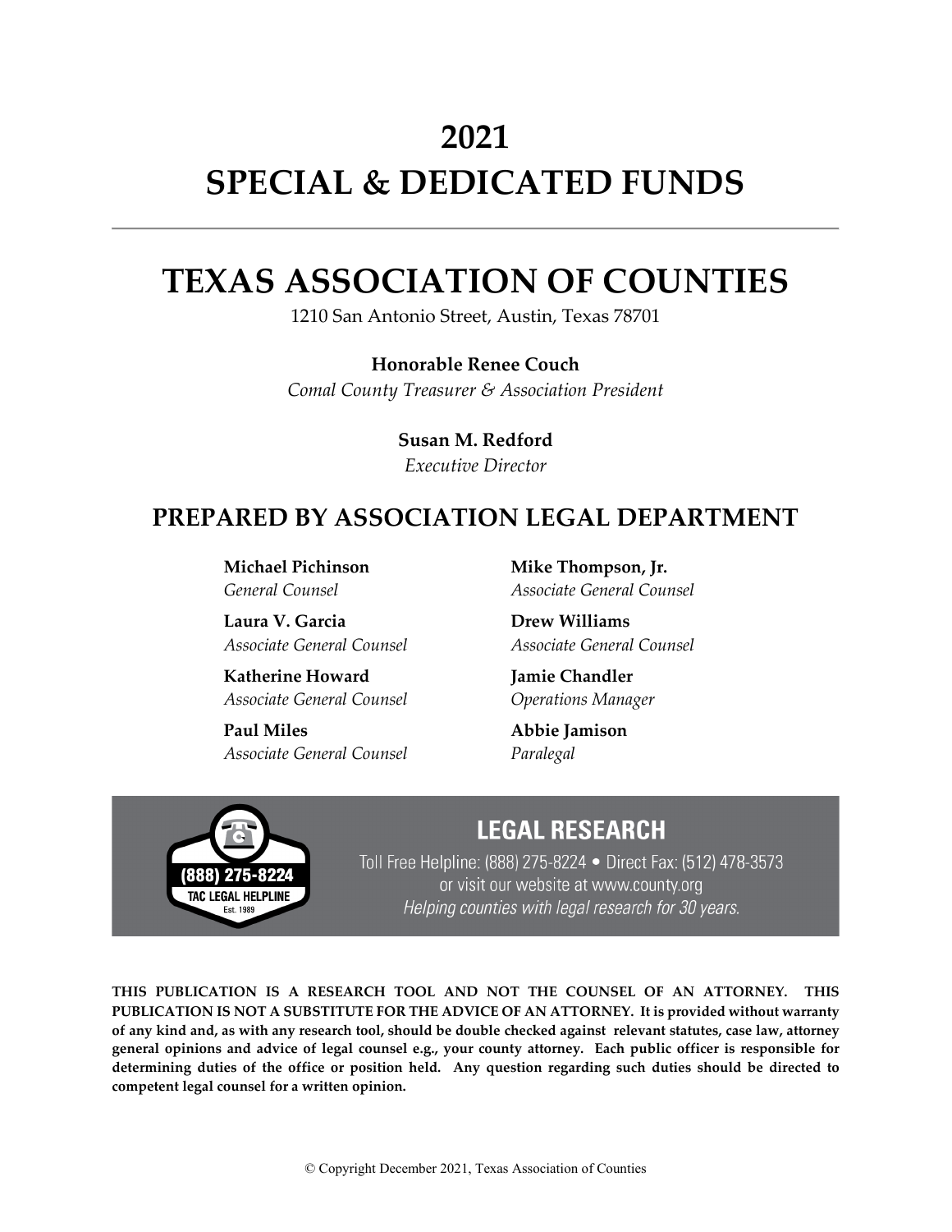# 2021
# SPECIAL & DEDICATED FUNDS

---

# TEXAS ASSOCIATION OF COUNTIES

1210 San Antonio Street, Austin, Texas 78701

**Honorable Renee Couch**
*Comal County Treasurer & Association President*

**Susan M. Redford**
*Executive Director*

## PREPARED BY ASSOCIATION LEGAL DEPARTMENT

**Michael Pichinson**
*General Counsel*

**Laura V. Garcia**
*Associate General Counsel*

**Katherine Howard**
*Associate General Counsel*

**Paul Miles**
*Associate General Counsel*

**Mike Thompson, Jr.**
*Associate General Counsel*

**Drew Williams**
*Associate General Counsel*

**Jamie Chandler**
*Operations Manager*

**Abbie Jamison**
*Paralegal*

(888) 275-8224
TAC LEGAL HELPLINE
Est. 1989

## LEGAL RESEARCH

Toll Free Helpline: (888) 275-8224 • Direct Fax: (512) 478-3573
or visit our website at www.county.org
*Helping counties with legal research for 30 years.*

**THIS PUBLICATION IS A RESEARCH TOOL AND NOT THE COUNSEL OF AN ATTORNEY. THIS PUBLICATION IS NOT A SUBSTITUTE FOR THE ADVICE OF AN ATTORNEY. It is provided without warranty of any kind and, as with any research tool, should be double checked against relevant statutes, case law, attorney general opinions and advice of legal counsel e.g., your county attorney. Each public officer is responsible for determining duties of the office or position held. Any question regarding such duties should be directed to competent legal counsel for a written opinion.**

© Copyright December 2021, Texas Association of Counties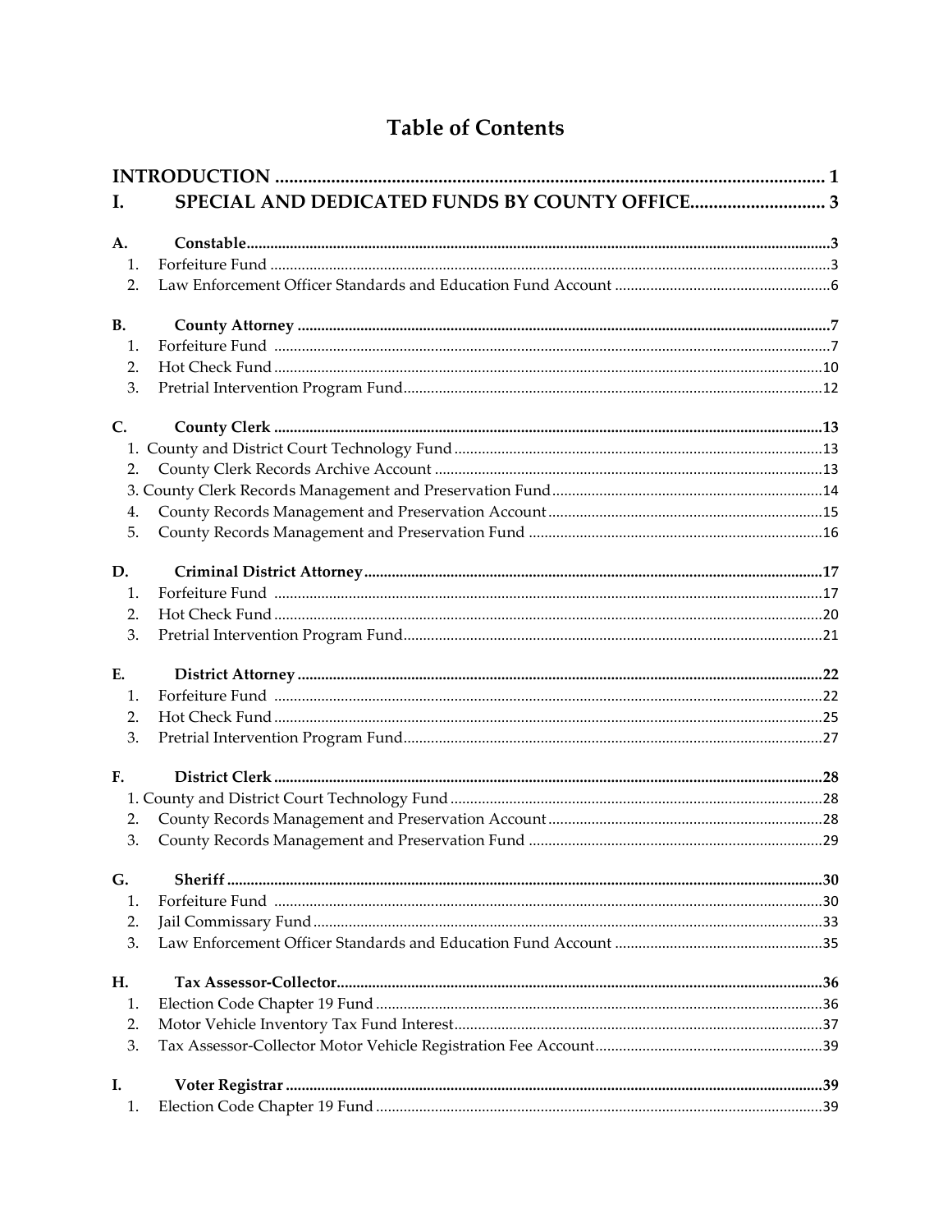# Table of Contents

**INTRODUCTION** ........................................................................................................ 1

**I. SPECIAL AND DEDICATED FUNDS BY COUNTY OFFICE** ............................ 3

**A. Constable** ........................................................................................................ 3
1. Forfeiture Fund ........................................................................................................ 3
2. Law Enforcement Officer Standards and Education Fund Account ........................ 6

**B. County Attorney** ........................................................................................................ 7
1. Forfeiture Fund ........................................................................................................ 7
2. Hot Check Fund ........................................................................................................ 10
3. Pretrial Intervention Program Fund ........................................................................ 12

**C. County Clerk** ........................................................................................................ 13
1. County and District Court Technology Fund ........................................................ 13
2. County Clerk Records Archive Account ................................................................ 13
3. County Clerk Records Management and Preservation Fund .................................. 14
4. County Records Management and Preservation Account ...................................... 15
5. County Records Management and Preservation Fund ........................................... 16

**D. Criminal District Attorney** ........................................................................................ 17
1. Forfeiture Fund ........................................................................................................ 17
2. Hot Check Fund ........................................................................................................ 20
3. Pretrial Intervention Program Fund ........................................................................ 21

**E. District Attorney** ........................................................................................................ 22
1. Forfeiture Fund ........................................................................................................ 22
2. Hot Check Fund ........................................................................................................ 25
3. Pretrial Intervention Program Fund ........................................................................ 27

**F. District Clerk** ........................................................................................................ 28
1. County and District Court Technology Fund ........................................................ 28
2. County Records Management and Preservation Account ...................................... 28
3. County Records Management and Preservation Fund ........................................... 29

**G. Sheriff** ........................................................................................................ 30
1. Forfeiture Fund ........................................................................................................ 30
2. Jail Commissary Fund ................................................................................................ 33
3. Law Enforcement Officer Standards and Education Fund Account ........................ 35

**H. Tax Assessor-Collector** ........................................................................................ 36
1. Election Code Chapter 19 Fund ................................................................................ 36
2. Motor Vehicle Inventory Tax Fund Interest ............................................................ 37
3. Tax Assessor-Collector Motor Vehicle Registration Fee Account ........................ 39

**I. Voter Registrar** ........................................................................................................ 39
1. Election Code Chapter 19 Fund ................................................................................ 39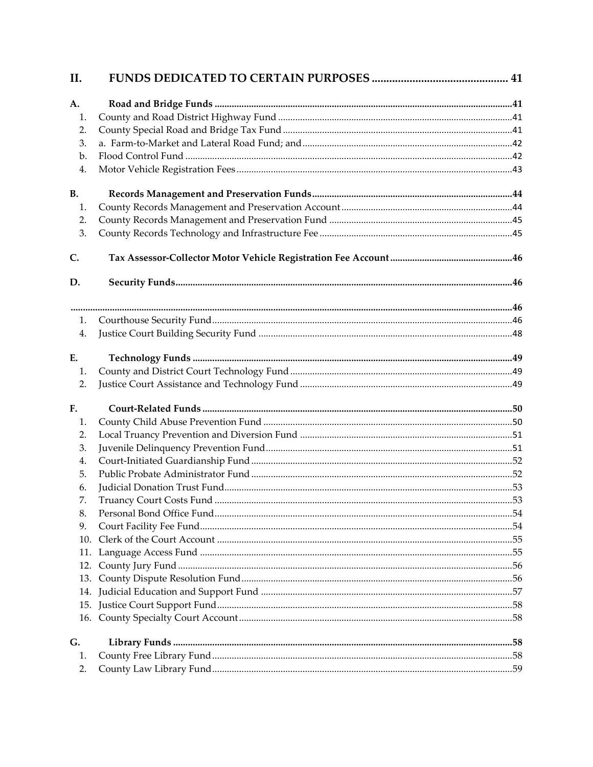## II. FUNDS DEDICATED TO CERTAIN PURPOSES .............................................. 41

**A. Road and Bridge Funds** ........................................................................................................ 41

1. County and Road District Highway Fund ................................................................................ 41
2. County Special Road and Bridge Tax Fund .............................................................................. 41
3. a. Farm-to-Market and Lateral Road Fund; and ....................................................................... 42

b. Flood Control Fund ................................................................................................................... 42

4. Motor Vehicle Registration Fees ............................................................................................... 43

**B. Records Management and Preservation Funds** ..................................................................... 44

1. County Records Management and Preservation Account ...................................................... 44
2. County Records Management and Preservation Fund ........................................................... 45
3. County Records Technology and Infrastructure Fee .............................................................. 45

**C. Tax Assessor-Collector Motor Vehicle Registration Fee Account** ....................................... 46

**D. Security Funds** ........................................................................................................................ 46

........................................................................................................................................................ 46

1. Courthouse Security Fund ......................................................................................................... 46

4. Justice Court Building Security Fund ...................................................................................... 48

**E. Technology Funds** .................................................................................................................. 49

1. County and District Court Technology Fund .......................................................................... 49
2. Justice Court Assistance and Technology Fund ...................................................................... 49

**F. Court-Related Funds** .............................................................................................................. 50

1. County Child Abuse Prevention Fund ..................................................................................... 50
2. Local Truancy Prevention and Diversion Fund ...................................................................... 51
3. Juvenile Delinquency Prevention Fund ................................................................................... 51
4. Court-Initiated Guardianship Fund ......................................................................................... 52
5. Public Probate Administrator Fund ......................................................................................... 52
6. Judicial Donation Trust Fund .................................................................................................... 53
7. Truancy Court Costs Fund ......................................................................................................... 53
8. Personal Bond Office Fund ........................................................................................................ 54
9. Court Facility Fee Fund ............................................................................................................. 54
10. Clerk of the Court Account ...................................................................................................... 55
11. Language Access Fund ............................................................................................................. 55
12. County Jury Fund ...................................................................................................................... 56
13. County Dispute Resolution Fund ............................................................................................ 56
14. Judicial Education and Support Fund ..................................................................................... 57
15. Justice Court Support Fund ...................................................................................................... 58
16. County Specialty Court Account .............................................................................................. 58

**G. Library Funds** .......................................................................................................................... 58

1. County Free Library Fund ......................................................................................................... 58
2. County Law Library Fund ......................................................................................................... 59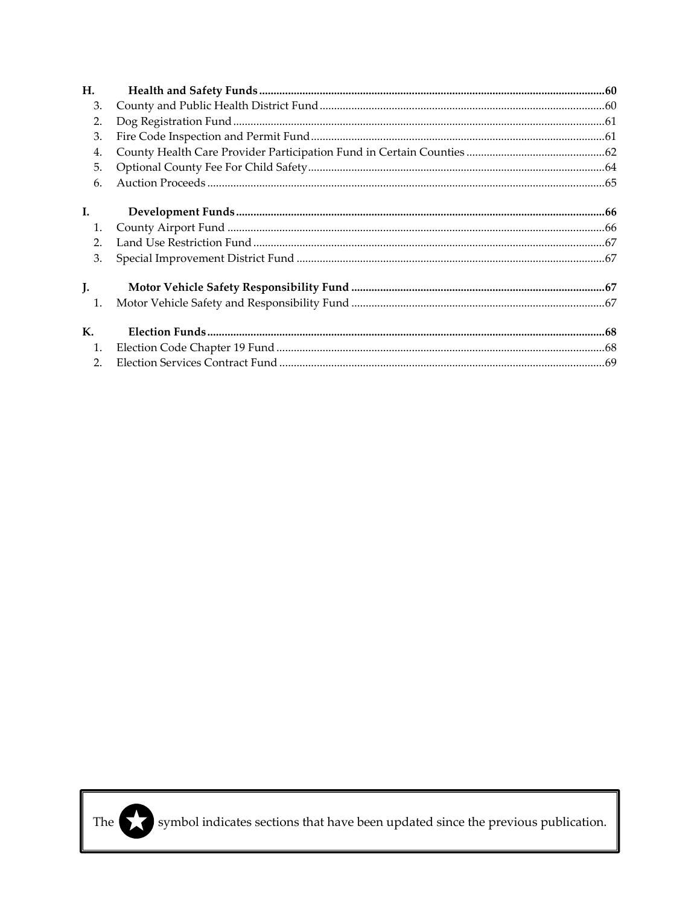**H. Health and Safety Funds** ....................................................................................................................60

3. County and Public Health District Fund ..................................................................................................60
2. Dog Registration Fund ...............................................................................................................................61
3. Fire Code Inspection and Permit Fund ....................................................................................................61
4. County Health Care Provider Participation Fund in Certain Counties ...............................................62
5. Optional County Fee For Child Safety .....................................................................................................64
6. Auction Proceeds ........................................................................................................................................65

**I. Development Funds** ..............................................................................................................................66

1. County Airport Fund .................................................................................................................................66
2. Land Use Restriction Fund ........................................................................................................................67
3. Special Improvement District Fund ..........................................................................................................67

**J. Motor Vehicle Safety Responsibility Fund** .......................................................................................67

1. Motor Vehicle Safety and Responsibility Fund .......................................................................................67

**K. Election Funds** ........................................................................................................................................68

1. Election Code Chapter 19 Fund ................................................................................................................68
2. Election Services Contract Fund ...............................................................................................................69

The ★ symbol indicates sections that have been updated since the previous publication.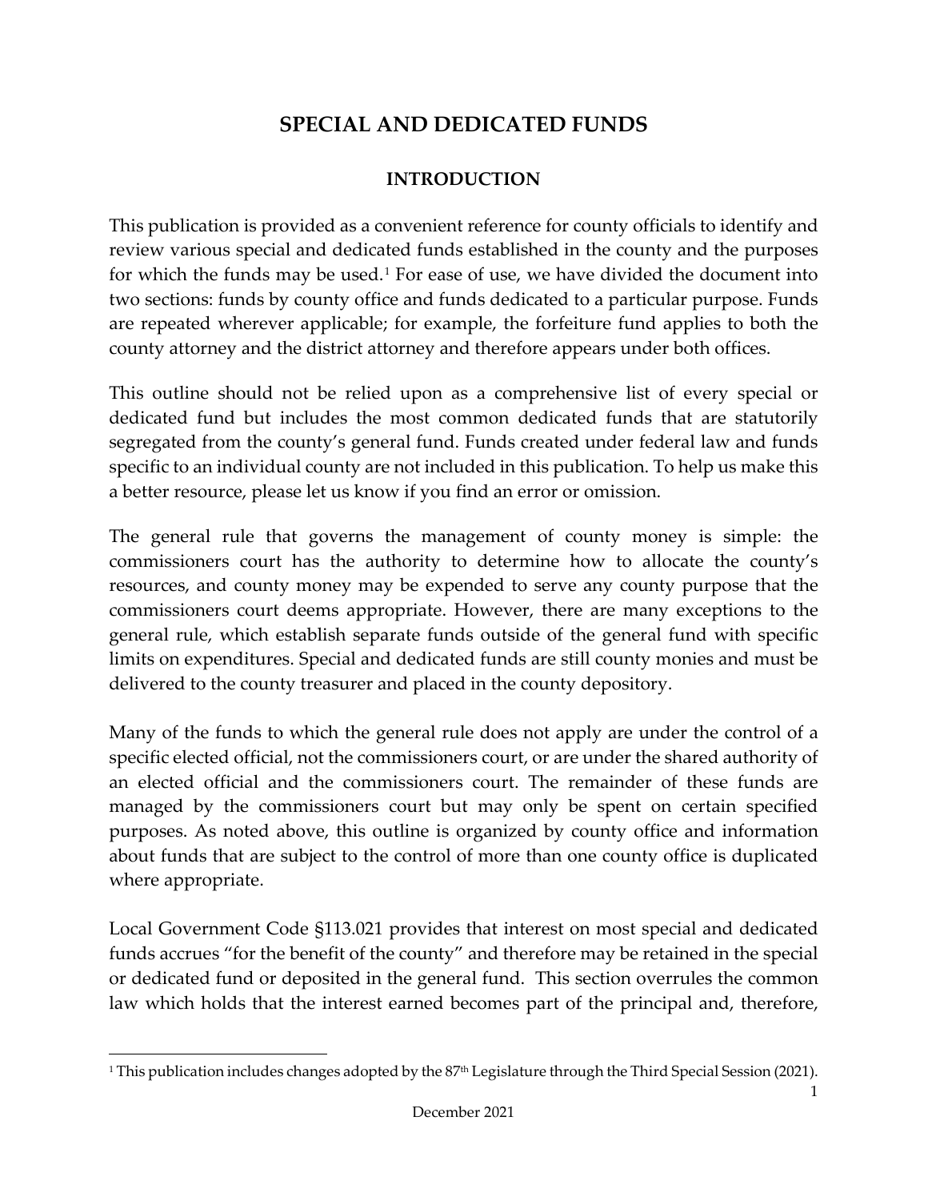# SPECIAL AND DEDICATED FUNDS

## INTRODUCTION

This publication is provided as a convenient reference for county officials to identify and review various special and dedicated funds established in the county and the purposes for which the funds may be used.[1] For ease of use, we have divided the document into two sections: funds by county office and funds dedicated to a particular purpose. Funds are repeated wherever applicable; for example, the forfeiture fund applies to both the county attorney and the district attorney and therefore appears under both offices.

This outline should not be relied upon as a comprehensive list of every special or dedicated fund but includes the most common dedicated funds that are statutorily segregated from the county's general fund. Funds created under federal law and funds specific to an individual county are not included in this publication. To help us make this a better resource, please let us know if you find an error or omission.

The general rule that governs the management of county money is simple: the commissioners court has the authority to determine how to allocate the county's resources, and county money may be expended to serve any county purpose that the commissioners court deems appropriate. However, there are many exceptions to the general rule, which establish separate funds outside of the general fund with specific limits on expenditures. Special and dedicated funds are still county monies and must be delivered to the county treasurer and placed in the county depository.

Many of the funds to which the general rule does not apply are under the control of a specific elected official, not the commissioners court, or are under the shared authority of an elected official and the commissioners court. The remainder of these funds are managed by the commissioners court but may only be spent on certain specified purposes. As noted above, this outline is organized by county office and information about funds that are subject to the control of more than one county office is duplicated where appropriate.

Local Government Code §113.021 provides that interest on most special and dedicated funds accrues "for the benefit of the county" and therefore may be retained in the special or dedicated fund or deposited in the general fund. This section overrules the common law which holds that the interest earned becomes part of the principal and, therefore,

---

[1] This publication includes changes adopted by the 87th Legislature through the Third Special Session (2021).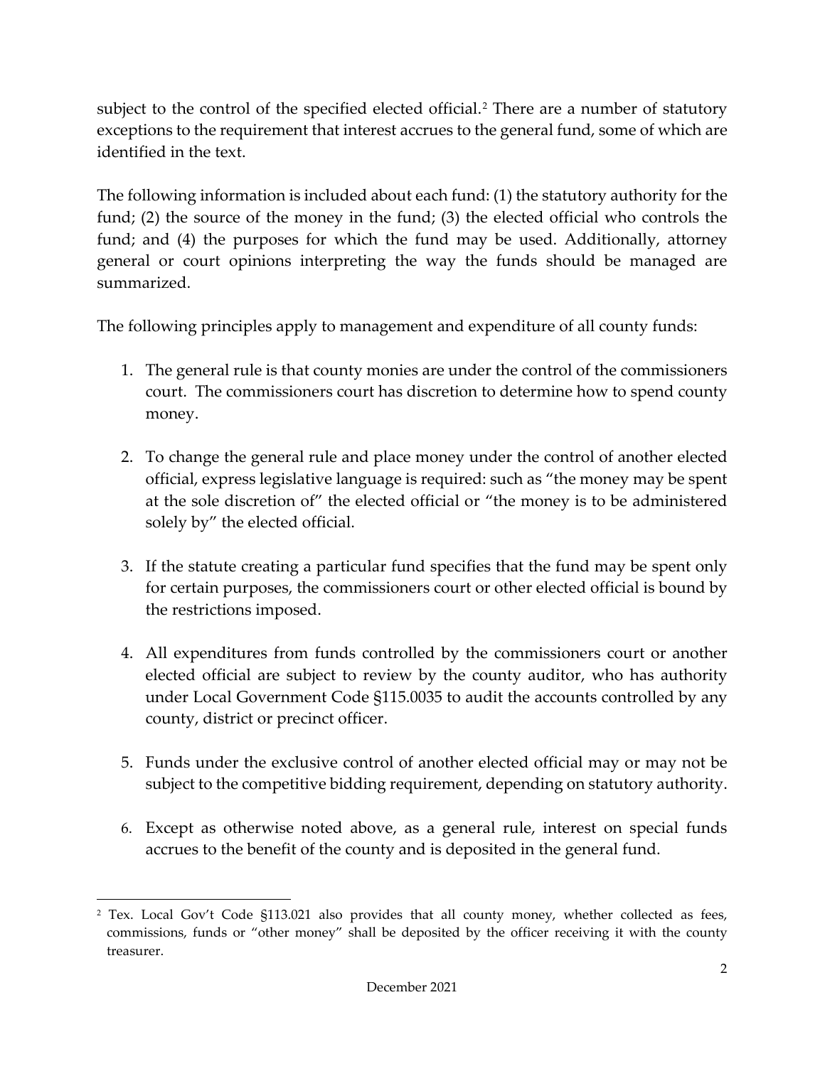subject to the control of the specified elected official.[2] There are a number of statutory exceptions to the requirement that interest accrues to the general fund, some of which are identified in the text.

The following information is included about each fund: (1) the statutory authority for the fund; (2) the source of the money in the fund; (3) the elected official who controls the fund; and (4) the purposes for which the fund may be used. Additionally, attorney general or court opinions interpreting the way the funds should be managed are summarized.

The following principles apply to management and expenditure of all county funds:

1. The general rule is that county monies are under the control of the commissioners court. The commissioners court has discretion to determine how to spend county money.

2. To change the general rule and place money under the control of another elected official, express legislative language is required: such as "the money may be spent at the sole discretion of" the elected official or "the money is to be administered solely by" the elected official.

3. If the statute creating a particular fund specifies that the fund may be spent only for certain purposes, the commissioners court or other elected official is bound by the restrictions imposed.

4. All expenditures from funds controlled by the commissioners court or another elected official are subject to review by the county auditor, who has authority under Local Government Code §115.0035 to audit the accounts controlled by any county, district or precinct officer.

5. Funds under the exclusive control of another elected official may or may not be subject to the competitive bidding requirement, depending on statutory authority.

6. Except as otherwise noted above, as a general rule, interest on special funds accrues to the benefit of the county and is deposited in the general fund.

---

[2] Tex. Local Gov't Code §113.021 also provides that all county money, whether collected as fees, commissions, funds or "other money" shall be deposited by the officer receiving it with the county treasurer.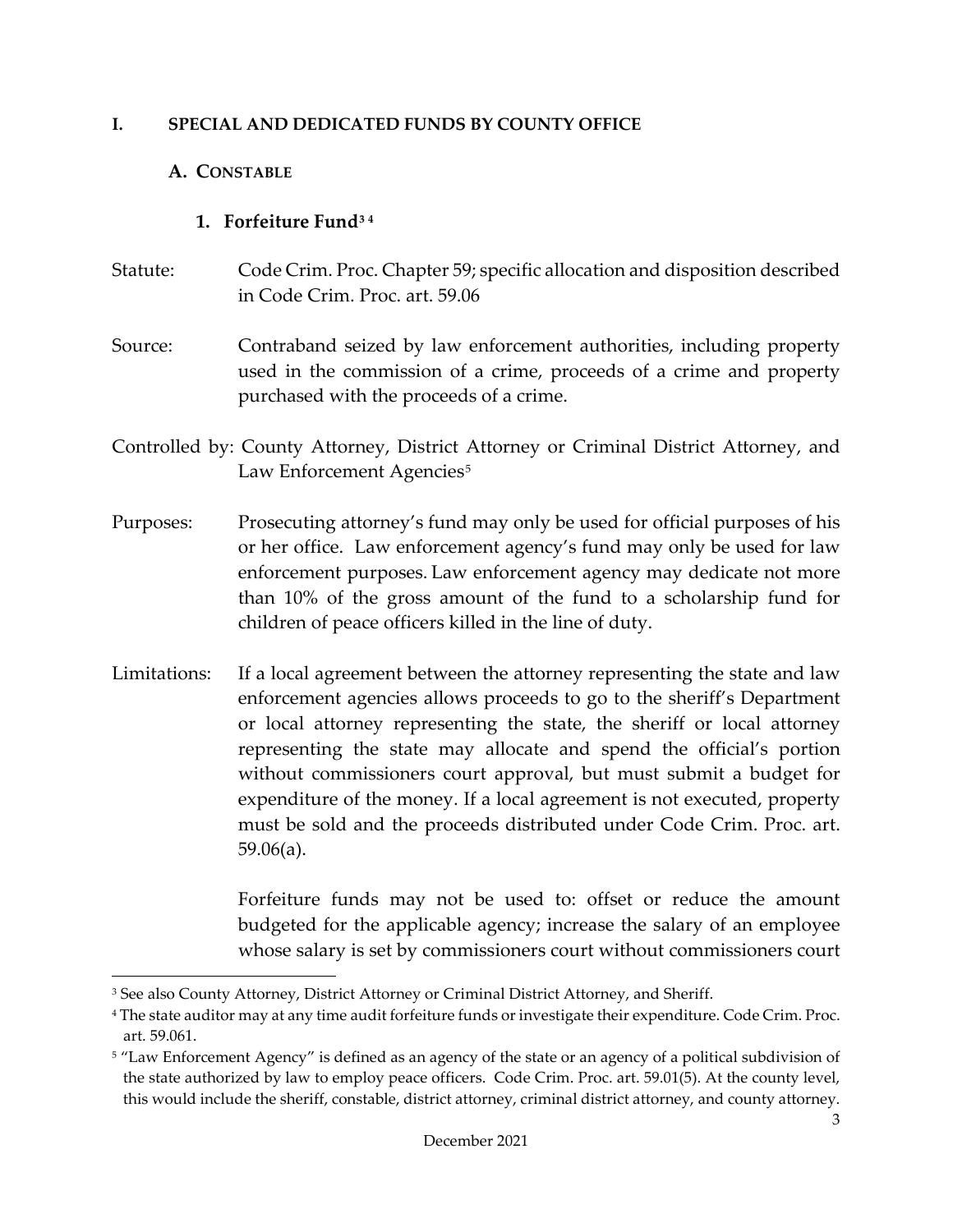# I. SPECIAL AND DEDICATED FUNDS BY COUNTY OFFICE

## A. CONSTABLE

### 1. Forfeiture Fund[3] [4]

Statute: Code Crim. Proc. Chapter 59; specific allocation and disposition described in Code Crim. Proc. art. 59.06

Source: Contraband seized by law enforcement authorities, including property used in the commission of a crime, proceeds of a crime and property purchased with the proceeds of a crime.

Controlled by: County Attorney, District Attorney or Criminal District Attorney, and Law Enforcement Agencies[5]

Purposes: Prosecuting attorney's fund may only be used for official purposes of his or her office. Law enforcement agency's fund may only be used for law enforcement purposes. Law enforcement agency may dedicate not more than 10% of the gross amount of the fund to a scholarship fund for children of peace officers killed in the line of duty.

Limitations: If a local agreement between the attorney representing the state and law enforcement agencies allows proceeds to go to the sheriff's Department or local attorney representing the state, the sheriff or local attorney representing the state may allocate and spend the official's portion without commissioners court approval, but must submit a budget for expenditure of the money. If a local agreement is not executed, property must be sold and the proceeds distributed under Code Crim. Proc. art. 59.06(a).

Forfeiture funds may not be used to: offset or reduce the amount budgeted for the applicable agency; increase the salary of an employee whose salary is set by commissioners court without commissioners court

---

[3] See also County Attorney, District Attorney or Criminal District Attorney, and Sheriff.

[4] The state auditor may at any time audit forfeiture funds or investigate their expenditure. Code Crim. Proc. art. 59.061.

[5] "Law Enforcement Agency" is defined as an agency of the state or an agency of a political subdivision of the state authorized by law to employ peace officers. Code Crim. Proc. art. 59.01(5). At the county level, this would include the sheriff, constable, district attorney, criminal district attorney, and county attorney.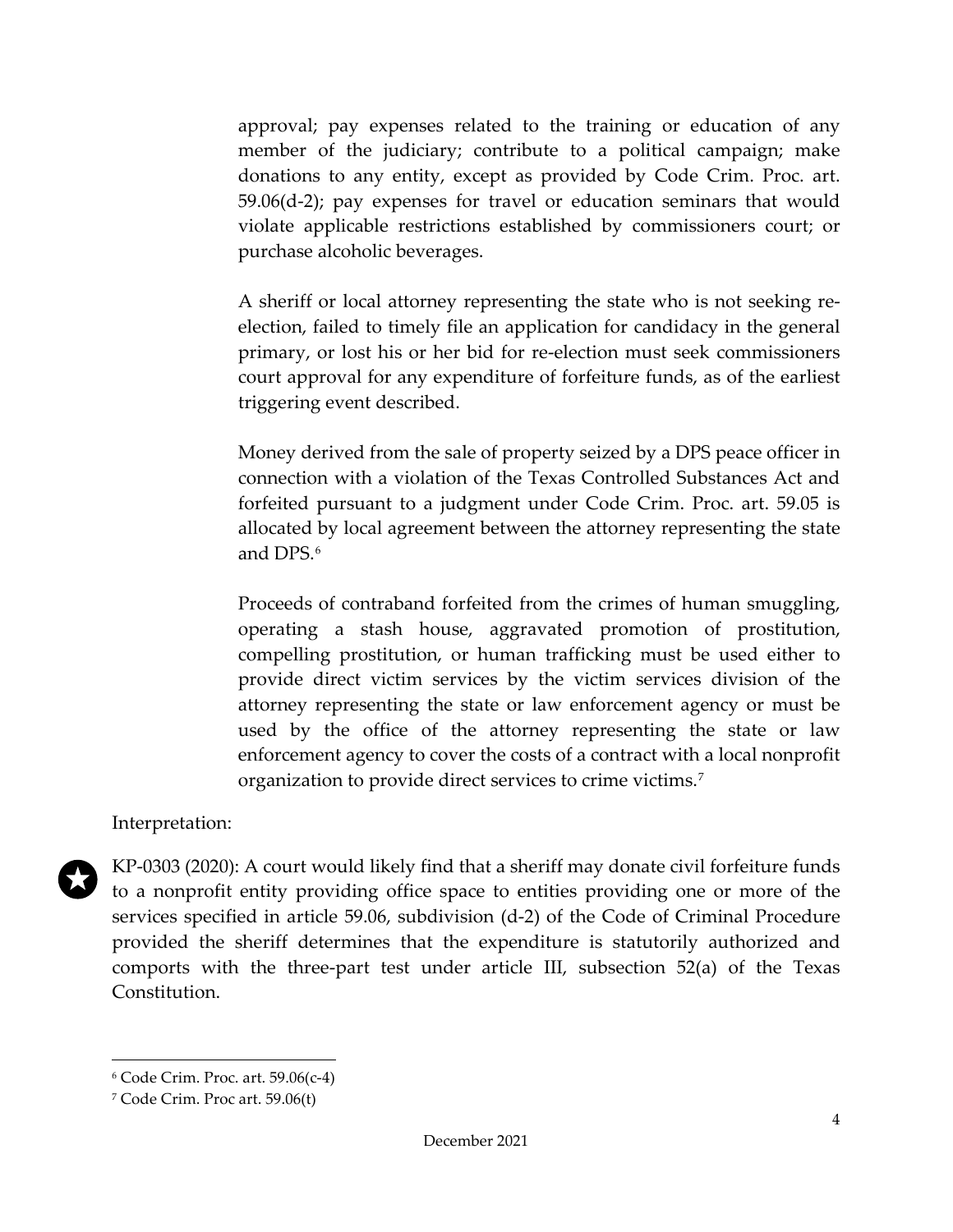approval; pay expenses related to the training or education of any member of the judiciary; contribute to a political campaign; make donations to any entity, except as provided by Code Crim. Proc. art. 59.06(d-2); pay expenses for travel or education seminars that would violate applicable restrictions established by commissioners court; or purchase alcoholic beverages.

A sheriff or local attorney representing the state who is not seeking re-election, failed to timely file an application for candidacy in the general primary, or lost his or her bid for re-election must seek commissioners court approval for any expenditure of forfeiture funds, as of the earliest triggering event described.

Money derived from the sale of property seized by a DPS peace officer in connection with a violation of the Texas Controlled Substances Act and forfeited pursuant to a judgment under Code Crim. Proc. art. 59.05 is allocated by local agreement between the attorney representing the state and DPS.[6]

Proceeds of contraband forfeited from the crimes of human smuggling, operating a stash house, aggravated promotion of prostitution, compelling prostitution, or human trafficking must be used either to provide direct victim services by the victim services division of the attorney representing the state or law enforcement agency or must be used by the office of the attorney representing the state or law enforcement agency to cover the costs of a contract with a local nonprofit organization to provide direct services to crime victims.[7]

Interpretation:

★ KP-0303 (2020): A court would likely find that a sheriff may donate civil forfeiture funds to a nonprofit entity providing office space to entities providing one or more of the services specified in article 59.06, subdivision (d-2) of the Code of Criminal Procedure provided the sheriff determines that the expenditure is statutorily authorized and comports with the three-part test under article III, subsection 52(a) of the Texas Constitution.

[6] Code Crim. Proc. art. 59.06(c-4)

[7] Code Crim. Proc art. 59.06(t)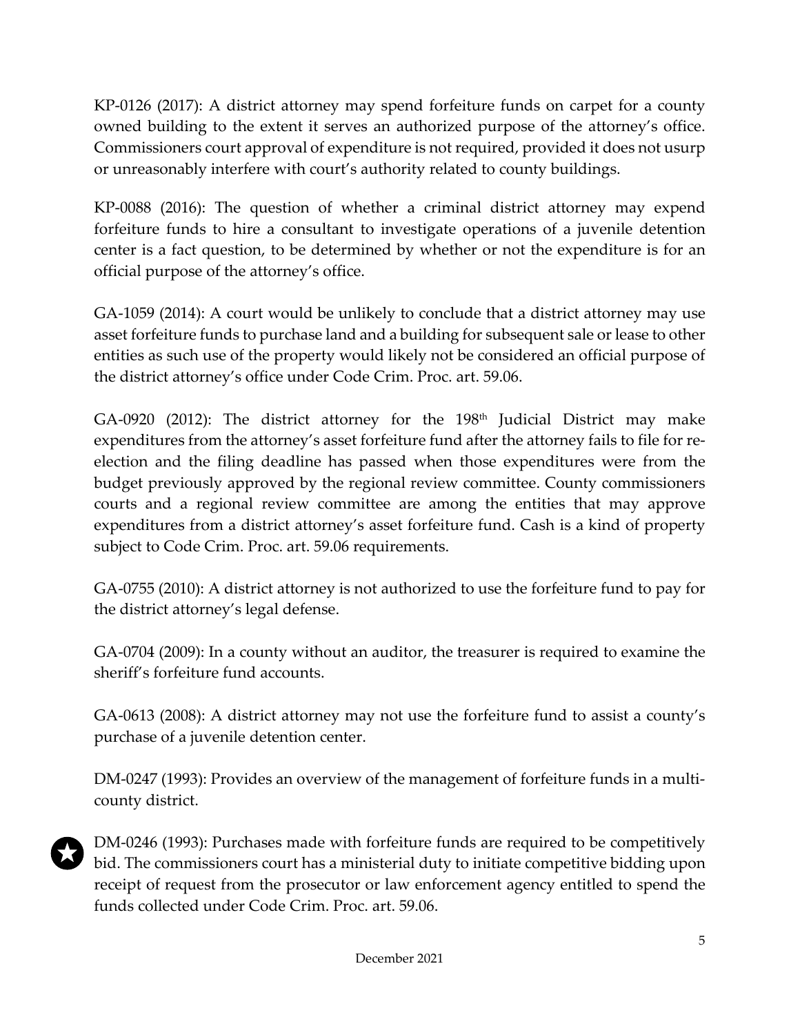KP-0126 (2017): A district attorney may spend forfeiture funds on carpet for a county owned building to the extent it serves an authorized purpose of the attorney's office. Commissioners court approval of expenditure is not required, provided it does not usurp or unreasonably interfere with court's authority related to county buildings.

KP-0088 (2016): The question of whether a criminal district attorney may expend forfeiture funds to hire a consultant to investigate operations of a juvenile detention center is a fact question, to be determined by whether or not the expenditure is for an official purpose of the attorney's office.

GA-1059 (2014): A court would be unlikely to conclude that a district attorney may use asset forfeiture funds to purchase land and a building for subsequent sale or lease to other entities as such use of the property would likely not be considered an official purpose of the district attorney's office under Code Crim. Proc. art. 59.06.

GA-0920 (2012): The district attorney for the 198th Judicial District may make expenditures from the attorney's asset forfeiture fund after the attorney fails to file for re-election and the filing deadline has passed when those expenditures were from the budget previously approved by the regional review committee. County commissioners courts and a regional review committee are among the entities that may approve expenditures from a district attorney's asset forfeiture fund. Cash is a kind of property subject to Code Crim. Proc. art. 59.06 requirements.

GA-0755 (2010): A district attorney is not authorized to use the forfeiture fund to pay for the district attorney's legal defense.

GA-0704 (2009): In a county without an auditor, the treasurer is required to examine the sheriff's forfeiture fund accounts.

GA-0613 (2008): A district attorney may not use the forfeiture fund to assist a county's purchase of a juvenile detention center.

DM-0247 (1993): Provides an overview of the management of forfeiture funds in a multi-county district.

★ DM-0246 (1993): Purchases made with forfeiture funds are required to be competitively bid. The commissioners court has a ministerial duty to initiate competitive bidding upon receipt of request from the prosecutor or law enforcement agency entitled to spend the funds collected under Code Crim. Proc. art. 59.06.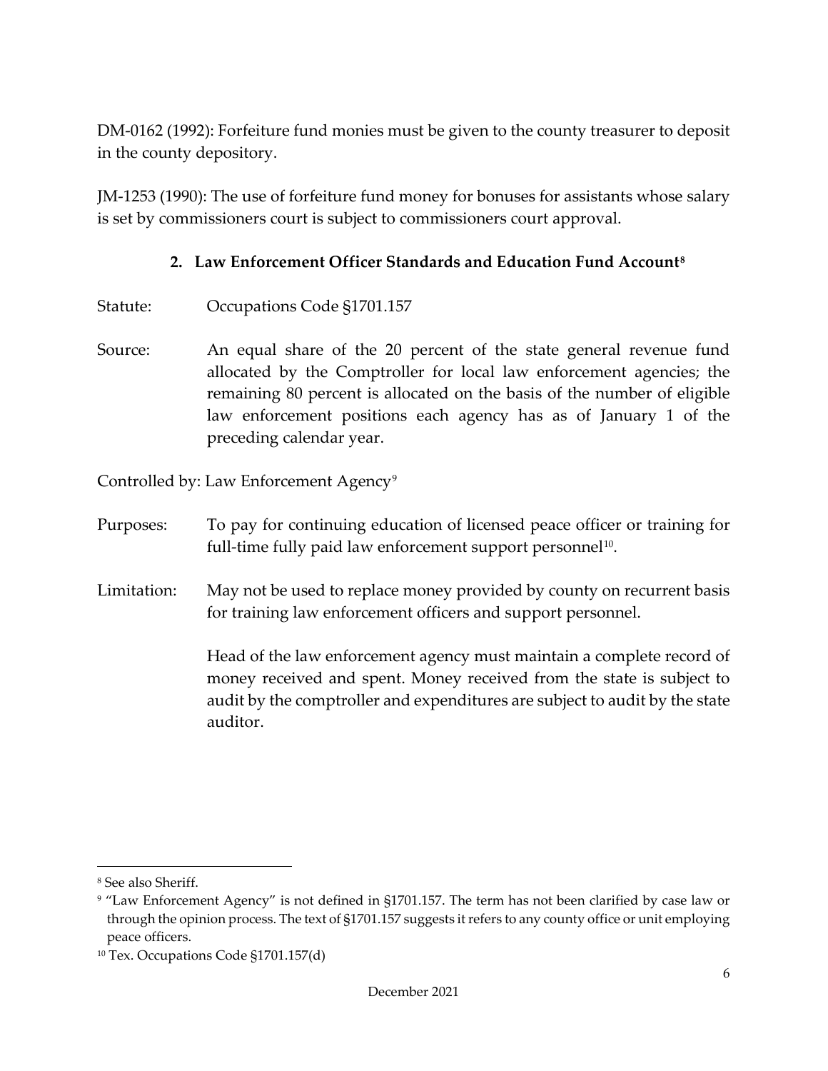DM-0162 (1992): Forfeiture fund monies must be given to the county treasurer to deposit in the county depository.

JM-1253 (1990): The use of forfeiture fund money for bonuses for assistants whose salary is set by commissioners court is subject to commissioners court approval.

### 2. Law Enforcement Officer Standards and Education Fund Account[8]

Statute: Occupations Code §1701.157

Source: An equal share of the 20 percent of the state general revenue fund allocated by the Comptroller for local law enforcement agencies; the remaining 80 percent is allocated on the basis of the number of eligible law enforcement positions each agency has as of January 1 of the preceding calendar year.

Controlled by: Law Enforcement Agency[9]

Purposes: To pay for continuing education of licensed peace officer or training for full-time fully paid law enforcement support personnel[10].

Limitation: May not be used to replace money provided by county on recurrent basis for training law enforcement officers and support personnel.

Head of the law enforcement agency must maintain a complete record of money received and spent. Money received from the state is subject to audit by the comptroller and expenditures are subject to audit by the state auditor.

---

[8] See also Sheriff.

[9] "Law Enforcement Agency" is not defined in §1701.157. The term has not been clarified by case law or through the opinion process. The text of §1701.157 suggests it refers to any county office or unit employing peace officers.

[10] Tex. Occupations Code §1701.157(d)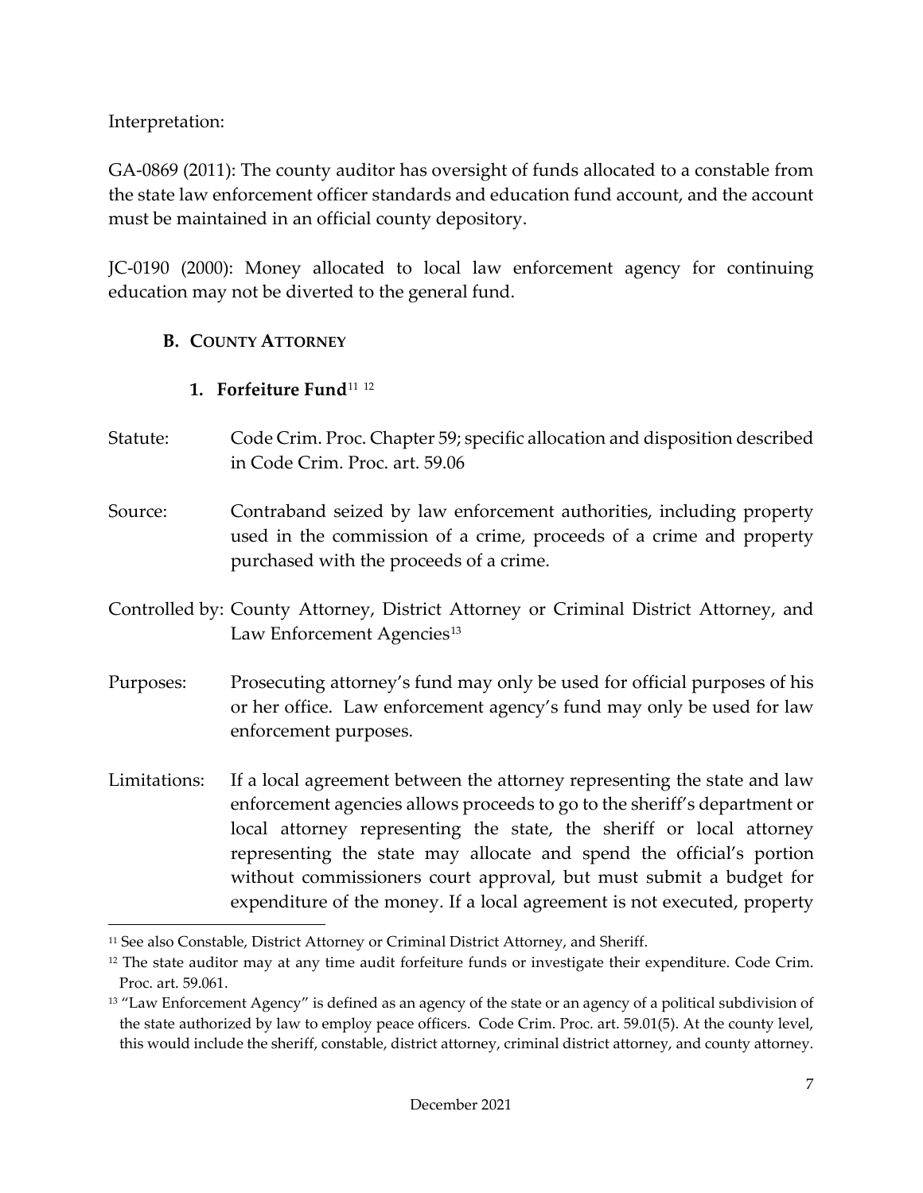Interpretation:

GA-0869 (2011): The county auditor has oversight of funds allocated to a constable from the state law enforcement officer standards and education fund account, and the account must be maintained in an official county depository.

JC-0190 (2000): Money allocated to local law enforcement agency for continuing education may not be diverted to the general fund.

### B. COUNTY ATTORNEY

#### 1. Forfeiture Fund[11] [12]

Statute: Code Crim. Proc. Chapter 59; specific allocation and disposition described in Code Crim. Proc. art. 59.06

Source: Contraband seized by law enforcement authorities, including property used in the commission of a crime, proceeds of a crime and property purchased with the proceeds of a crime.

Controlled by: County Attorney, District Attorney or Criminal District Attorney, and Law Enforcement Agencies[13]

Purposes: Prosecuting attorney's fund may only be used for official purposes of his or her office. Law enforcement agency's fund may only be used for law enforcement purposes.

Limitations: If a local agreement between the attorney representing the state and law enforcement agencies allows proceeds to go to the sheriff's department or local attorney representing the state, the sheriff or local attorney representing the state may allocate and spend the official's portion without commissioners court approval, but must submit a budget for expenditure of the money. If a local agreement is not executed, property

---

[11] See also Constable, District Attorney or Criminal District Attorney, and Sheriff.

[12] The state auditor may at any time audit forfeiture funds or investigate their expenditure. Code Crim. Proc. art. 59.061.

[13] "Law Enforcement Agency" is defined as an agency of the state or an agency of a political subdivision of the state authorized by law to employ peace officers. Code Crim. Proc. art. 59.01(5). At the county level, this would include the sheriff, constable, district attorney, criminal district attorney, and county attorney.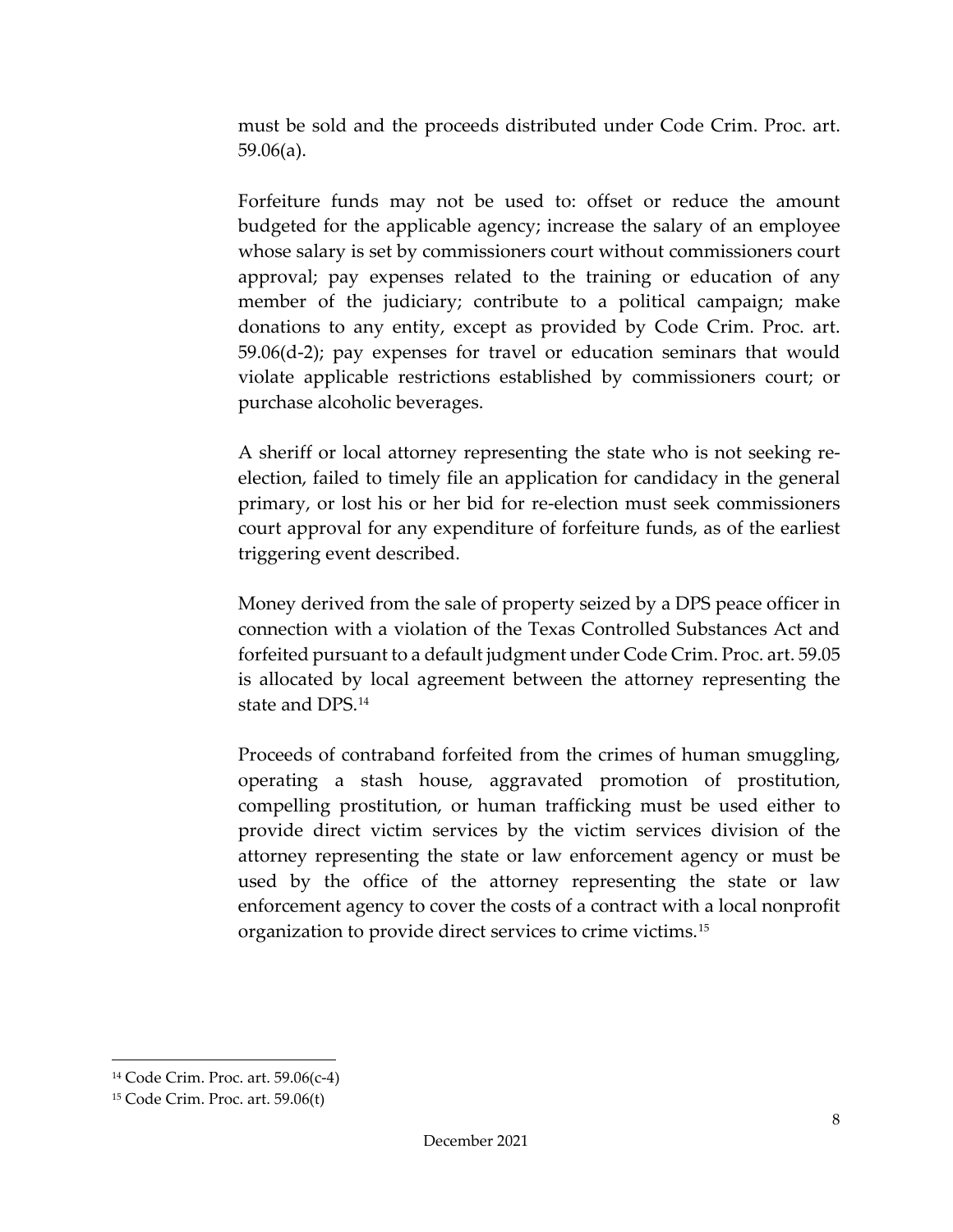must be sold and the proceeds distributed under Code Crim. Proc. art. 59.06(a).

Forfeiture funds may not be used to: offset or reduce the amount budgeted for the applicable agency; increase the salary of an employee whose salary is set by commissioners court without commissioners court approval; pay expenses related to the training or education of any member of the judiciary; contribute to a political campaign; make donations to any entity, except as provided by Code Crim. Proc. art. 59.06(d-2); pay expenses for travel or education seminars that would violate applicable restrictions established by commissioners court; or purchase alcoholic beverages.

A sheriff or local attorney representing the state who is not seeking re-election, failed to timely file an application for candidacy in the general primary, or lost his or her bid for re-election must seek commissioners court approval for any expenditure of forfeiture funds, as of the earliest triggering event described.

Money derived from the sale of property seized by a DPS peace officer in connection with a violation of the Texas Controlled Substances Act and forfeited pursuant to a default judgment under Code Crim. Proc. art. 59.05 is allocated by local agreement between the attorney representing the state and DPS.[14]

Proceeds of contraband forfeited from the crimes of human smuggling, operating a stash house, aggravated promotion of prostitution, compelling prostitution, or human trafficking must be used either to provide direct victim services by the victim services division of the attorney representing the state or law enforcement agency or must be used by the office of the attorney representing the state or law enforcement agency to cover the costs of a contract with a local nonprofit organization to provide direct services to crime victims.[15]

---

[14] Code Crim. Proc. art. 59.06(c-4)

[15] Code Crim. Proc. art. 59.06(t)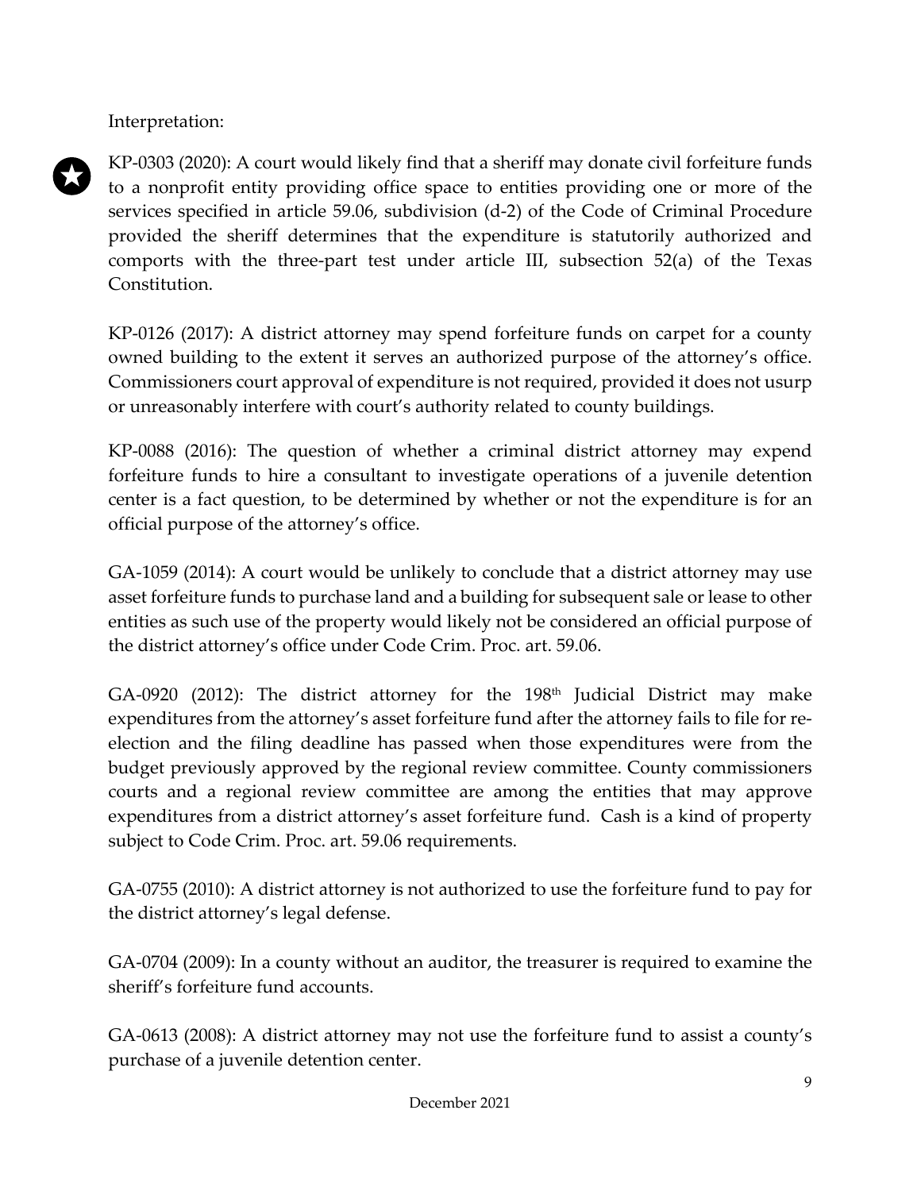Interpretation:

KP-0303 (2020): A court would likely find that a sheriff may donate civil forfeiture funds to a nonprofit entity providing office space to entities providing one or more of the services specified in article 59.06, subdivision (d-2) of the Code of Criminal Procedure provided the sheriff determines that the expenditure is statutorily authorized and comports with the three-part test under article III, subsection 52(a) of the Texas Constitution.

KP-0126 (2017): A district attorney may spend forfeiture funds on carpet for a county owned building to the extent it serves an authorized purpose of the attorney's office. Commissioners court approval of expenditure is not required, provided it does not usurp or unreasonably interfere with court's authority related to county buildings.

KP-0088 (2016): The question of whether a criminal district attorney may expend forfeiture funds to hire a consultant to investigate operations of a juvenile detention center is a fact question, to be determined by whether or not the expenditure is for an official purpose of the attorney's office.

GA-1059 (2014): A court would be unlikely to conclude that a district attorney may use asset forfeiture funds to purchase land and a building for subsequent sale or lease to other entities as such use of the property would likely not be considered an official purpose of the district attorney's office under Code Crim. Proc. art. 59.06.

GA-0920 (2012): The district attorney for the 198th Judicial District may make expenditures from the attorney's asset forfeiture fund after the attorney fails to file for re-election and the filing deadline has passed when those expenditures were from the budget previously approved by the regional review committee. County commissioners courts and a regional review committee are among the entities that may approve expenditures from a district attorney's asset forfeiture fund. Cash is a kind of property subject to Code Crim. Proc. art. 59.06 requirements.

GA-0755 (2010): A district attorney is not authorized to use the forfeiture fund to pay for the district attorney's legal defense.

GA-0704 (2009): In a county without an auditor, the treasurer is required to examine the sheriff's forfeiture fund accounts.

GA-0613 (2008): A district attorney may not use the forfeiture fund to assist a county's purchase of a juvenile detention center.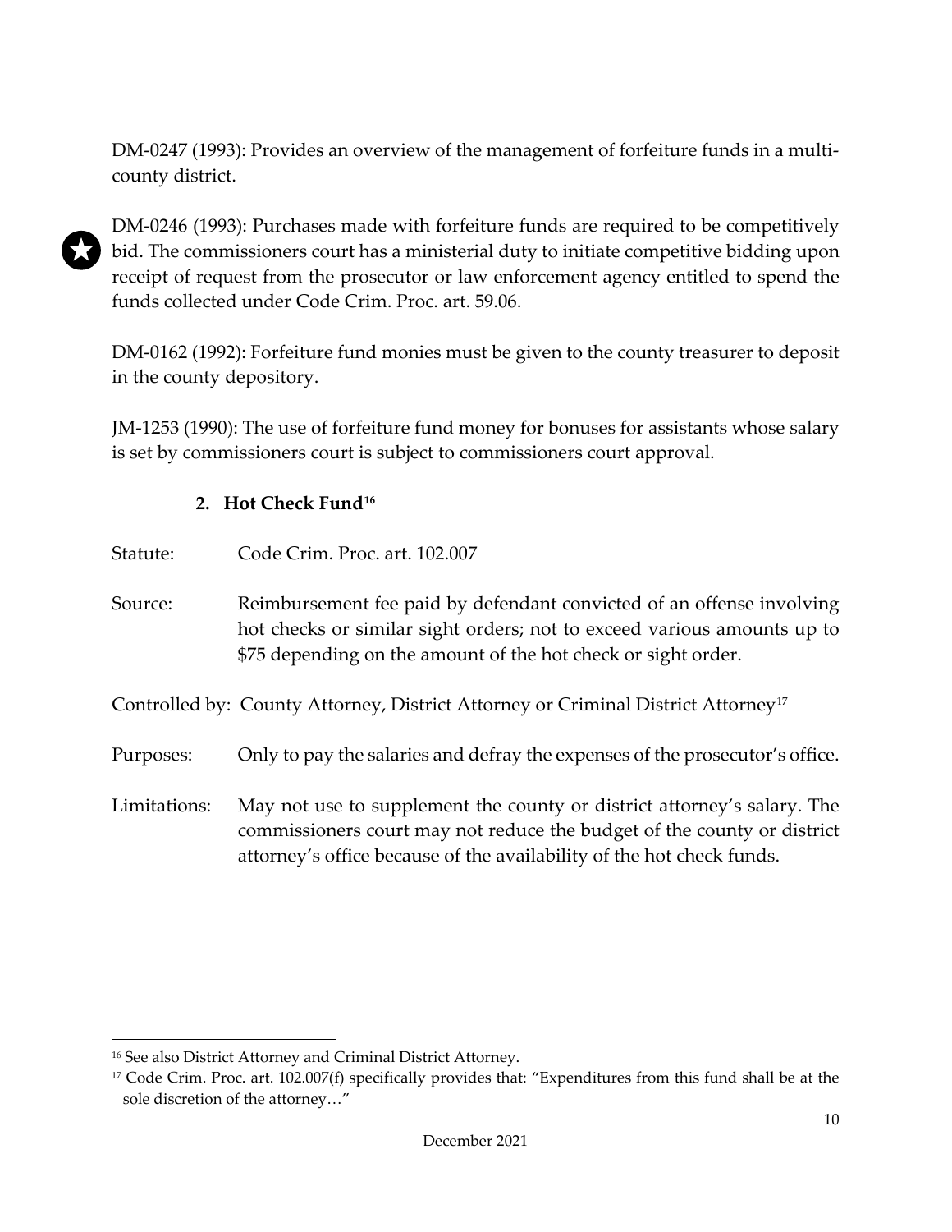DM-0247 (1993): Provides an overview of the management of forfeiture funds in a multi-county district.

★ DM-0246 (1993): Purchases made with forfeiture funds are required to be competitively bid. The commissioners court has a ministerial duty to initiate competitive bidding upon receipt of request from the prosecutor or law enforcement agency entitled to spend the funds collected under Code Crim. Proc. art. 59.06.

DM-0162 (1992): Forfeiture fund monies must be given to the county treasurer to deposit in the county depository.

JM-1253 (1990): The use of forfeiture fund money for bonuses for assistants whose salary is set by commissioners court is subject to commissioners court approval.

### 2. Hot Check Fund[16]

Statute: Code Crim. Proc. art. 102.007

Source: Reimbursement fee paid by defendant convicted of an offense involving hot checks or similar sight orders; not to exceed various amounts up to $75 depending on the amount of the hot check or sight order.

Controlled by: County Attorney, District Attorney or Criminal District Attorney[17]

Purposes: Only to pay the salaries and defray the expenses of the prosecutor's office.

Limitations: May not use to supplement the county or district attorney's salary. The commissioners court may not reduce the budget of the county or district attorney's office because of the availability of the hot check funds.

---

[16] See also District Attorney and Criminal District Attorney.

[17] Code Crim. Proc. art. 102.007(f) specifically provides that: "Expenditures from this fund shall be at the sole discretion of the attorney…"

December 2021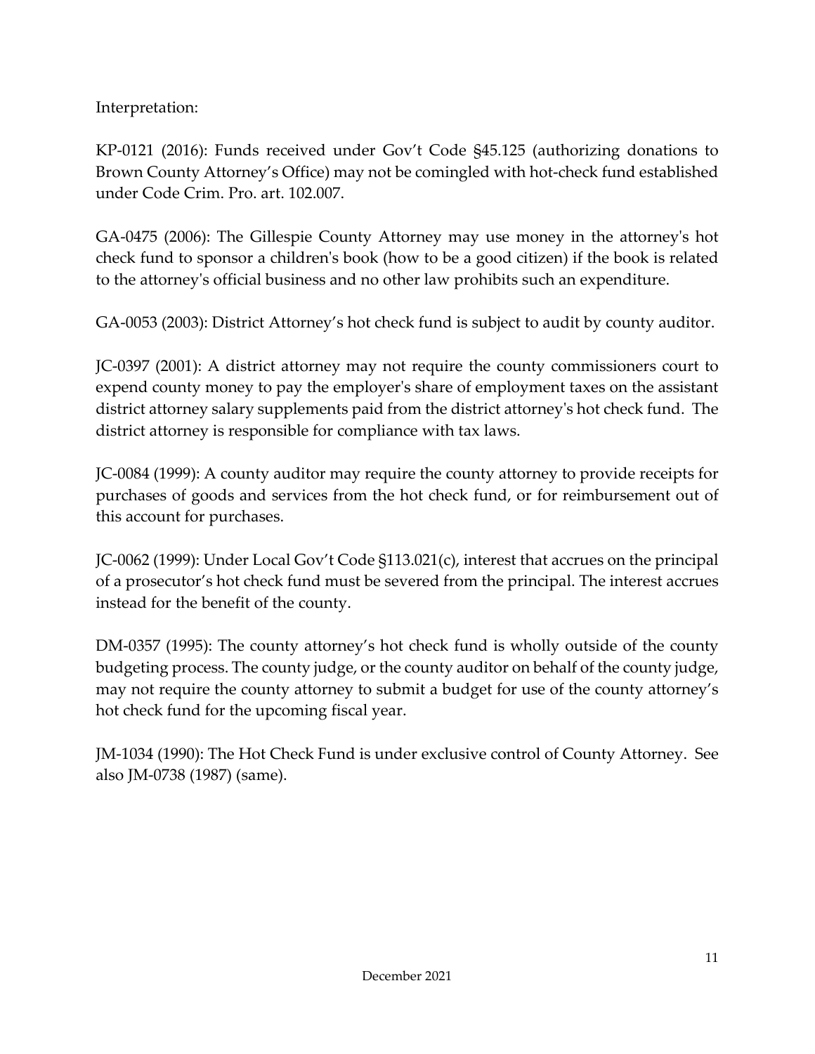Interpretation:

KP-0121 (2016): Funds received under Gov't Code §45.125 (authorizing donations to Brown County Attorney's Office) may not be comingled with hot-check fund established under Code Crim. Pro. art. 102.007.

GA-0475 (2006): The Gillespie County Attorney may use money in the attorney's hot check fund to sponsor a children's book (how to be a good citizen) if the book is related to the attorney's official business and no other law prohibits such an expenditure.

GA-0053 (2003): District Attorney's hot check fund is subject to audit by county auditor.

JC-0397 (2001): A district attorney may not require the county commissioners court to expend county money to pay the employer's share of employment taxes on the assistant district attorney salary supplements paid from the district attorney's hot check fund. The district attorney is responsible for compliance with tax laws.

JC-0084 (1999): A county auditor may require the county attorney to provide receipts for purchases of goods and services from the hot check fund, or for reimbursement out of this account for purchases.

JC-0062 (1999): Under Local Gov't Code §113.021(c), interest that accrues on the principal of a prosecutor's hot check fund must be severed from the principal. The interest accrues instead for the benefit of the county.

DM-0357 (1995): The county attorney's hot check fund is wholly outside of the county budgeting process. The county judge, or the county auditor on behalf of the county judge, may not require the county attorney to submit a budget for use of the county attorney's hot check fund for the upcoming fiscal year.

JM-1034 (1990): The Hot Check Fund is under exclusive control of County Attorney. See also JM-0738 (1987) (same).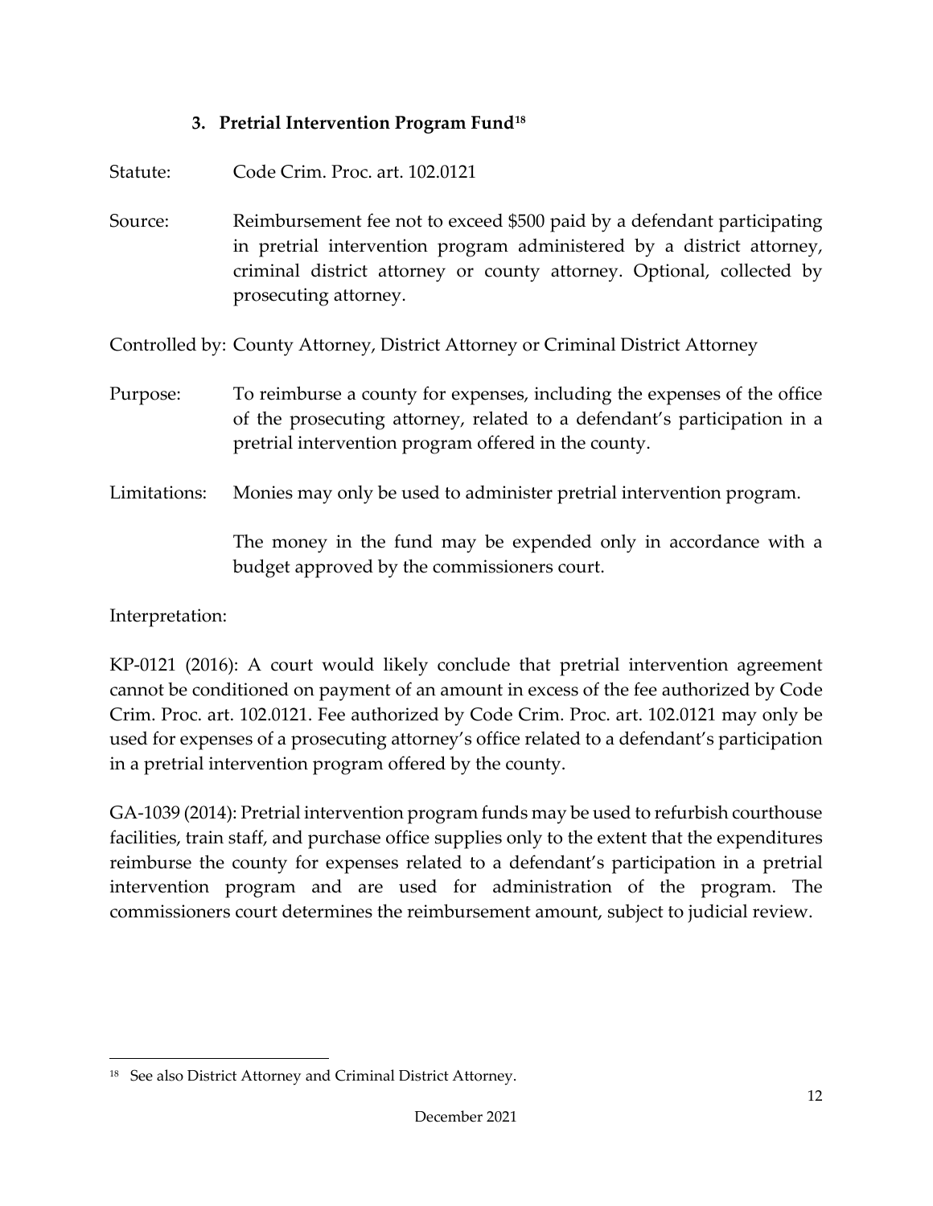### 3. Pretrial Intervention Program Fund[18]

Statute: Code Crim. Proc. art. 102.0121

Source: Reimbursement fee not to exceed $500 paid by a defendant participating in pretrial intervention program administered by a district attorney, criminal district attorney or county attorney. Optional, collected by prosecuting attorney.

Controlled by: County Attorney, District Attorney or Criminal District Attorney

Purpose: To reimburse a county for expenses, including the expenses of the office of the prosecuting attorney, related to a defendant's participation in a pretrial intervention program offered in the county.

Limitations: Monies may only be used to administer pretrial intervention program.

The money in the fund may be expended only in accordance with a budget approved by the commissioners court.

Interpretation:

KP-0121 (2016): A court would likely conclude that pretrial intervention agreement cannot be conditioned on payment of an amount in excess of the fee authorized by Code Crim. Proc. art. 102.0121. Fee authorized by Code Crim. Proc. art. 102.0121 may only be used for expenses of a prosecuting attorney's office related to a defendant's participation in a pretrial intervention program offered by the county.

GA-1039 (2014): Pretrial intervention program funds may be used to refurbish courthouse facilities, train staff, and purchase office supplies only to the extent that the expenditures reimburse the county for expenses related to a defendant's participation in a pretrial intervention program and are used for administration of the program. The commissioners court determines the reimbursement amount, subject to judicial review.

[18] See also District Attorney and Criminal District Attorney.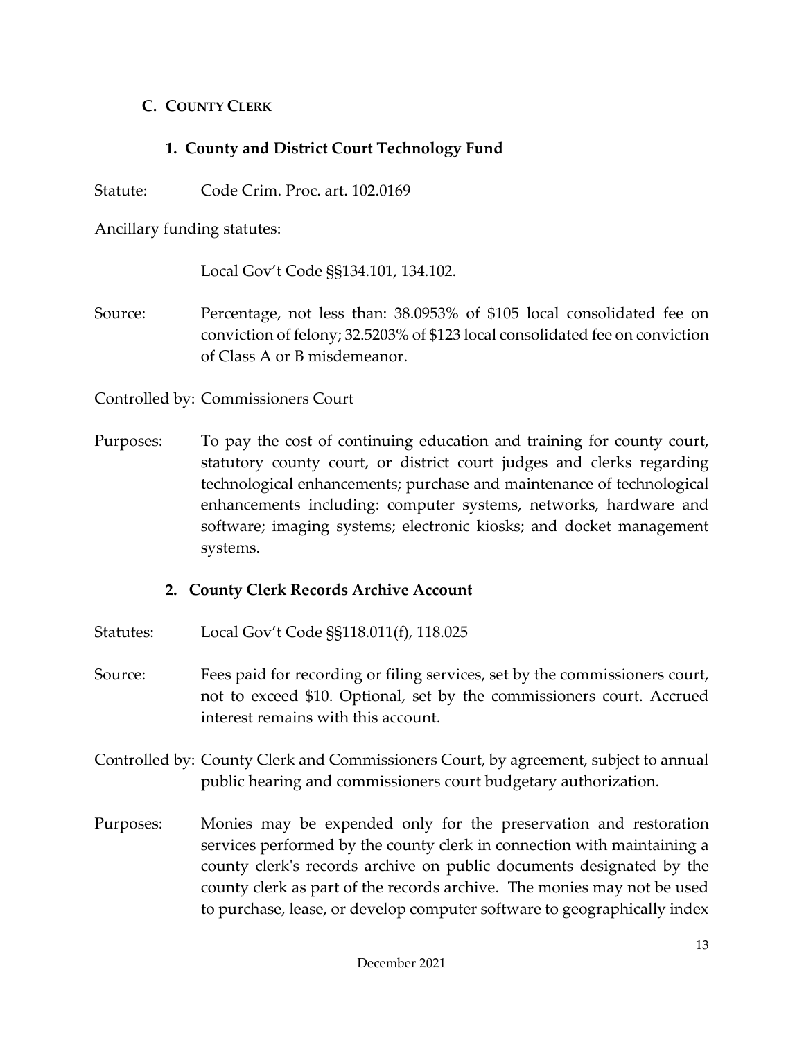## C. County Clerk

### 1. County and District Court Technology Fund

Statute: Code Crim. Proc. art. 102.0169

Ancillary funding statutes:

Local Gov't Code §§134.101, 134.102.

Source: Percentage, not less than: 38.0953% of $105 local consolidated fee on conviction of felony; 32.5203% of $123 local consolidated fee on conviction of Class A or B misdemeanor.

Controlled by: Commissioners Court

Purposes: To pay the cost of continuing education and training for county court, statutory county court, or district court judges and clerks regarding technological enhancements; purchase and maintenance of technological enhancements including: computer systems, networks, hardware and software; imaging systems; electronic kiosks; and docket management systems.

### 2. County Clerk Records Archive Account

Statutes: Local Gov't Code §§118.011(f), 118.025

Source: Fees paid for recording or filing services, set by the commissioners court, not to exceed $10. Optional, set by the commissioners court. Accrued interest remains with this account.

Controlled by: County Clerk and Commissioners Court, by agreement, subject to annual public hearing and commissioners court budgetary authorization.

Purposes: Monies may be expended only for the preservation and restoration services performed by the county clerk in connection with maintaining a county clerk's records archive on public documents designated by the county clerk as part of the records archive. The monies may not be used to purchase, lease, or develop computer software to geographically index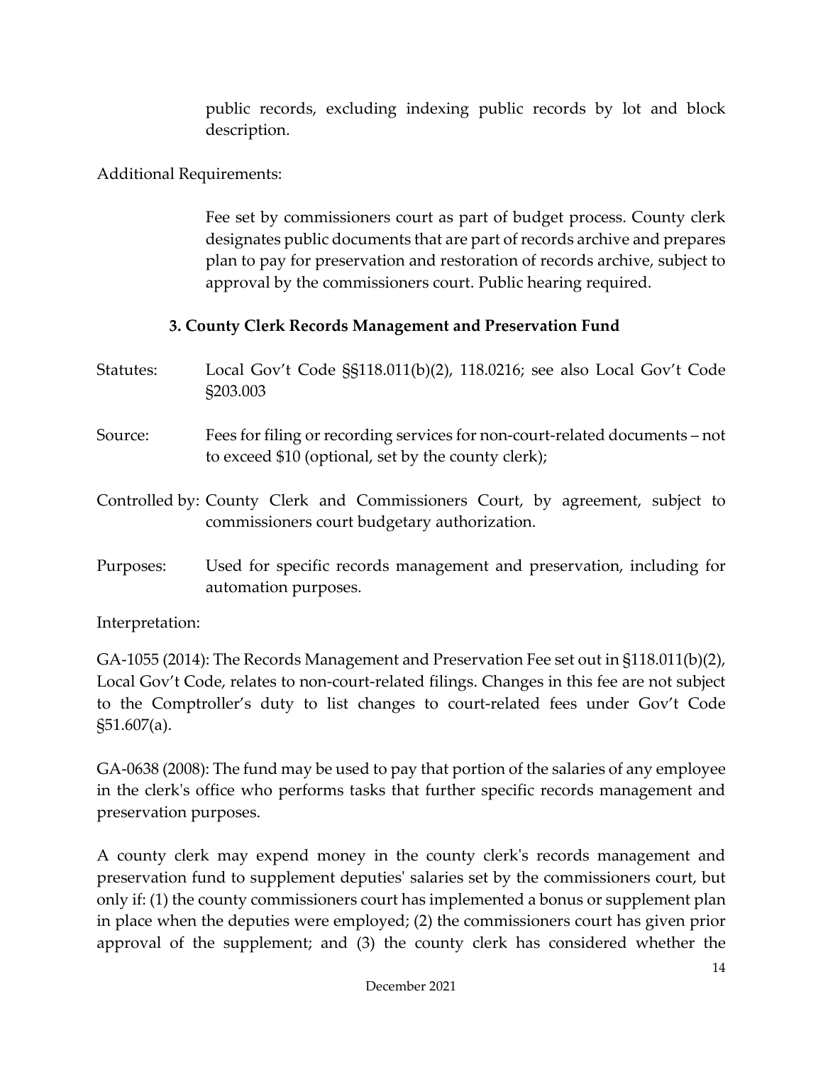public records, excluding indexing public records by lot and block description.

Additional Requirements:

Fee set by commissioners court as part of budget process. County clerk designates public documents that are part of records archive and prepares plan to pay for preservation and restoration of records archive, subject to approval by the commissioners court. Public hearing required.

### 3. County Clerk Records Management and Preservation Fund

Statutes: Local Gov't Code §§118.011(b)(2), 118.0216; see also Local Gov't Code §203.003

Source: Fees for filing or recording services for non-court-related documents – not to exceed $10 (optional, set by the county clerk);

Controlled by: County Clerk and Commissioners Court, by agreement, subject to commissioners court budgetary authorization.

Purposes: Used for specific records management and preservation, including for automation purposes.

Interpretation:

GA-1055 (2014): The Records Management and Preservation Fee set out in §118.011(b)(2), Local Gov't Code, relates to non-court-related filings. Changes in this fee are not subject to the Comptroller's duty to list changes to court-related fees under Gov't Code §51.607(a).

GA-0638 (2008): The fund may be used to pay that portion of the salaries of any employee in the clerk's office who performs tasks that further specific records management and preservation purposes.

A county clerk may expend money in the county clerk's records management and preservation fund to supplement deputies' salaries set by the commissioners court, but only if: (1) the county commissioners court has implemented a bonus or supplement plan in place when the deputies were employed; (2) the commissioners court has given prior approval of the supplement; and (3) the county clerk has considered whether the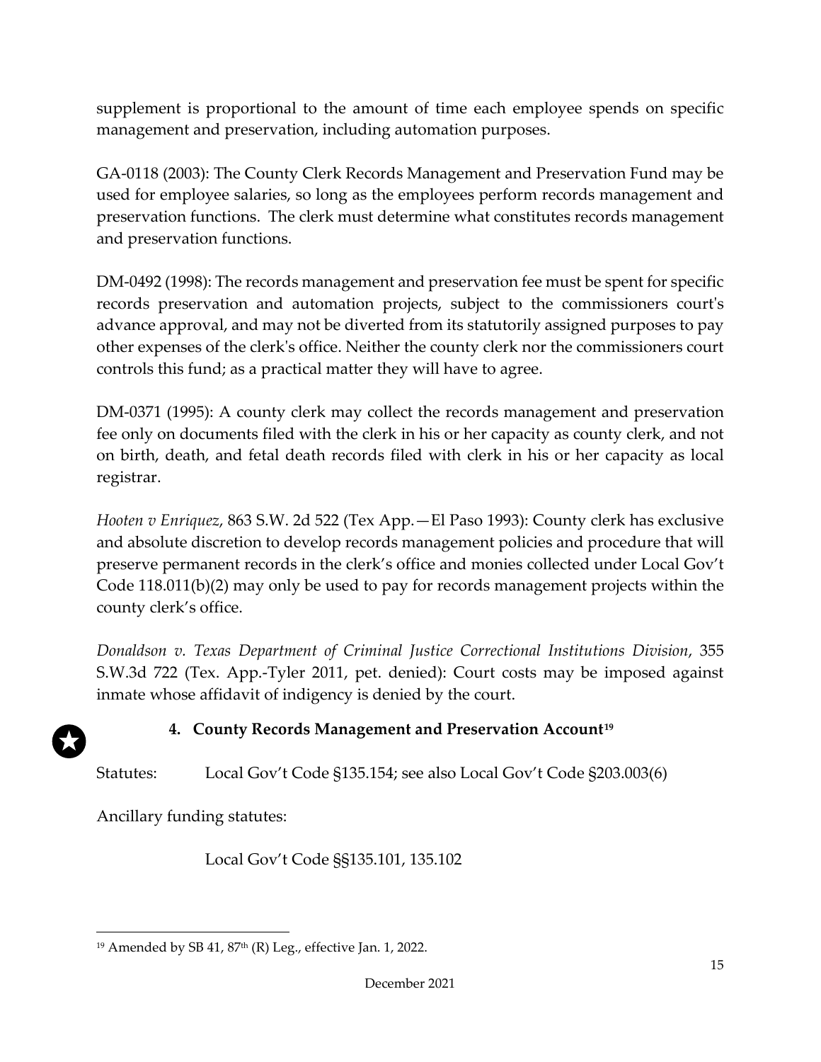supplement is proportional to the amount of time each employee spends on specific management and preservation, including automation purposes.

GA-0118 (2003): The County Clerk Records Management and Preservation Fund may be used for employee salaries, so long as the employees perform records management and preservation functions. The clerk must determine what constitutes records management and preservation functions.

DM-0492 (1998): The records management and preservation fee must be spent for specific records preservation and automation projects, subject to the commissioners court's advance approval, and may not be diverted from its statutorily assigned purposes to pay other expenses of the clerk's office. Neither the county clerk nor the commissioners court controls this fund; as a practical matter they will have to agree.

DM-0371 (1995): A county clerk may collect the records management and preservation fee only on documents filed with the clerk in his or her capacity as county clerk, and not on birth, death, and fetal death records filed with clerk in his or her capacity as local registrar.

*Hooten v Enriquez*, 863 S.W. 2d 522 (Tex App.—El Paso 1993): County clerk has exclusive and absolute discretion to develop records management policies and procedure that will preserve permanent records in the clerk's office and monies collected under Local Gov't Code 118.011(b)(2) may only be used to pay for records management projects within the county clerk's office.

*Donaldson v. Texas Department of Criminal Justice Correctional Institutions Division*, 355 S.W.3d 722 (Tex. App.-Tyler 2011, pet. denied): Court costs may be imposed against inmate whose affidavit of indigency is denied by the court.

### 4. County Records Management and Preservation Account[19]

Statutes: Local Gov't Code §135.154; see also Local Gov't Code §203.003(6)

Ancillary funding statutes:

Local Gov't Code §§135.101, 135.102

---

[19] Amended by SB 41, 87th (R) Leg., effective Jan. 1, 2022.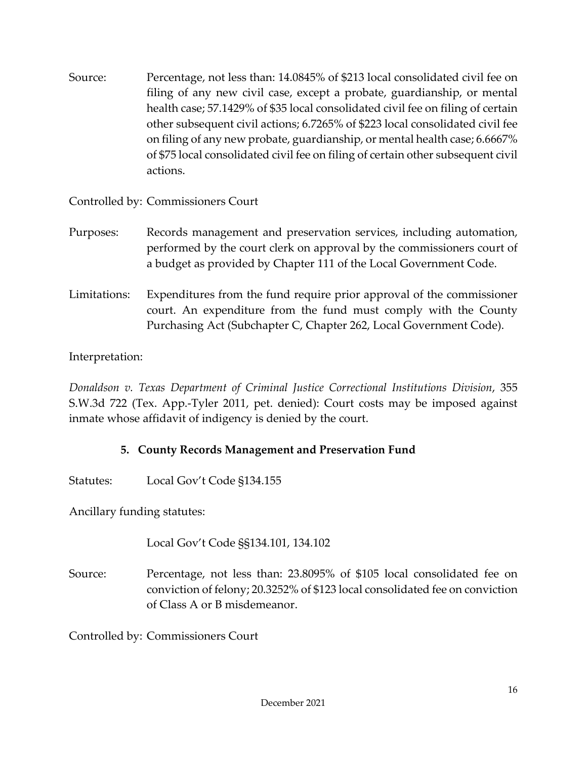Source: Percentage, not less than: 14.0845% of $213 local consolidated civil fee on filing of any new civil case, except a probate, guardianship, or mental health case; 57.1429% of $35 local consolidated civil fee on filing of certain other subsequent civil actions; 6.7265% of $223 local consolidated civil fee on filing of any new probate, guardianship, or mental health case; 6.6667% of $75 local consolidated civil fee on filing of certain other subsequent civil actions.

Controlled by: Commissioners Court

Purposes: Records management and preservation services, including automation, performed by the court clerk on approval by the commissioners court of a budget as provided by Chapter 111 of the Local Government Code.

Limitations: Expenditures from the fund require prior approval of the commissioner court. An expenditure from the fund must comply with the County Purchasing Act (Subchapter C, Chapter 262, Local Government Code).

Interpretation:

*Donaldson v. Texas Department of Criminal Justice Correctional Institutions Division*, 355 S.W.3d 722 (Tex. App.-Tyler 2011, pet. denied): Court costs may be imposed against inmate whose affidavit of indigency is denied by the court.

### 5. County Records Management and Preservation Fund

Statutes: Local Gov't Code §134.155

Ancillary funding statutes:

Local Gov't Code §§134.101, 134.102

Source: Percentage, not less than: 23.8095% of $105 local consolidated fee on conviction of felony; 20.3252% of $123 local consolidated fee on conviction of Class A or B misdemeanor.

Controlled by: Commissioners Court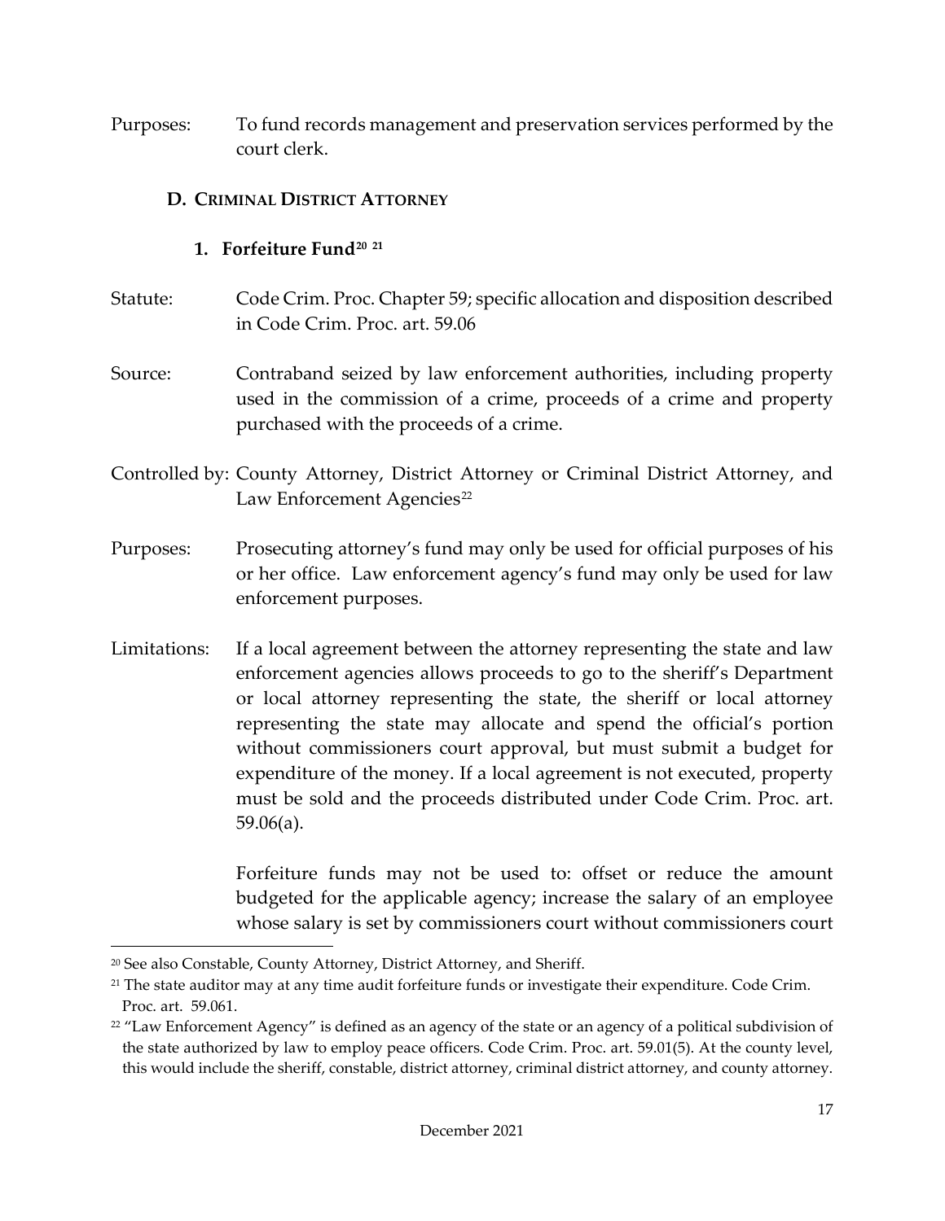Purposes: To fund records management and preservation services performed by the court clerk.

### D. Criminal District Attorney

#### 1. Forfeiture Fund[20] [21]

Statute: Code Crim. Proc. Chapter 59; specific allocation and disposition described in Code Crim. Proc. art. 59.06

Source: Contraband seized by law enforcement authorities, including property used in the commission of a crime, proceeds of a crime and property purchased with the proceeds of a crime.

Controlled by: County Attorney, District Attorney or Criminal District Attorney, and Law Enforcement Agencies[22]

Purposes: Prosecuting attorney's fund may only be used for official purposes of his or her office. Law enforcement agency's fund may only be used for law enforcement purposes.

Limitations: If a local agreement between the attorney representing the state and law enforcement agencies allows proceeds to go to the sheriff's Department or local attorney representing the state, the sheriff or local attorney representing the state may allocate and spend the official's portion without commissioners court approval, but must submit a budget for expenditure of the money. If a local agreement is not executed, property must be sold and the proceeds distributed under Code Crim. Proc. art. 59.06(a).

Forfeiture funds may not be used to: offset or reduce the amount budgeted for the applicable agency; increase the salary of an employee whose salary is set by commissioners court without commissioners court

---

[20] See also Constable, County Attorney, District Attorney, and Sheriff.

[21] The state auditor may at any time audit forfeiture funds or investigate their expenditure. Code Crim. Proc. art. 59.061.

[22] "Law Enforcement Agency" is defined as an agency of the state or an agency of a political subdivision of the state authorized by law to employ peace officers. Code Crim. Proc. art. 59.01(5). At the county level, this would include the sheriff, constable, district attorney, criminal district attorney, and county attorney.

December 2021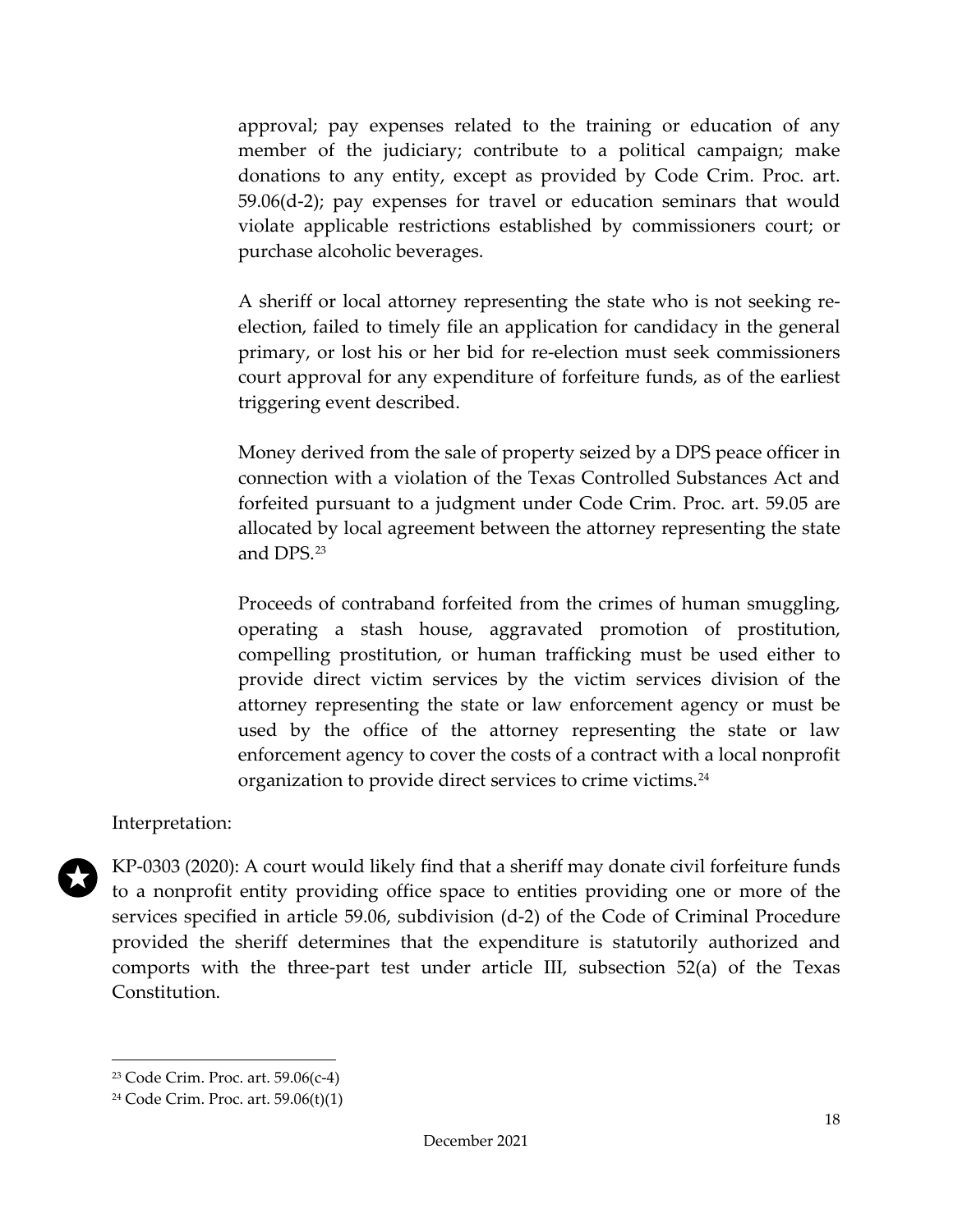approval; pay expenses related to the training or education of any member of the judiciary; contribute to a political campaign; make donations to any entity, except as provided by Code Crim. Proc. art. 59.06(d-2); pay expenses for travel or education seminars that would violate applicable restrictions established by commissioners court; or purchase alcoholic beverages.

A sheriff or local attorney representing the state who is not seeking re-election, failed to timely file an application for candidacy in the general primary, or lost his or her bid for re-election must seek commissioners court approval for any expenditure of forfeiture funds, as of the earliest triggering event described.

Money derived from the sale of property seized by a DPS peace officer in connection with a violation of the Texas Controlled Substances Act and forfeited pursuant to a judgment under Code Crim. Proc. art. 59.05 are allocated by local agreement between the attorney representing the state and DPS.[23]

Proceeds of contraband forfeited from the crimes of human smuggling, operating a stash house, aggravated promotion of prostitution, compelling prostitution, or human trafficking must be used either to provide direct victim services by the victim services division of the attorney representing the state or law enforcement agency or must be used by the office of the attorney representing the state or law enforcement agency to cover the costs of a contract with a local nonprofit organization to provide direct services to crime victims.[24]

Interpretation:

★ KP-0303 (2020): A court would likely find that a sheriff may donate civil forfeiture funds to a nonprofit entity providing office space to entities providing one or more of the services specified in article 59.06, subdivision (d-2) of the Code of Criminal Procedure provided the sheriff determines that the expenditure is statutorily authorized and comports with the three-part test under article III, subsection 52(a) of the Texas Constitution.

---

[23] Code Crim. Proc. art. 59.06(c-4)

[24] Code Crim. Proc. art. 59.06(t)(1)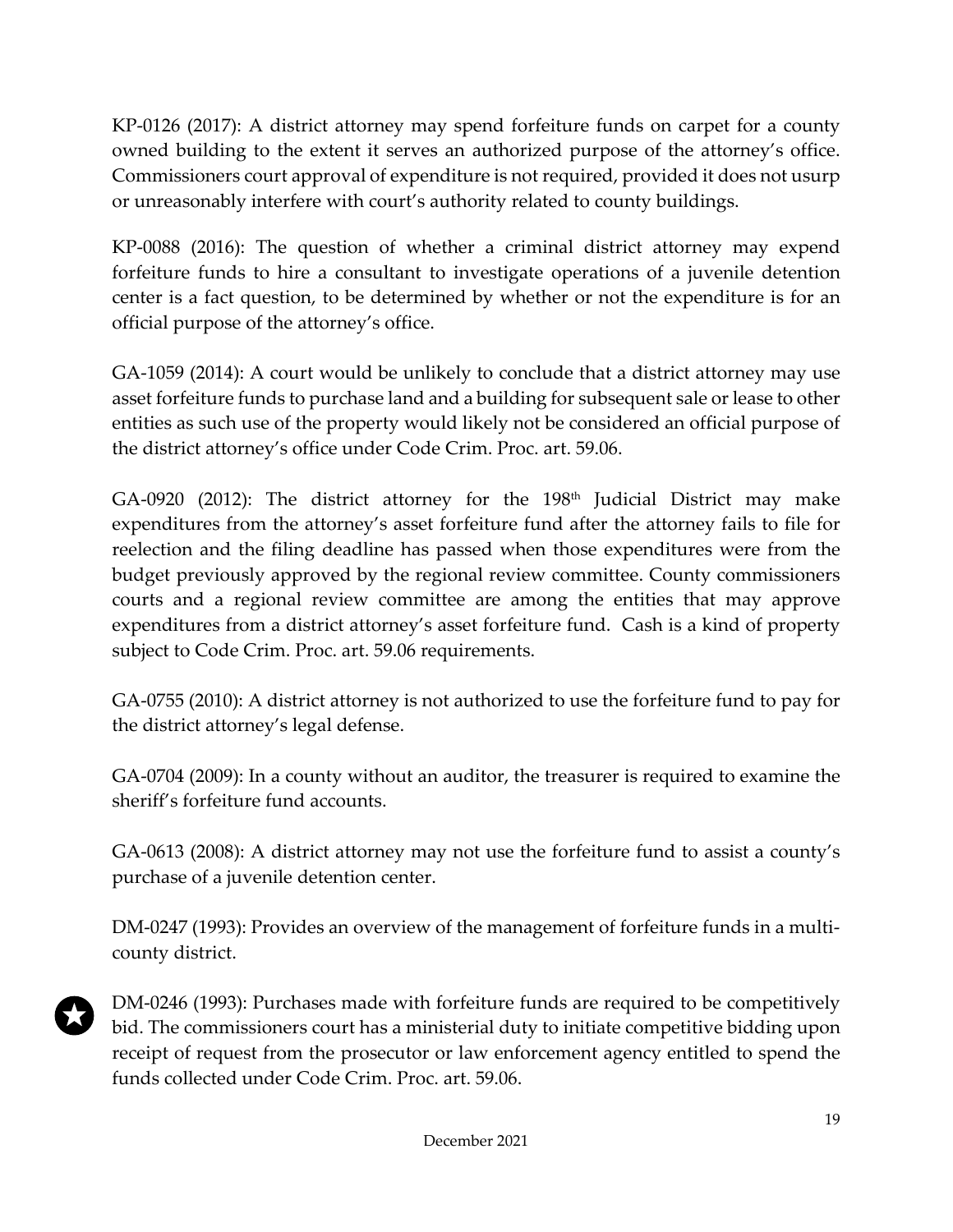KP-0126 (2017): A district attorney may spend forfeiture funds on carpet for a county owned building to the extent it serves an authorized purpose of the attorney's office. Commissioners court approval of expenditure is not required, provided it does not usurp or unreasonably interfere with court's authority related to county buildings.

KP-0088 (2016): The question of whether a criminal district attorney may expend forfeiture funds to hire a consultant to investigate operations of a juvenile detention center is a fact question, to be determined by whether or not the expenditure is for an official purpose of the attorney's office.

GA-1059 (2014): A court would be unlikely to conclude that a district attorney may use asset forfeiture funds to purchase land and a building for subsequent sale or lease to other entities as such use of the property would likely not be considered an official purpose of the district attorney's office under Code Crim. Proc. art. 59.06.

GA-0920 (2012): The district attorney for the 198th Judicial District may make expenditures from the attorney's asset forfeiture fund after the attorney fails to file for reelection and the filing deadline has passed when those expenditures were from the budget previously approved by the regional review committee. County commissioners courts and a regional review committee are among the entities that may approve expenditures from a district attorney's asset forfeiture fund. Cash is a kind of property subject to Code Crim. Proc. art. 59.06 requirements.

GA-0755 (2010): A district attorney is not authorized to use the forfeiture fund to pay for the district attorney's legal defense.

GA-0704 (2009): In a county without an auditor, the treasurer is required to examine the sheriff's forfeiture fund accounts.

GA-0613 (2008): A district attorney may not use the forfeiture fund to assist a county's purchase of a juvenile detention center.

DM-0247 (1993): Provides an overview of the management of forfeiture funds in a multi-county district.

★ DM-0246 (1993): Purchases made with forfeiture funds are required to be competitively bid. The commissioners court has a ministerial duty to initiate competitive bidding upon receipt of request from the prosecutor or law enforcement agency entitled to spend the funds collected under Code Crim. Proc. art. 59.06.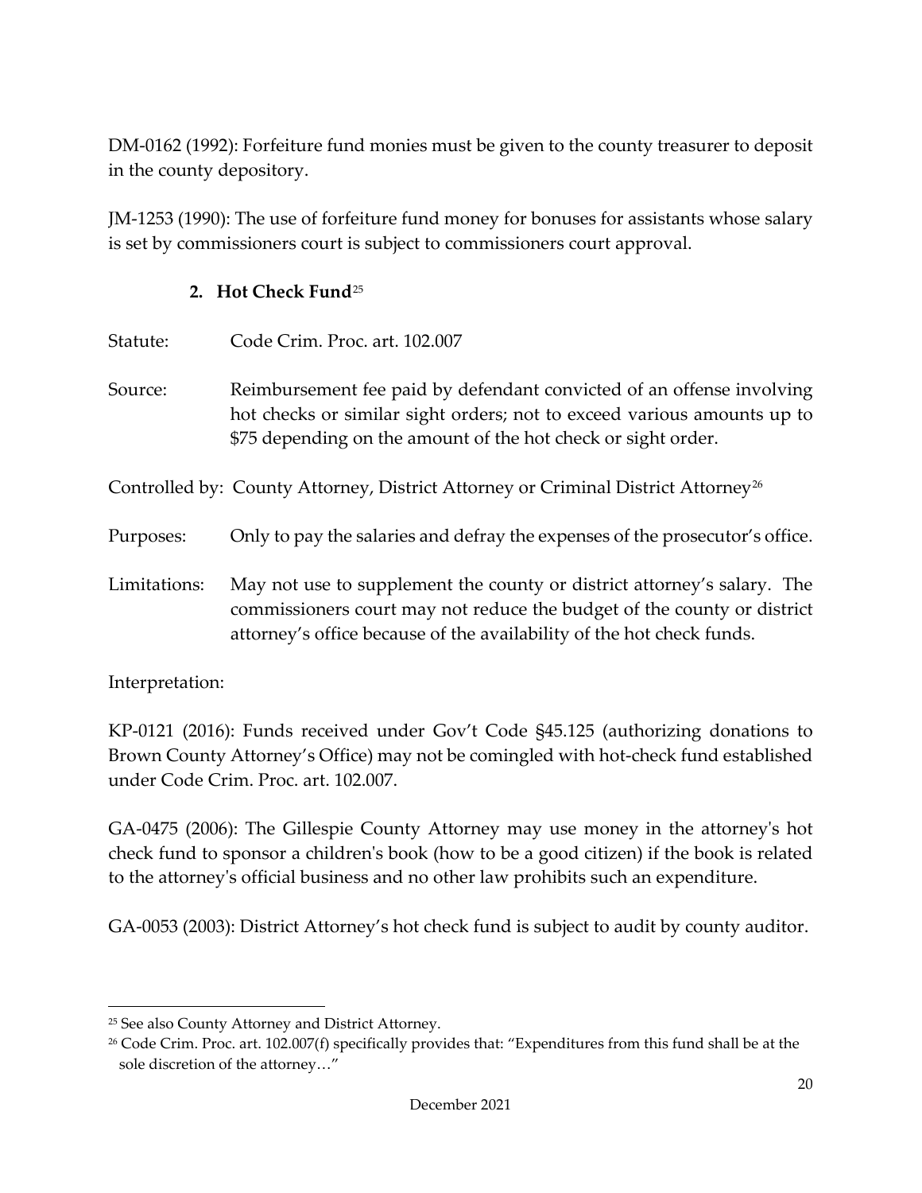DM-0162 (1992): Forfeiture fund monies must be given to the county treasurer to deposit in the county depository.

JM-1253 (1990): The use of forfeiture fund money for bonuses for assistants whose salary is set by commissioners court is subject to commissioners court approval.

### 2. Hot Check Fund[25]

Statute: Code Crim. Proc. art. 102.007

Source: Reimbursement fee paid by defendant convicted of an offense involving hot checks or similar sight orders; not to exceed various amounts up to $75 depending on the amount of the hot check or sight order.

Controlled by: County Attorney, District Attorney or Criminal District Attorney[26]

Purposes: Only to pay the salaries and defray the expenses of the prosecutor's office.

Limitations: May not use to supplement the county or district attorney's salary. The commissioners court may not reduce the budget of the county or district attorney's office because of the availability of the hot check funds.

Interpretation:

KP-0121 (2016): Funds received under Gov't Code §45.125 (authorizing donations to Brown County Attorney's Office) may not be comingled with hot-check fund established under Code Crim. Proc. art. 102.007.

GA-0475 (2006): The Gillespie County Attorney may use money in the attorney's hot check fund to sponsor a children's book (how to be a good citizen) if the book is related to the attorney's official business and no other law prohibits such an expenditure.

GA-0053 (2003): District Attorney's hot check fund is subject to audit by county auditor.

---

[25] See also County Attorney and District Attorney.

[26] Code Crim. Proc. art. 102.007(f) specifically provides that: "Expenditures from this fund shall be at the sole discretion of the attorney…"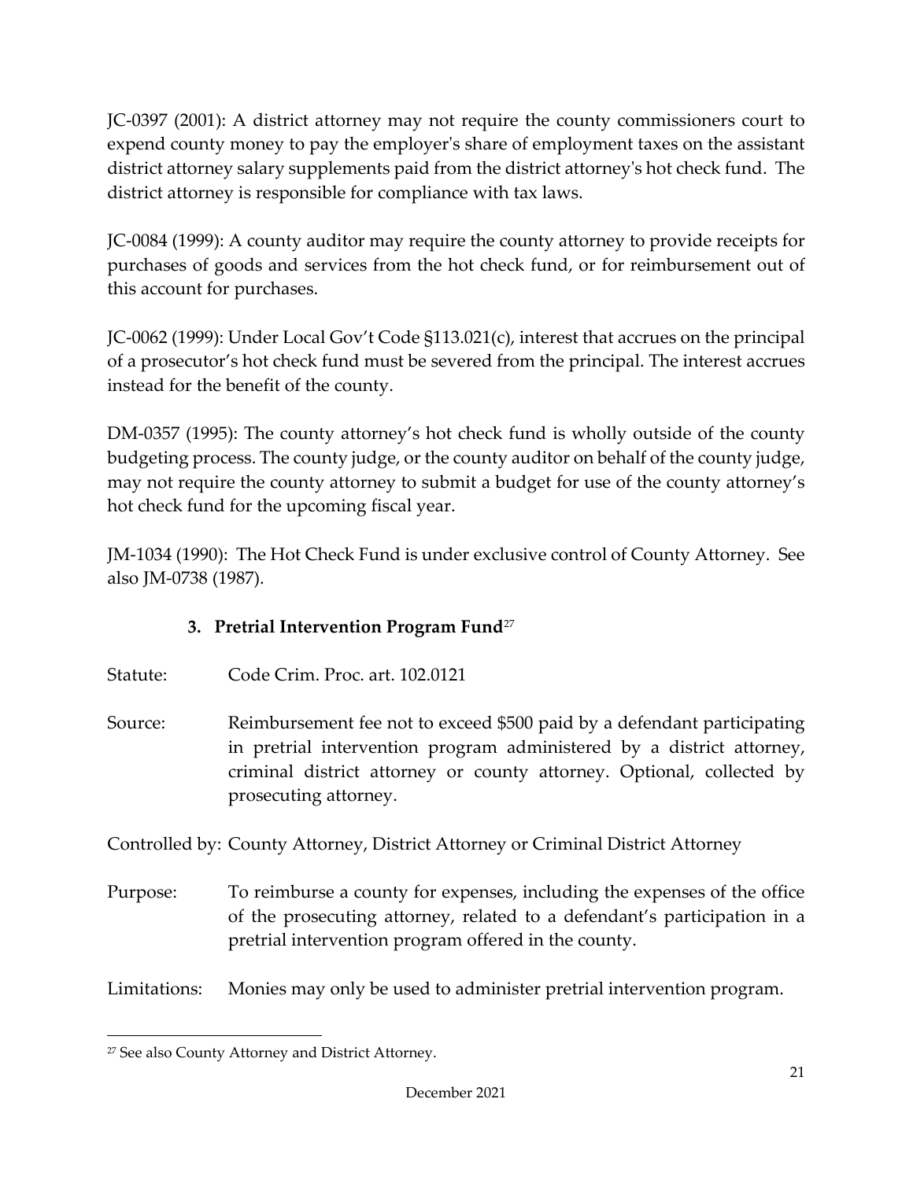JC-0397 (2001): A district attorney may not require the county commissioners court to expend county money to pay the employer's share of employment taxes on the assistant district attorney salary supplements paid from the district attorney's hot check fund. The district attorney is responsible for compliance with tax laws.

JC-0084 (1999): A county auditor may require the county attorney to provide receipts for purchases of goods and services from the hot check fund, or for reimbursement out of this account for purchases.

JC-0062 (1999): Under Local Gov't Code §113.021(c), interest that accrues on the principal of a prosecutor's hot check fund must be severed from the principal. The interest accrues instead for the benefit of the county.

DM-0357 (1995): The county attorney's hot check fund is wholly outside of the county budgeting process. The county judge, or the county auditor on behalf of the county judge, may not require the county attorney to submit a budget for use of the county attorney's hot check fund for the upcoming fiscal year.

JM-1034 (1990): The Hot Check Fund is under exclusive control of County Attorney. See also JM-0738 (1987).

### 3. Pretrial Intervention Program Fund[27]

Statute: Code Crim. Proc. art. 102.0121

Source: Reimbursement fee not to exceed $500 paid by a defendant participating in pretrial intervention program administered by a district attorney, criminal district attorney or county attorney. Optional, collected by prosecuting attorney.

Controlled by: County Attorney, District Attorney or Criminal District Attorney

Purpose: To reimburse a county for expenses, including the expenses of the office of the prosecuting attorney, related to a defendant's participation in a pretrial intervention program offered in the county.

Limitations: Monies may only be used to administer pretrial intervention program.

---

[27] See also County Attorney and District Attorney.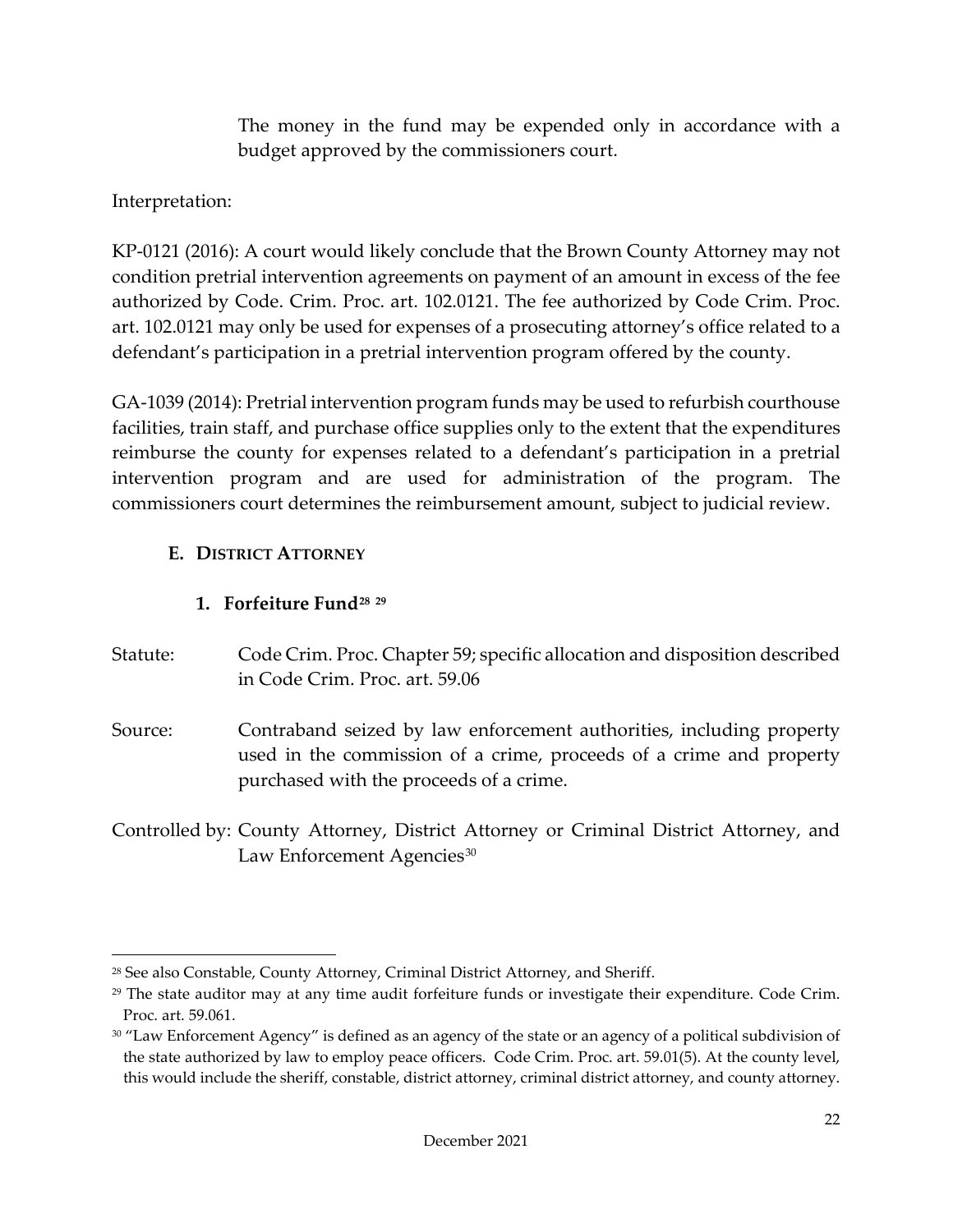The money in the fund may be expended only in accordance with a budget approved by the commissioners court.

Interpretation:

KP-0121 (2016): A court would likely conclude that the Brown County Attorney may not condition pretrial intervention agreements on payment of an amount in excess of the fee authorized by Code. Crim. Proc. art. 102.0121. The fee authorized by Code Crim. Proc. art. 102.0121 may only be used for expenses of a prosecuting attorney's office related to a defendant's participation in a pretrial intervention program offered by the county.

GA-1039 (2014): Pretrial intervention program funds may be used to refurbish courthouse facilities, train staff, and purchase office supplies only to the extent that the expenditures reimburse the county for expenses related to a defendant's participation in a pretrial intervention program and are used for administration of the program. The commissioners court determines the reimbursement amount, subject to judicial review.

## E. DISTRICT ATTORNEY

### 1. Forfeiture Fund[28] [29]

Statute: Code Crim. Proc. Chapter 59; specific allocation and disposition described in Code Crim. Proc. art. 59.06

Source: Contraband seized by law enforcement authorities, including property used in the commission of a crime, proceeds of a crime and property purchased with the proceeds of a crime.

Controlled by: County Attorney, District Attorney or Criminal District Attorney, and Law Enforcement Agencies[30]

---

[28] See also Constable, County Attorney, Criminal District Attorney, and Sheriff.

[29] The state auditor may at any time audit forfeiture funds or investigate their expenditure. Code Crim. Proc. art. 59.061.

[30] "Law Enforcement Agency" is defined as an agency of the state or an agency of a political subdivision of the state authorized by law to employ peace officers. Code Crim. Proc. art. 59.01(5). At the county level, this would include the sheriff, constable, district attorney, criminal district attorney, and county attorney.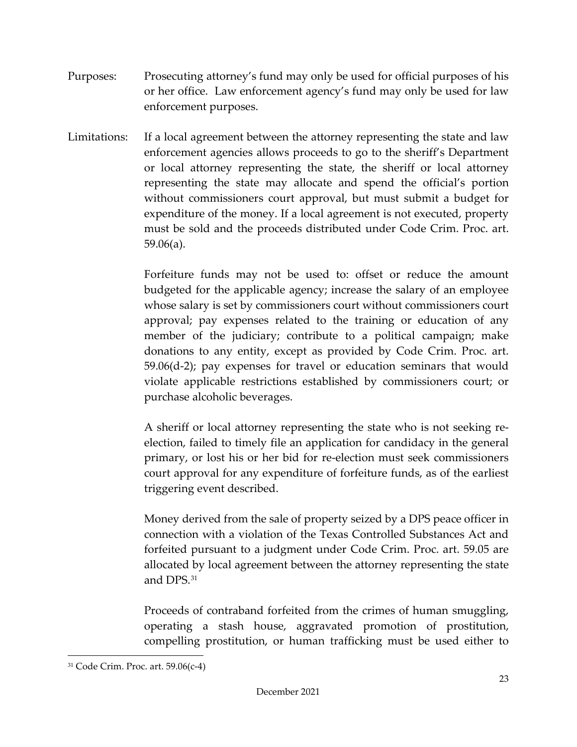Purposes: Prosecuting attorney's fund may only be used for official purposes of his or her office. Law enforcement agency's fund may only be used for law enforcement purposes.

Limitations: If a local agreement between the attorney representing the state and law enforcement agencies allows proceeds to go to the sheriff's Department or local attorney representing the state, the sheriff or local attorney representing the state may allocate and spend the official's portion without commissioners court approval, but must submit a budget for expenditure of the money. If a local agreement is not executed, property must be sold and the proceeds distributed under Code Crim. Proc. art. 59.06(a).

Forfeiture funds may not be used to: offset or reduce the amount budgeted for the applicable agency; increase the salary of an employee whose salary is set by commissioners court without commissioners court approval; pay expenses related to the training or education of any member of the judiciary; contribute to a political campaign; make donations to any entity, except as provided by Code Crim. Proc. art. 59.06(d-2); pay expenses for travel or education seminars that would violate applicable restrictions established by commissioners court; or purchase alcoholic beverages.

A sheriff or local attorney representing the state who is not seeking re-election, failed to timely file an application for candidacy in the general primary, or lost his or her bid for re-election must seek commissioners court approval for any expenditure of forfeiture funds, as of the earliest triggering event described.

Money derived from the sale of property seized by a DPS peace officer in connection with a violation of the Texas Controlled Substances Act and forfeited pursuant to a judgment under Code Crim. Proc. art. 59.05 are allocated by local agreement between the attorney representing the state and DPS.[31]

Proceeds of contraband forfeited from the crimes of human smuggling, operating a stash house, aggravated promotion of prostitution, compelling prostitution, or human trafficking must be used either to

[31] Code Crim. Proc. art. 59.06(c-4)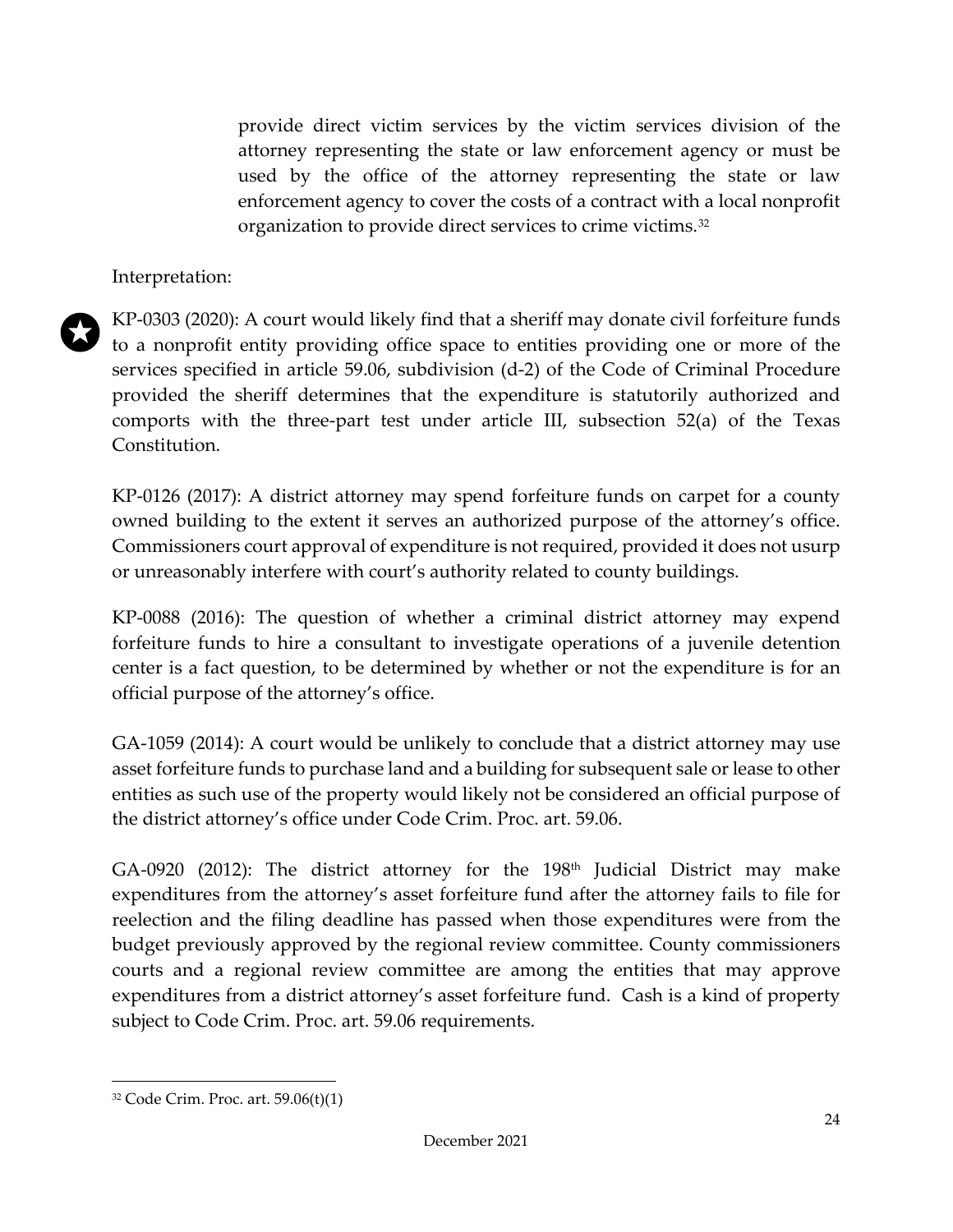> provide direct victim services by the victim services division of the attorney representing the state or law enforcement agency or must be used by the office of the attorney representing the state or law enforcement agency to cover the costs of a contract with a local nonprofit organization to provide direct services to crime victims.[32]

Interpretation:

★ KP-0303 (2020): A court would likely find that a sheriff may donate civil forfeiture funds to a nonprofit entity providing office space to entities providing one or more of the services specified in article 59.06, subdivision (d-2) of the Code of Criminal Procedure provided the sheriff determines that the expenditure is statutorily authorized and comports with the three-part test under article III, subsection 52(a) of the Texas Constitution.

KP-0126 (2017): A district attorney may spend forfeiture funds on carpet for a county owned building to the extent it serves an authorized purpose of the attorney's office. Commissioners court approval of expenditure is not required, provided it does not usurp or unreasonably interfere with court's authority related to county buildings.

KP-0088 (2016): The question of whether a criminal district attorney may expend forfeiture funds to hire a consultant to investigate operations of a juvenile detention center is a fact question, to be determined by whether or not the expenditure is for an official purpose of the attorney's office.

GA-1059 (2014): A court would be unlikely to conclude that a district attorney may use asset forfeiture funds to purchase land and a building for subsequent sale or lease to other entities as such use of the property would likely not be considered an official purpose of the district attorney's office under Code Crim. Proc. art. 59.06.

GA-0920 (2012): The district attorney for the 198th Judicial District may make expenditures from the attorney's asset forfeiture fund after the attorney fails to file for reelection and the filing deadline has passed when those expenditures were from the budget previously approved by the regional review committee. County commissioners courts and a regional review committee are among the entities that may approve expenditures from a district attorney's asset forfeiture fund. Cash is a kind of property subject to Code Crim. Proc. art. 59.06 requirements.

---

[32] Code Crim. Proc. art. 59.06(t)(1)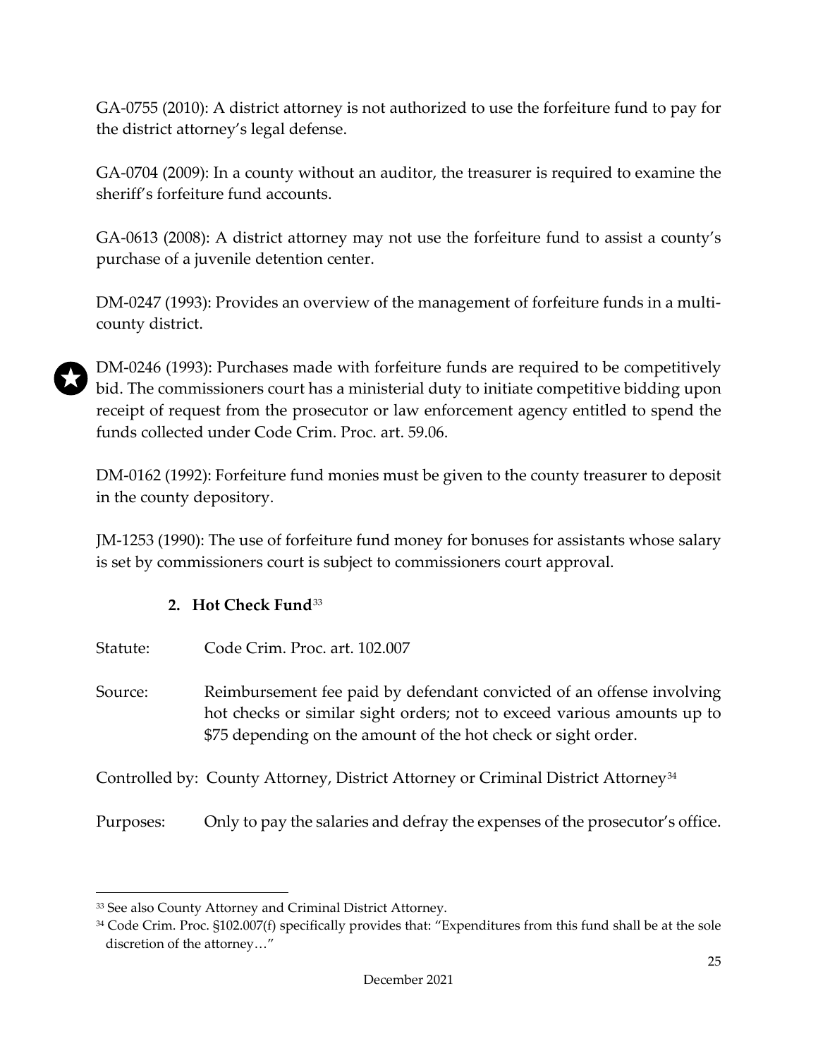GA-0755 (2010): A district attorney is not authorized to use the forfeiture fund to pay for the district attorney's legal defense.

GA-0704 (2009): In a county without an auditor, the treasurer is required to examine the sheriff's forfeiture fund accounts.

GA-0613 (2008): A district attorney may not use the forfeiture fund to assist a county's purchase of a juvenile detention center.

DM-0247 (1993): Provides an overview of the management of forfeiture funds in a multi-county district.

★ DM-0246 (1993): Purchases made with forfeiture funds are required to be competitively bid. The commissioners court has a ministerial duty to initiate competitive bidding upon receipt of request from the prosecutor or law enforcement agency entitled to spend the funds collected under Code Crim. Proc. art. 59.06.

DM-0162 (1992): Forfeiture fund monies must be given to the county treasurer to deposit in the county depository.

JM-1253 (1990): The use of forfeiture fund money for bonuses for assistants whose salary is set by commissioners court is subject to commissioners court approval.

### 2. Hot Check Fund[33]

Statute: Code Crim. Proc. art. 102.007

Source: Reimbursement fee paid by defendant convicted of an offense involving hot checks or similar sight orders; not to exceed various amounts up to $75 depending on the amount of the hot check or sight order.

Controlled by: County Attorney, District Attorney or Criminal District Attorney[34]

Purposes: Only to pay the salaries and defray the expenses of the prosecutor's office.

---

[33] See also County Attorney and Criminal District Attorney.

[34] Code Crim. Proc. §102.007(f) specifically provides that: "Expenditures from this fund shall be at the sole discretion of the attorney…"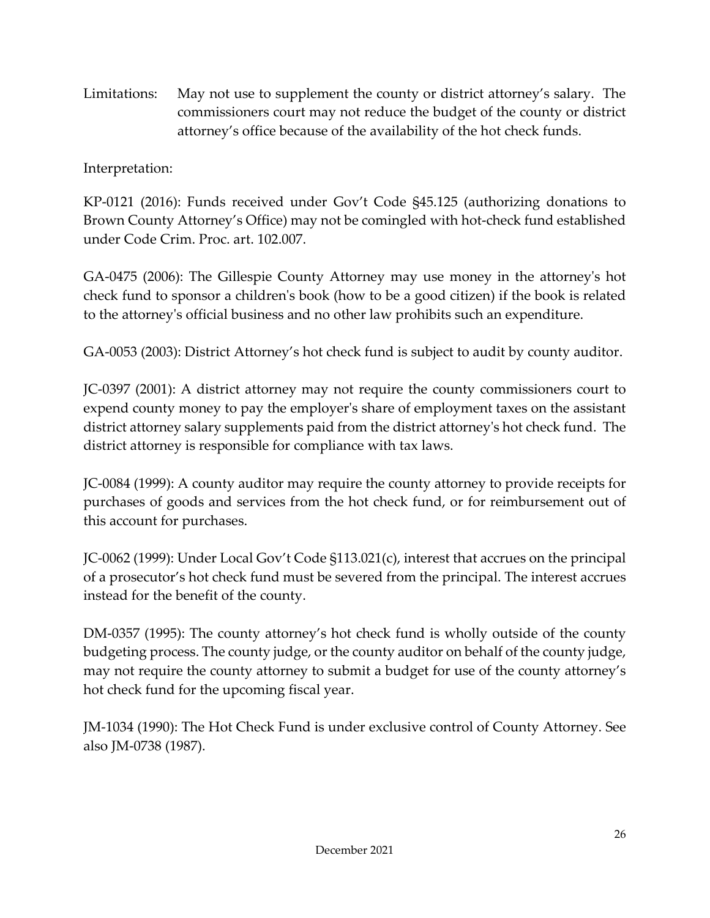Limitations: May not use to supplement the county or district attorney's salary. The commissioners court may not reduce the budget of the county or district attorney's office because of the availability of the hot check funds.

Interpretation:

KP-0121 (2016): Funds received under Gov't Code §45.125 (authorizing donations to Brown County Attorney's Office) may not be comingled with hot-check fund established under Code Crim. Proc. art. 102.007.

GA-0475 (2006): The Gillespie County Attorney may use money in the attorney's hot check fund to sponsor a children's book (how to be a good citizen) if the book is related to the attorney's official business and no other law prohibits such an expenditure.

GA-0053 (2003): District Attorney's hot check fund is subject to audit by county auditor.

JC-0397 (2001): A district attorney may not require the county commissioners court to expend county money to pay the employer's share of employment taxes on the assistant district attorney salary supplements paid from the district attorney's hot check fund. The district attorney is responsible for compliance with tax laws.

JC-0084 (1999): A county auditor may require the county attorney to provide receipts for purchases of goods and services from the hot check fund, or for reimbursement out of this account for purchases.

JC-0062 (1999): Under Local Gov't Code §113.021(c), interest that accrues on the principal of a prosecutor's hot check fund must be severed from the principal. The interest accrues instead for the benefit of the county.

DM-0357 (1995): The county attorney's hot check fund is wholly outside of the county budgeting process. The county judge, or the county auditor on behalf of the county judge, may not require the county attorney to submit a budget for use of the county attorney's hot check fund for the upcoming fiscal year.

JM-1034 (1990): The Hot Check Fund is under exclusive control of County Attorney. See also JM-0738 (1987).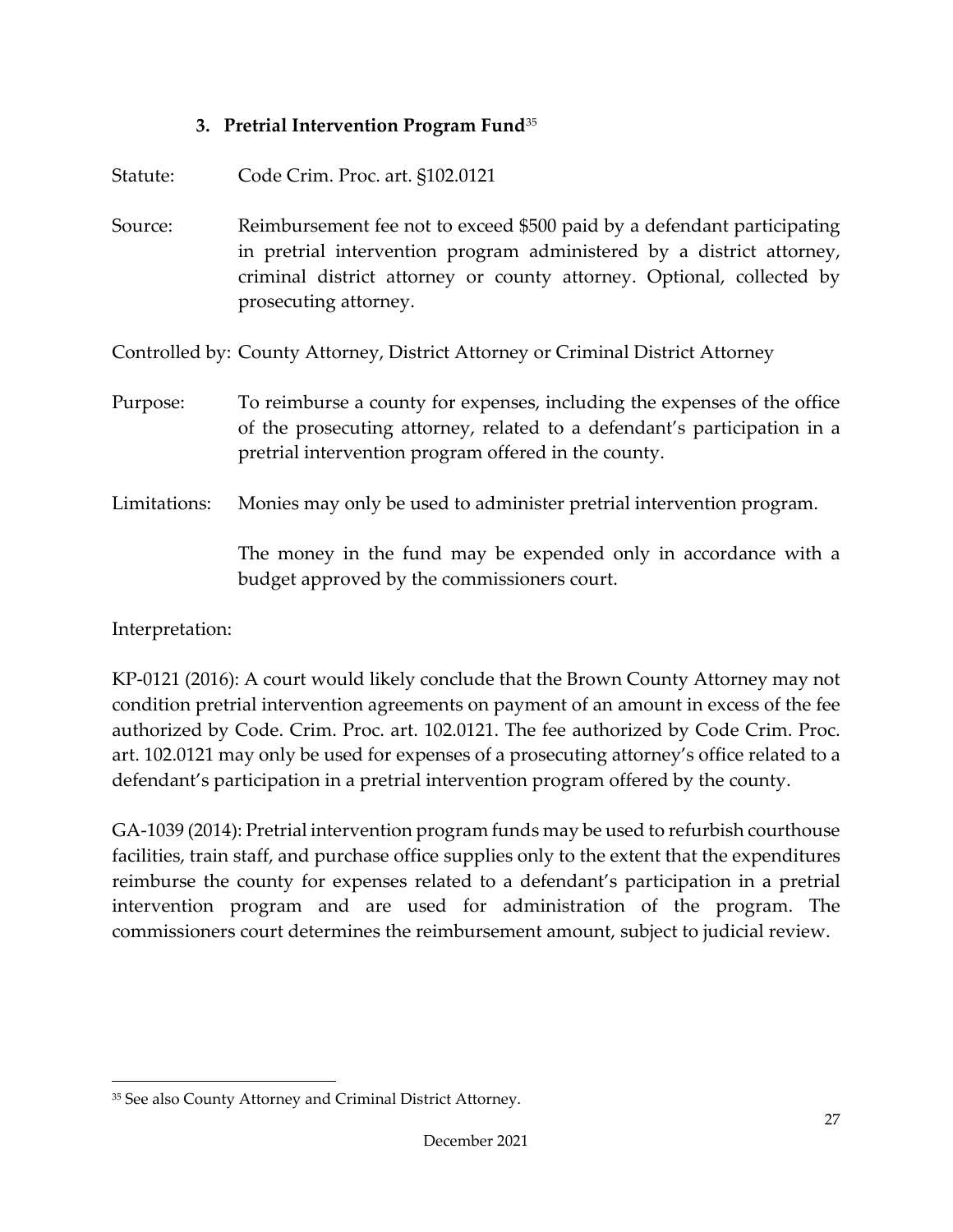### 3. Pretrial Intervention Program Fund[35]

Statute: Code Crim. Proc. art. §102.0121

Source: Reimbursement fee not to exceed $500 paid by a defendant participating in pretrial intervention program administered by a district attorney, criminal district attorney or county attorney. Optional, collected by prosecuting attorney.

Controlled by: County Attorney, District Attorney or Criminal District Attorney

Purpose: To reimburse a county for expenses, including the expenses of the office of the prosecuting attorney, related to a defendant's participation in a pretrial intervention program offered in the county.

Limitations: Monies may only be used to administer pretrial intervention program.

The money in the fund may be expended only in accordance with a budget approved by the commissioners court.

Interpretation:

KP-0121 (2016): A court would likely conclude that the Brown County Attorney may not condition pretrial intervention agreements on payment of an amount in excess of the fee authorized by Code. Crim. Proc. art. 102.0121. The fee authorized by Code Crim. Proc. art. 102.0121 may only be used for expenses of a prosecuting attorney's office related to a defendant's participation in a pretrial intervention program offered by the county.

GA-1039 (2014): Pretrial intervention program funds may be used to refurbish courthouse facilities, train staff, and purchase office supplies only to the extent that the expenditures reimburse the county for expenses related to a defendant's participation in a pretrial intervention program and are used for administration of the program. The commissioners court determines the reimbursement amount, subject to judicial review.

---

[35] See also County Attorney and Criminal District Attorney.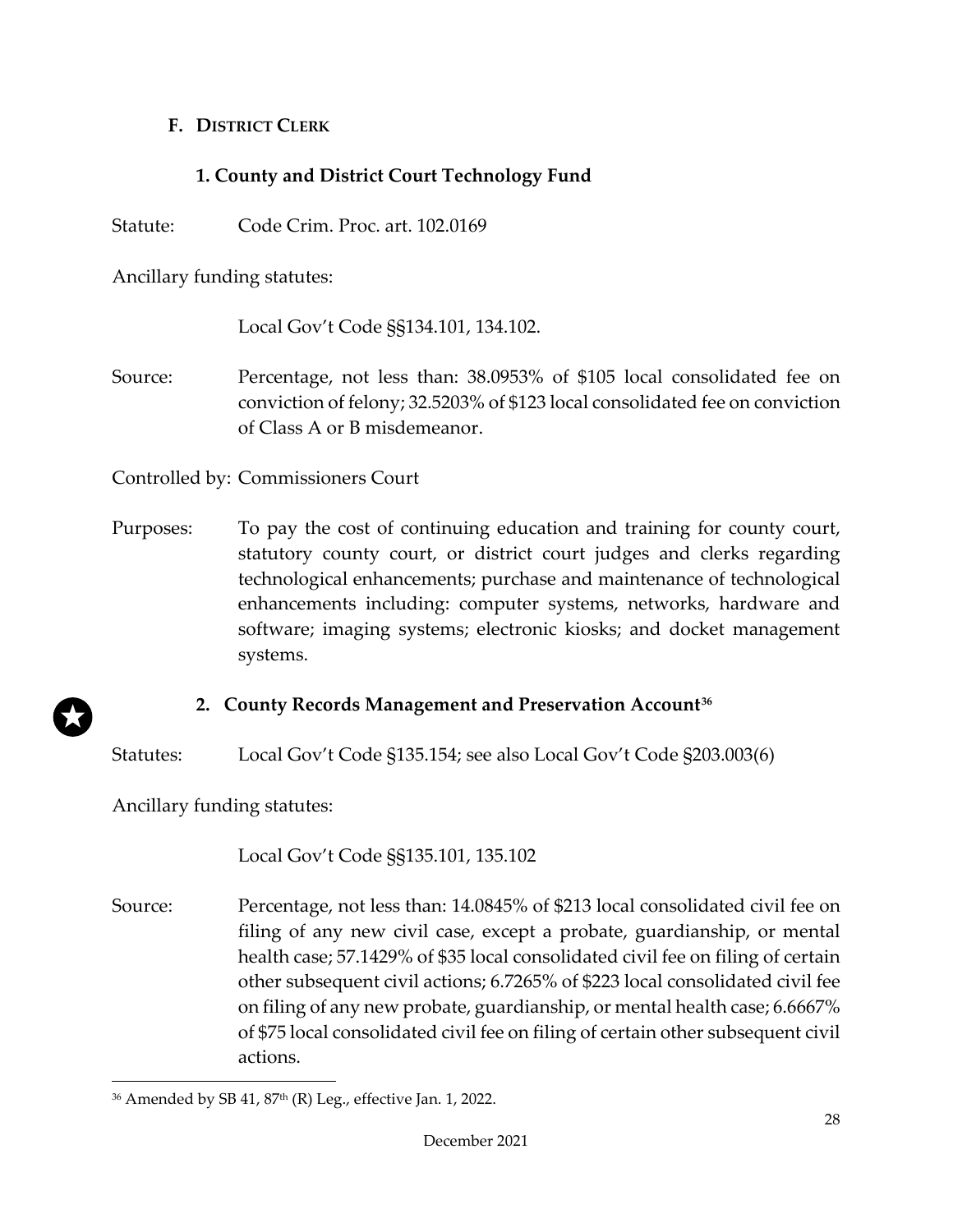## F. DISTRICT CLERK

### 1. County and District Court Technology Fund

Statute: Code Crim. Proc. art. 102.0169

Ancillary funding statutes:

Local Gov't Code §§134.101, 134.102.

Source: Percentage, not less than: 38.0953% of $105 local consolidated fee on conviction of felony; 32.5203% of $123 local consolidated fee on conviction of Class A or B misdemeanor.

Controlled by: Commissioners Court

Purposes: To pay the cost of continuing education and training for county court, statutory county court, or district court judges and clerks regarding technological enhancements; purchase and maintenance of technological enhancements including: computer systems, networks, hardware and software; imaging systems; electronic kiosks; and docket management systems.

### 2. County Records Management and Preservation Account[36]

Statutes: Local Gov't Code §135.154; see also Local Gov't Code §203.003(6)

Ancillary funding statutes:

Local Gov't Code §§135.101, 135.102

Source: Percentage, not less than: 14.0845% of $213 local consolidated civil fee on filing of any new civil case, except a probate, guardianship, or mental health case; 57.1429% of $35 local consolidated civil fee on filing of certain other subsequent civil actions; 6.7265% of $223 local consolidated civil fee on filing of any new probate, guardianship, or mental health case; 6.6667% of $75 local consolidated civil fee on filing of certain other subsequent civil actions.

[36] Amended by SB 41, 87th (R) Leg., effective Jan. 1, 2022.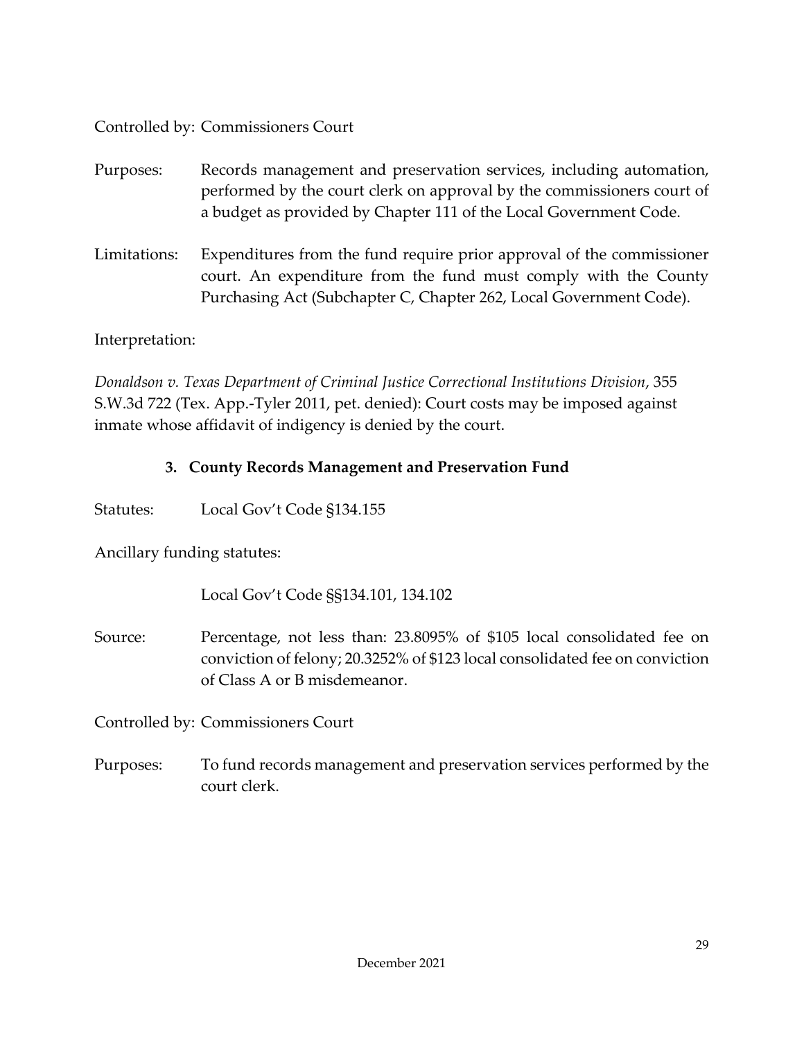Controlled by: Commissioners Court

Purposes: Records management and preservation services, including automation, performed by the court clerk on approval by the commissioners court of a budget as provided by Chapter 111 of the Local Government Code.

Limitations: Expenditures from the fund require prior approval of the commissioner court. An expenditure from the fund must comply with the County Purchasing Act (Subchapter C, Chapter 262, Local Government Code).

Interpretation:

*Donaldson v. Texas Department of Criminal Justice Correctional Institutions Division*, 355 S.W.3d 722 (Tex. App.-Tyler 2011, pet. denied): Court costs may be imposed against inmate whose affidavit of indigency is denied by the court.

### 3. County Records Management and Preservation Fund

Statutes: Local Gov't Code §134.155

Ancillary funding statutes:

Local Gov't Code §§134.101, 134.102

Source: Percentage, not less than: 23.8095% of $105 local consolidated fee on conviction of felony; 20.3252% of $123 local consolidated fee on conviction of Class A or B misdemeanor.

Controlled by: Commissioners Court

Purposes: To fund records management and preservation services performed by the court clerk.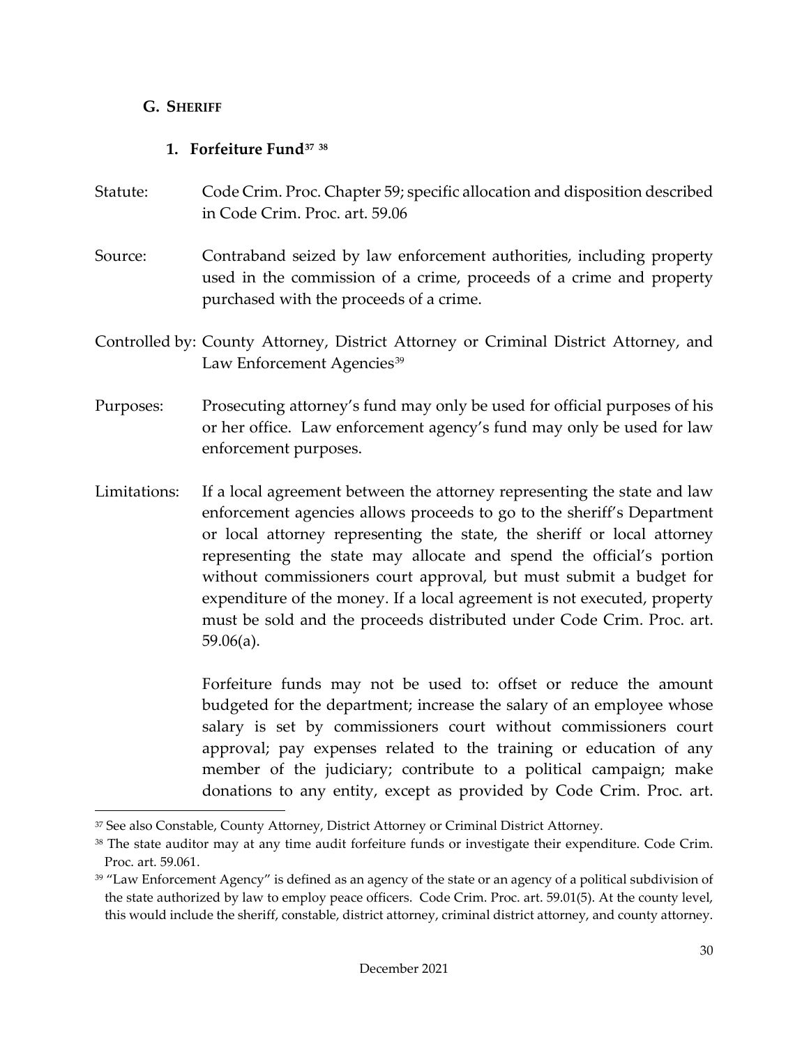## G. SHERIFF

### 1. Forfeiture Fund[37] [38]

Statute: Code Crim. Proc. Chapter 59; specific allocation and disposition described in Code Crim. Proc. art. 59.06

Source: Contraband seized by law enforcement authorities, including property used in the commission of a crime, proceeds of a crime and property purchased with the proceeds of a crime.

Controlled by: County Attorney, District Attorney or Criminal District Attorney, and Law Enforcement Agencies[39]

Purposes: Prosecuting attorney's fund may only be used for official purposes of his or her office. Law enforcement agency's fund may only be used for law enforcement purposes.

Limitations: If a local agreement between the attorney representing the state and law enforcement agencies allows proceeds to go to the sheriff's Department or local attorney representing the state, the sheriff or local attorney representing the state may allocate and spend the official's portion without commissioners court approval, but must submit a budget for expenditure of the money. If a local agreement is not executed, property must be sold and the proceeds distributed under Code Crim. Proc. art. 59.06(a).

Forfeiture funds may not be used to: offset or reduce the amount budgeted for the department; increase the salary of an employee whose salary is set by commissioners court without commissioners court approval; pay expenses related to the training or education of any member of the judiciary; contribute to a political campaign; make donations to any entity, except as provided by Code Crim. Proc. art.

---

[37] See also Constable, County Attorney, District Attorney or Criminal District Attorney.

[38] The state auditor may at any time audit forfeiture funds or investigate their expenditure. Code Crim. Proc. art. 59.061.

[39] "Law Enforcement Agency" is defined as an agency of the state or an agency of a political subdivision of the state authorized by law to employ peace officers. Code Crim. Proc. art. 59.01(5). At the county level, this would include the sheriff, constable, district attorney, criminal district attorney, and county attorney.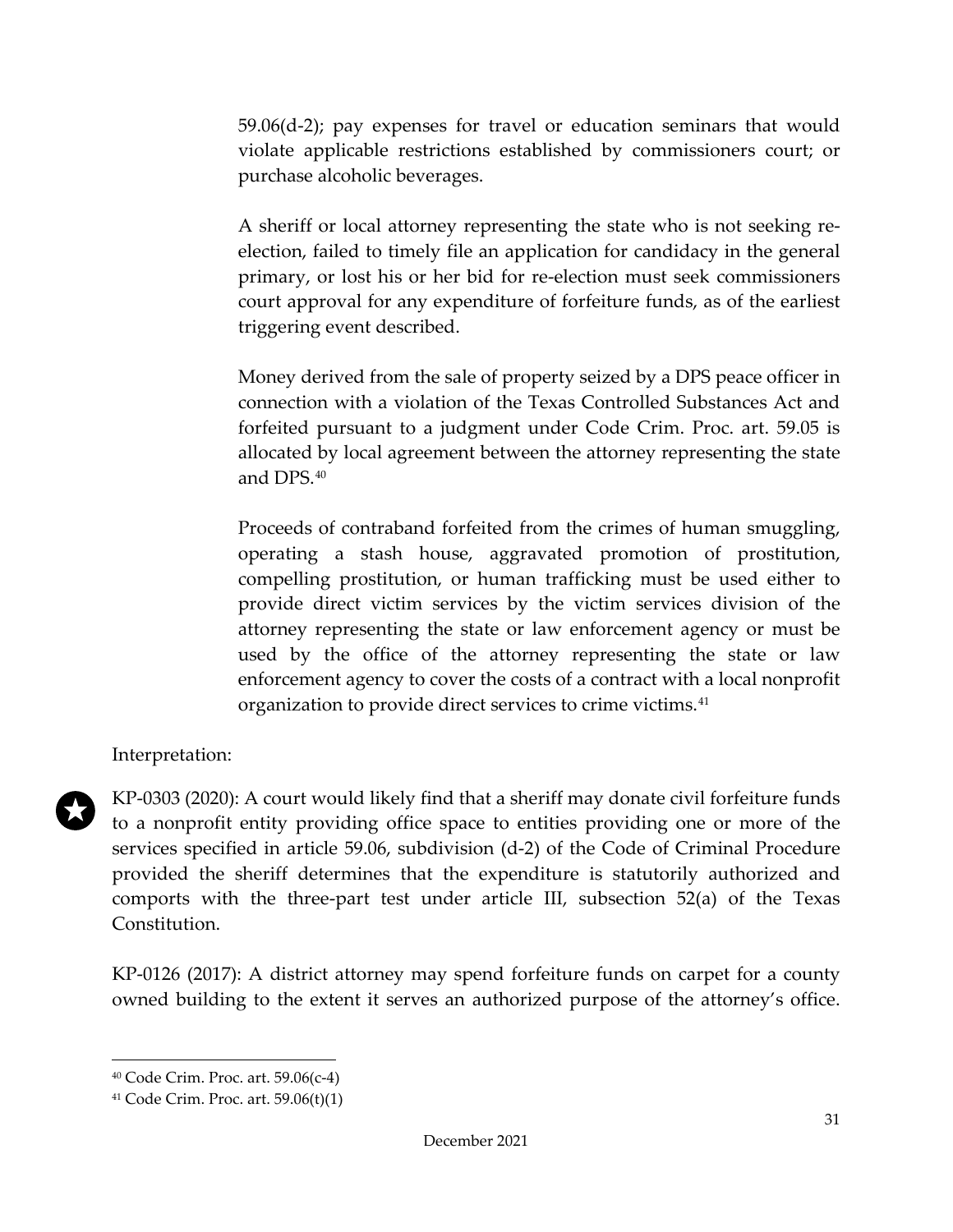59.06(d-2); pay expenses for travel or education seminars that would violate applicable restrictions established by commissioners court; or purchase alcoholic beverages.

A sheriff or local attorney representing the state who is not seeking re-election, failed to timely file an application for candidacy in the general primary, or lost his or her bid for re-election must seek commissioners court approval for any expenditure of forfeiture funds, as of the earliest triggering event described.

Money derived from the sale of property seized by a DPS peace officer in connection with a violation of the Texas Controlled Substances Act and forfeited pursuant to a judgment under Code Crim. Proc. art. 59.05 is allocated by local agreement between the attorney representing the state and DPS.[40]

Proceeds of contraband forfeited from the crimes of human smuggling, operating a stash house, aggravated promotion of prostitution, compelling prostitution, or human trafficking must be used either to provide direct victim services by the victim services division of the attorney representing the state or law enforcement agency or must be used by the office of the attorney representing the state or law enforcement agency to cover the costs of a contract with a local nonprofit organization to provide direct services to crime victims.[41]

Interpretation:

★ KP-0303 (2020): A court would likely find that a sheriff may donate civil forfeiture funds to a nonprofit entity providing office space to entities providing one or more of the services specified in article 59.06, subdivision (d-2) of the Code of Criminal Procedure provided the sheriff determines that the expenditure is statutorily authorized and comports with the three-part test under article III, subsection 52(a) of the Texas Constitution.

KP-0126 (2017): A district attorney may spend forfeiture funds on carpet for a county owned building to the extent it serves an authorized purpose of the attorney's office.

---

[40] Code Crim. Proc. art. 59.06(c-4)

[41] Code Crim. Proc. art. 59.06(t)(1)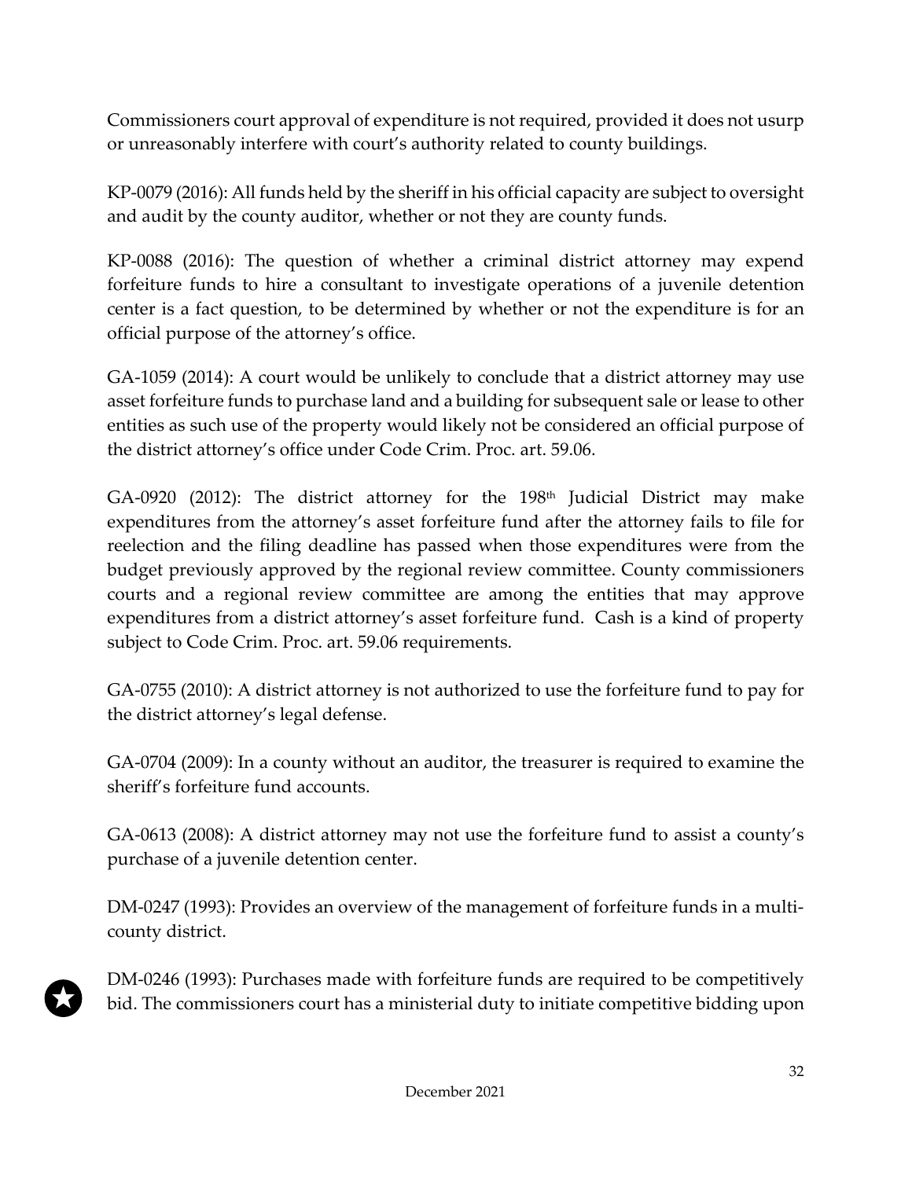Commissioners court approval of expenditure is not required, provided it does not usurp or unreasonably interfere with court's authority related to county buildings.

KP-0079 (2016): All funds held by the sheriff in his official capacity are subject to oversight and audit by the county auditor, whether or not they are county funds.

KP-0088 (2016): The question of whether a criminal district attorney may expend forfeiture funds to hire a consultant to investigate operations of a juvenile detention center is a fact question, to be determined by whether or not the expenditure is for an official purpose of the attorney's office.

GA-1059 (2014): A court would be unlikely to conclude that a district attorney may use asset forfeiture funds to purchase land and a building for subsequent sale or lease to other entities as such use of the property would likely not be considered an official purpose of the district attorney's office under Code Crim. Proc. art. 59.06.

GA-0920 (2012): The district attorney for the 198th Judicial District may make expenditures from the attorney's asset forfeiture fund after the attorney fails to file for reelection and the filing deadline has passed when those expenditures were from the budget previously approved by the regional review committee. County commissioners courts and a regional review committee are among the entities that may approve expenditures from a district attorney's asset forfeiture fund. Cash is a kind of property subject to Code Crim. Proc. art. 59.06 requirements.

GA-0755 (2010): A district attorney is not authorized to use the forfeiture fund to pay for the district attorney's legal defense.

GA-0704 (2009): In a county without an auditor, the treasurer is required to examine the sheriff's forfeiture fund accounts.

GA-0613 (2008): A district attorney may not use the forfeiture fund to assist a county's purchase of a juvenile detention center.

DM-0247 (1993): Provides an overview of the management of forfeiture funds in a multi-county district.

★ DM-0246 (1993): Purchases made with forfeiture funds are required to be competitively bid. The commissioners court has a ministerial duty to initiate competitive bidding upon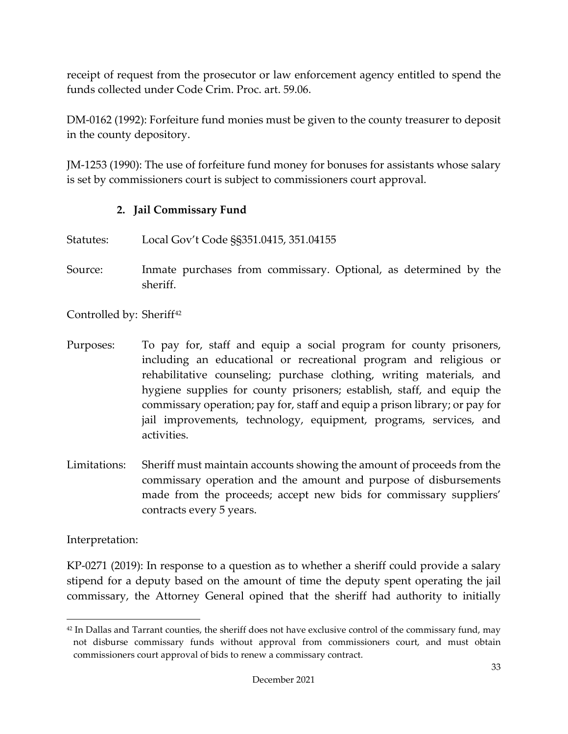receipt of request from the prosecutor or law enforcement agency entitled to spend the funds collected under Code Crim. Proc. art. 59.06.

DM-0162 (1992): Forfeiture fund monies must be given to the county treasurer to deposit in the county depository.

JM-1253 (1990): The use of forfeiture fund money for bonuses for assistants whose salary is set by commissioners court is subject to commissioners court approval.

### 2. Jail Commissary Fund

Statutes: Local Gov't Code §§351.0415, 351.04155

Source: Inmate purchases from commissary. Optional, as determined by the sheriff.

Controlled by: Sheriff[42]

Purposes: To pay for, staff and equip a social program for county prisoners, including an educational or recreational program and religious or rehabilitative counseling; purchase clothing, writing materials, and hygiene supplies for county prisoners; establish, staff, and equip the commissary operation; pay for, staff and equip a prison library; or pay for jail improvements, technology, equipment, programs, services, and activities.

Limitations: Sheriff must maintain accounts showing the amount of proceeds from the commissary operation and the amount and purpose of disbursements made from the proceeds; accept new bids for commissary suppliers' contracts every 5 years.

Interpretation:

KP-0271 (2019): In response to a question as to whether a sheriff could provide a salary stipend for a deputy based on the amount of time the deputy spent operating the jail commissary, the Attorney General opined that the sheriff had authority to initially

[42] In Dallas and Tarrant counties, the sheriff does not have exclusive control of the commissary fund, may not disburse commissary funds without approval from commissioners court, and must obtain commissioners court approval of bids to renew a commissary contract.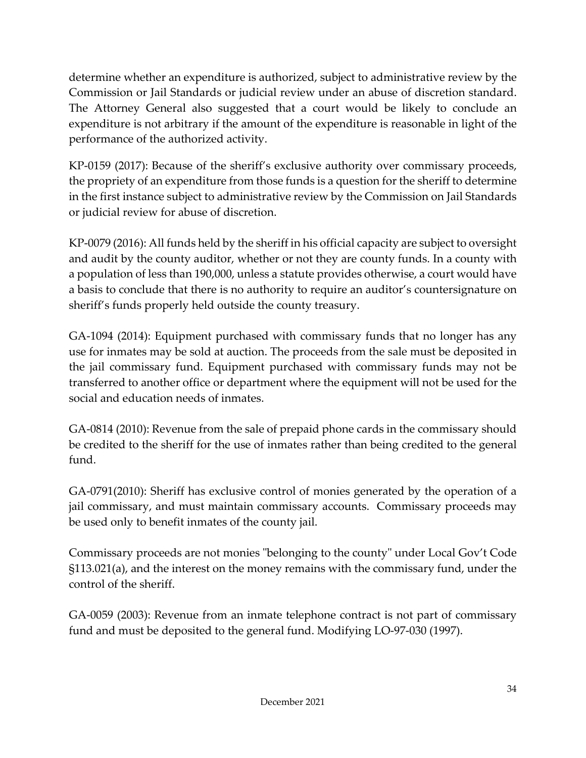determine whether an expenditure is authorized, subject to administrative review by the Commission or Jail Standards or judicial review under an abuse of discretion standard. The Attorney General also suggested that a court would be likely to conclude an expenditure is not arbitrary if the amount of the expenditure is reasonable in light of the performance of the authorized activity.

KP-0159 (2017): Because of the sheriff's exclusive authority over commissary proceeds, the propriety of an expenditure from those funds is a question for the sheriff to determine in the first instance subject to administrative review by the Commission on Jail Standards or judicial review for abuse of discretion.

KP-0079 (2016): All funds held by the sheriff in his official capacity are subject to oversight and audit by the county auditor, whether or not they are county funds. In a county with a population of less than 190,000, unless a statute provides otherwise, a court would have a basis to conclude that there is no authority to require an auditor's countersignature on sheriff's funds properly held outside the county treasury.

GA-1094 (2014): Equipment purchased with commissary funds that no longer has any use for inmates may be sold at auction. The proceeds from the sale must be deposited in the jail commissary fund. Equipment purchased with commissary funds may not be transferred to another office or department where the equipment will not be used for the social and education needs of inmates.

GA-0814 (2010): Revenue from the sale of prepaid phone cards in the commissary should be credited to the sheriff for the use of inmates rather than being credited to the general fund.

GA-0791(2010): Sheriff has exclusive control of monies generated by the operation of a jail commissary, and must maintain commissary accounts. Commissary proceeds may be used only to benefit inmates of the county jail.

Commissary proceeds are not monies "belonging to the county" under Local Gov't Code §113.021(a), and the interest on the money remains with the commissary fund, under the control of the sheriff.

GA-0059 (2003): Revenue from an inmate telephone contract is not part of commissary fund and must be deposited to the general fund. Modifying LO-97-030 (1997).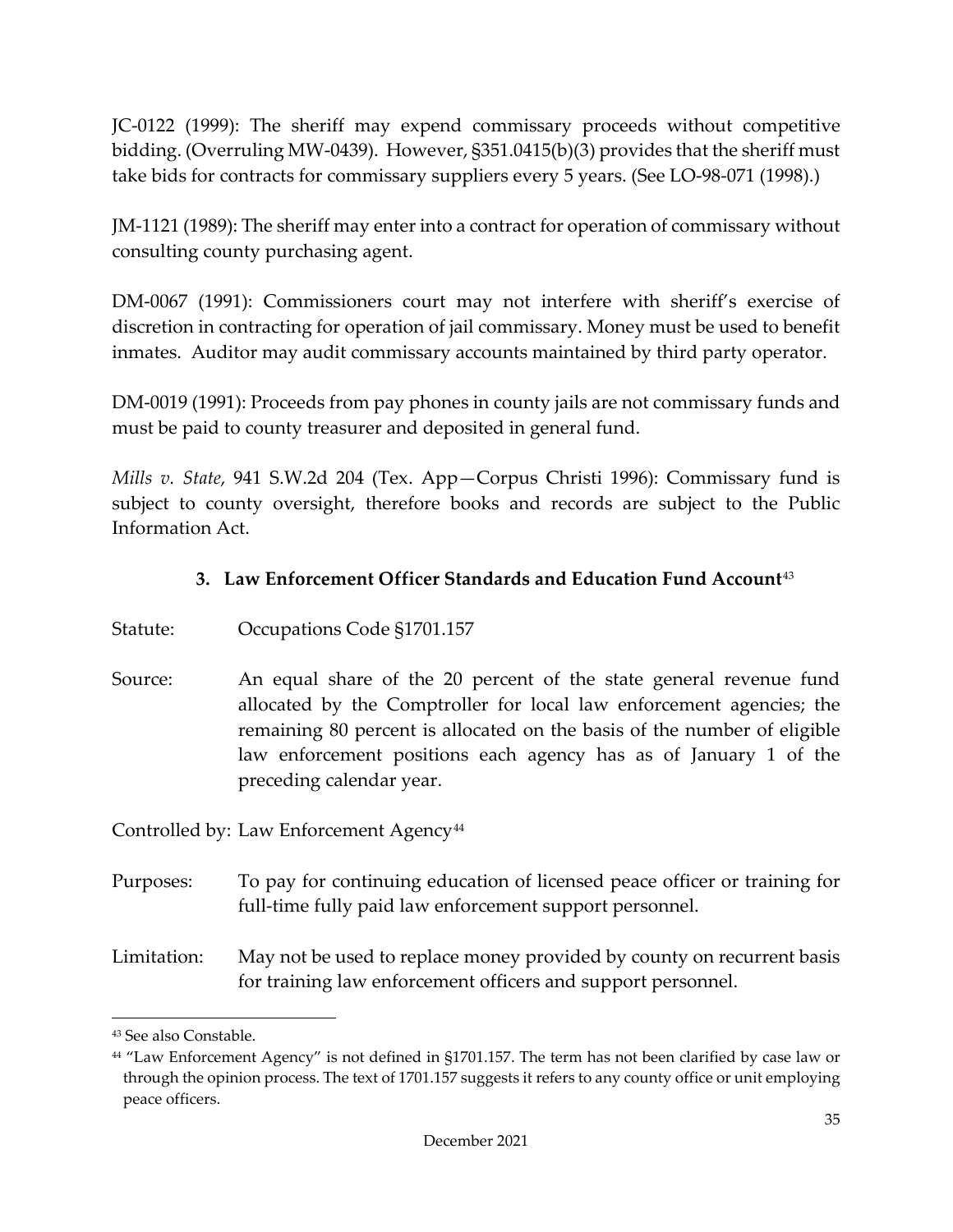JC-0122 (1999): The sheriff may expend commissary proceeds without competitive bidding. (Overruling MW-0439). However, §351.0415(b)(3) provides that the sheriff must take bids for contracts for commissary suppliers every 5 years. (See LO-98-071 (1998).)

JM-1121 (1989): The sheriff may enter into a contract for operation of commissary without consulting county purchasing agent.

DM-0067 (1991): Commissioners court may not interfere with sheriff's exercise of discretion in contracting for operation of jail commissary. Money must be used to benefit inmates. Auditor may audit commissary accounts maintained by third party operator.

DM-0019 (1991): Proceeds from pay phones in county jails are not commissary funds and must be paid to county treasurer and deposited in general fund.

*Mills v. State*, 941 S.W.2d 204 (Tex. App—Corpus Christi 1996): Commissary fund is subject to county oversight, therefore books and records are subject to the Public Information Act.

### 3. Law Enforcement Officer Standards and Education Fund Account[43]

Statute: Occupations Code §1701.157

Source: An equal share of the 20 percent of the state general revenue fund allocated by the Comptroller for local law enforcement agencies; the remaining 80 percent is allocated on the basis of the number of eligible law enforcement positions each agency has as of January 1 of the preceding calendar year.

Controlled by: Law Enforcement Agency[44]

Purposes: To pay for continuing education of licensed peace officer or training for full-time fully paid law enforcement support personnel.

Limitation: May not be used to replace money provided by county on recurrent basis for training law enforcement officers and support personnel.

---

[43] See also Constable.

[44] "Law Enforcement Agency" is not defined in §1701.157. The term has not been clarified by case law or through the opinion process. The text of 1701.157 suggests it refers to any county office or unit employing peace officers.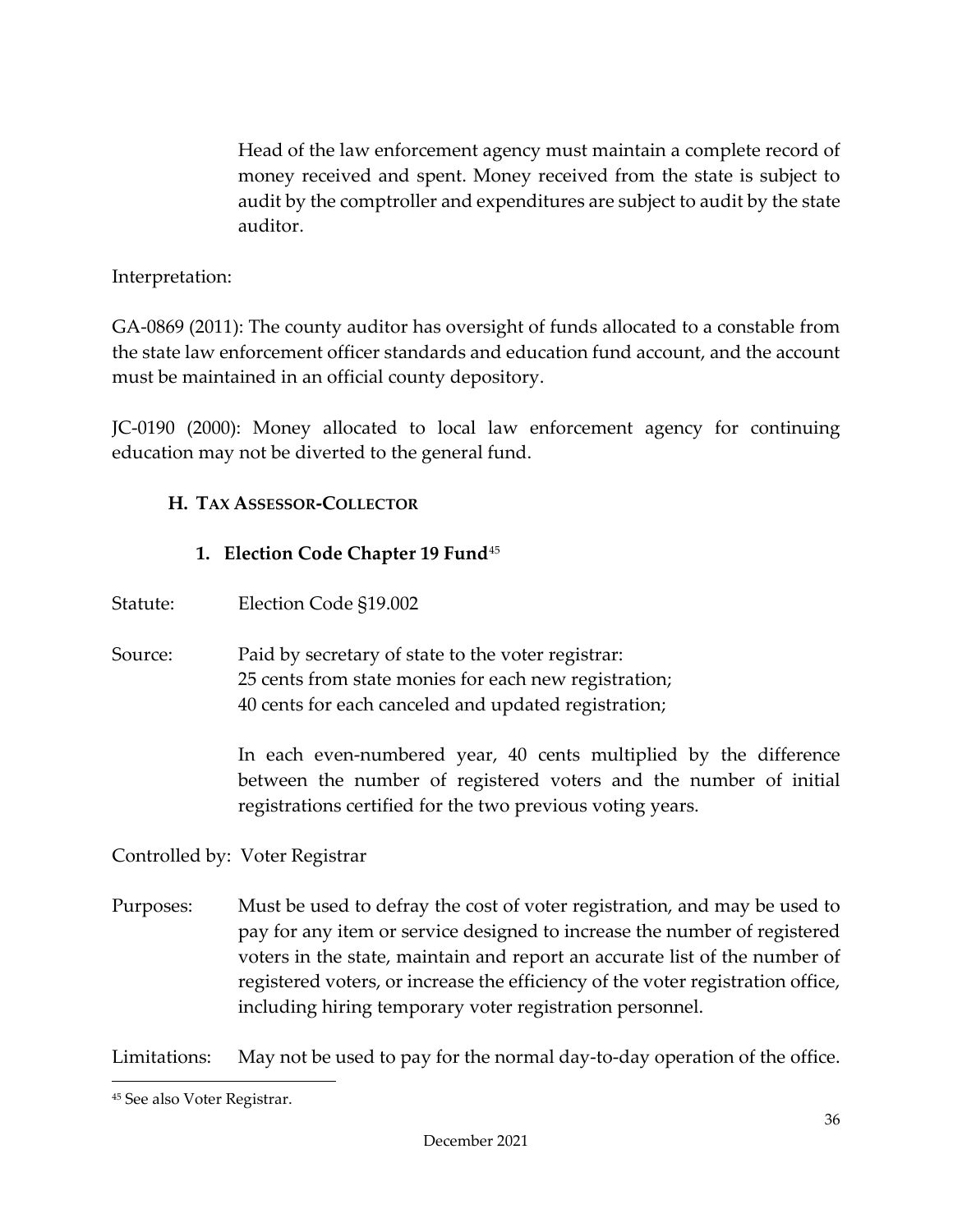Head of the law enforcement agency must maintain a complete record of money received and spent. Money received from the state is subject to audit by the comptroller and expenditures are subject to audit by the state auditor.

Interpretation:

GA-0869 (2011): The county auditor has oversight of funds allocated to a constable from the state law enforcement officer standards and education fund account, and the account must be maintained in an official county depository.

JC-0190 (2000): Money allocated to local law enforcement agency for continuing education may not be diverted to the general fund.

### H. TAX ASSESSOR-COLLECTOR

#### 1. Election Code Chapter 19 Fund[45]

Statute: Election Code §19.002

Source: Paid by secretary of state to the voter registrar:
25 cents from state monies for each new registration;
40 cents for each canceled and updated registration;

In each even-numbered year, 40 cents multiplied by the difference between the number of registered voters and the number of initial registrations certified for the two previous voting years.

Controlled by: Voter Registrar

Purposes: Must be used to defray the cost of voter registration, and may be used to pay for any item or service designed to increase the number of registered voters in the state, maintain and report an accurate list of the number of registered voters, or increase the efficiency of the voter registration office, including hiring temporary voter registration personnel.

Limitations: May not be used to pay for the normal day-to-day operation of the office.

---

[45] See also Voter Registrar.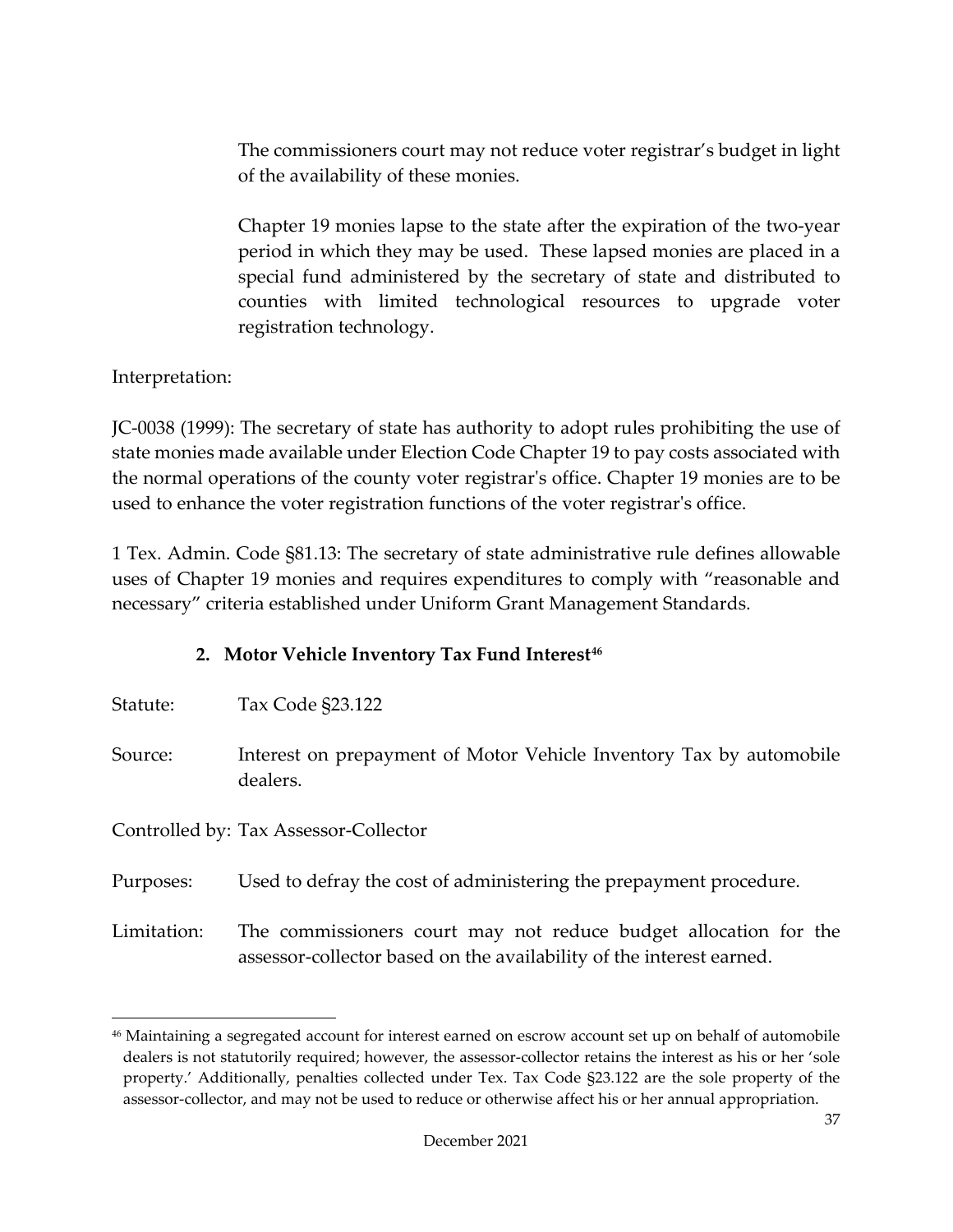The commissioners court may not reduce voter registrar's budget in light of the availability of these monies.

Chapter 19 monies lapse to the state after the expiration of the two-year period in which they may be used. These lapsed monies are placed in a special fund administered by the secretary of state and distributed to counties with limited technological resources to upgrade voter registration technology.

Interpretation:

JC-0038 (1999): The secretary of state has authority to adopt rules prohibiting the use of state monies made available under Election Code Chapter 19 to pay costs associated with the normal operations of the county voter registrar's office. Chapter 19 monies are to be used to enhance the voter registration functions of the voter registrar's office.

1 Tex. Admin. Code §81.13: The secretary of state administrative rule defines allowable uses of Chapter 19 monies and requires expenditures to comply with "reasonable and necessary" criteria established under Uniform Grant Management Standards.

### 2. Motor Vehicle Inventory Tax Fund Interest[46]

Statute: Tax Code §23.122

Source: Interest on prepayment of Motor Vehicle Inventory Tax by automobile dealers.

Controlled by: Tax Assessor-Collector

Purposes: Used to defray the cost of administering the prepayment procedure.

Limitation: The commissioners court may not reduce budget allocation for the assessor-collector based on the availability of the interest earned.

---

[46] Maintaining a segregated account for interest earned on escrow account set up on behalf of automobile dealers is not statutorily required; however, the assessor-collector retains the interest as his or her 'sole property.' Additionally, penalties collected under Tex. Tax Code §23.122 are the sole property of the assessor-collector, and may not be used to reduce or otherwise affect his or her annual appropriation.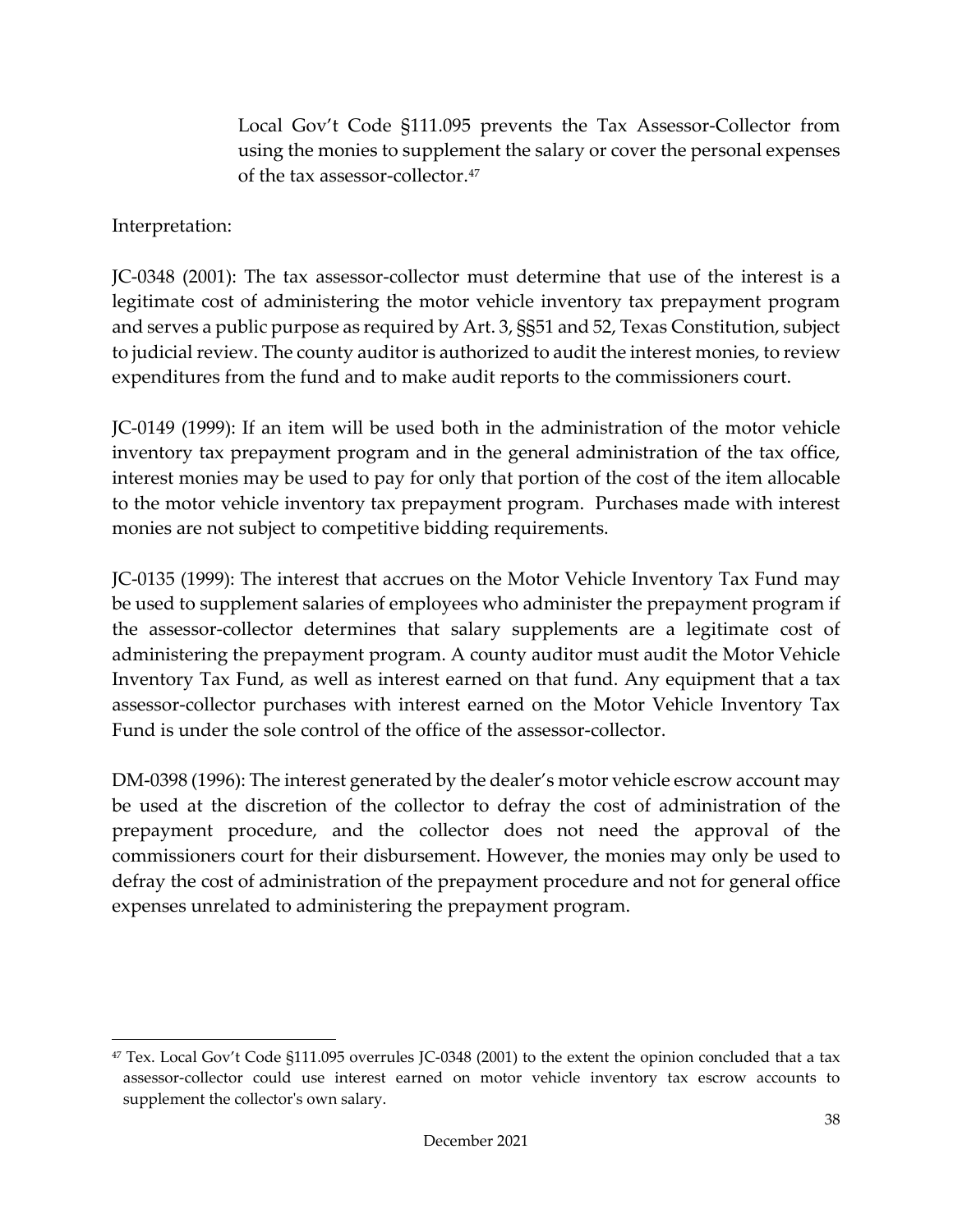Local Gov't Code §111.095 prevents the Tax Assessor-Collector from using the monies to supplement the salary or cover the personal expenses of the tax assessor-collector.[47]

Interpretation:

JC-0348 (2001): The tax assessor-collector must determine that use of the interest is a legitimate cost of administering the motor vehicle inventory tax prepayment program and serves a public purpose as required by Art. 3, §§51 and 52, Texas Constitution, subject to judicial review. The county auditor is authorized to audit the interest monies, to review expenditures from the fund and to make audit reports to the commissioners court.

JC-0149 (1999): If an item will be used both in the administration of the motor vehicle inventory tax prepayment program and in the general administration of the tax office, interest monies may be used to pay for only that portion of the cost of the item allocable to the motor vehicle inventory tax prepayment program. Purchases made with interest monies are not subject to competitive bidding requirements.

JC-0135 (1999): The interest that accrues on the Motor Vehicle Inventory Tax Fund may be used to supplement salaries of employees who administer the prepayment program if the assessor-collector determines that salary supplements are a legitimate cost of administering the prepayment program. A county auditor must audit the Motor Vehicle Inventory Tax Fund, as well as interest earned on that fund. Any equipment that a tax assessor-collector purchases with interest earned on the Motor Vehicle Inventory Tax Fund is under the sole control of the office of the assessor-collector.

DM-0398 (1996): The interest generated by the dealer's motor vehicle escrow account may be used at the discretion of the collector to defray the cost of administration of the prepayment procedure, and the collector does not need the approval of the commissioners court for their disbursement. However, the monies may only be used to defray the cost of administration of the prepayment procedure and not for general office expenses unrelated to administering the prepayment program.

---

[47] Tex. Local Gov't Code §111.095 overrules JC-0348 (2001) to the extent the opinion concluded that a tax assessor-collector could use interest earned on motor vehicle inventory tax escrow accounts to supplement the collector's own salary.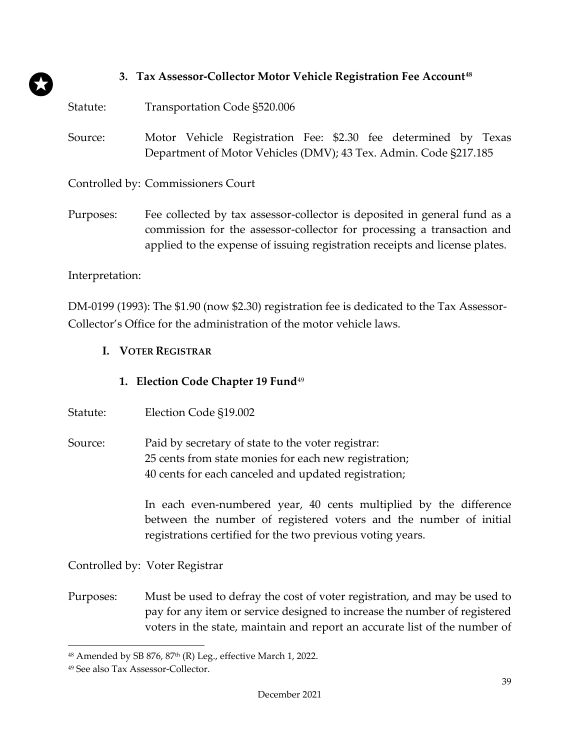### 3. Tax Assessor-Collector Motor Vehicle Registration Fee Account[48]

Statute: Transportation Code §520.006

Source: Motor Vehicle Registration Fee: $2.30 fee determined by Texas Department of Motor Vehicles (DMV); 43 Tex. Admin. Code §217.185

Controlled by: Commissioners Court

Purposes: Fee collected by tax assessor-collector is deposited in general fund as a commission for the assessor-collector for processing a transaction and applied to the expense of issuing registration receipts and license plates.

Interpretation:

DM-0199 (1993): The $1.90 (now $2.30) registration fee is dedicated to the Tax Assessor-Collector's Office for the administration of the motor vehicle laws.

## I. Voter Registrar

### 1. Election Code Chapter 19 Fund[49]

Statute: Election Code §19.002

Source: Paid by secretary of state to the voter registrar:
25 cents from state monies for each new registration;
40 cents for each canceled and updated registration;

In each even-numbered year, 40 cents multiplied by the difference between the number of registered voters and the number of initial registrations certified for the two previous voting years.

Controlled by: Voter Registrar

Purposes: Must be used to defray the cost of voter registration, and may be used to pay for any item or service designed to increase the number of registered voters in the state, maintain and report an accurate list of the number of

---

[48] Amended by SB 876, 87th (R) Leg., effective March 1, 2022.

[49] See also Tax Assessor-Collector.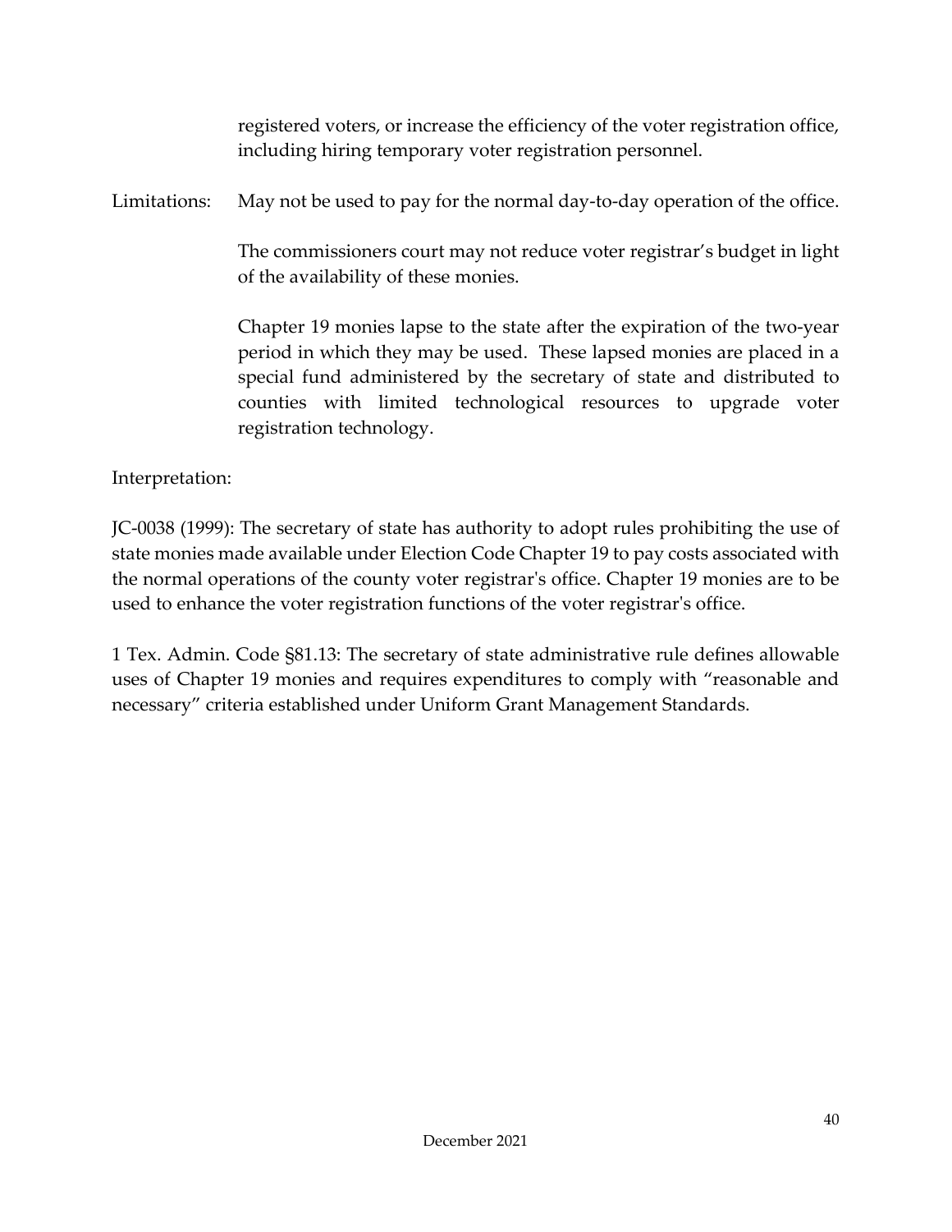registered voters, or increase the efficiency of the voter registration office, including hiring temporary voter registration personnel.

Limitations: May not be used to pay for the normal day-to-day operation of the office.

The commissioners court may not reduce voter registrar's budget in light of the availability of these monies.

Chapter 19 monies lapse to the state after the expiration of the two-year period in which they may be used. These lapsed monies are placed in a special fund administered by the secretary of state and distributed to counties with limited technological resources to upgrade voter registration technology.

Interpretation:

JC-0038 (1999): The secretary of state has authority to adopt rules prohibiting the use of state monies made available under Election Code Chapter 19 to pay costs associated with the normal operations of the county voter registrar's office. Chapter 19 monies are to be used to enhance the voter registration functions of the voter registrar's office.

1 Tex. Admin. Code §81.13: The secretary of state administrative rule defines allowable uses of Chapter 19 monies and requires expenditures to comply with "reasonable and necessary" criteria established under Uniform Grant Management Standards.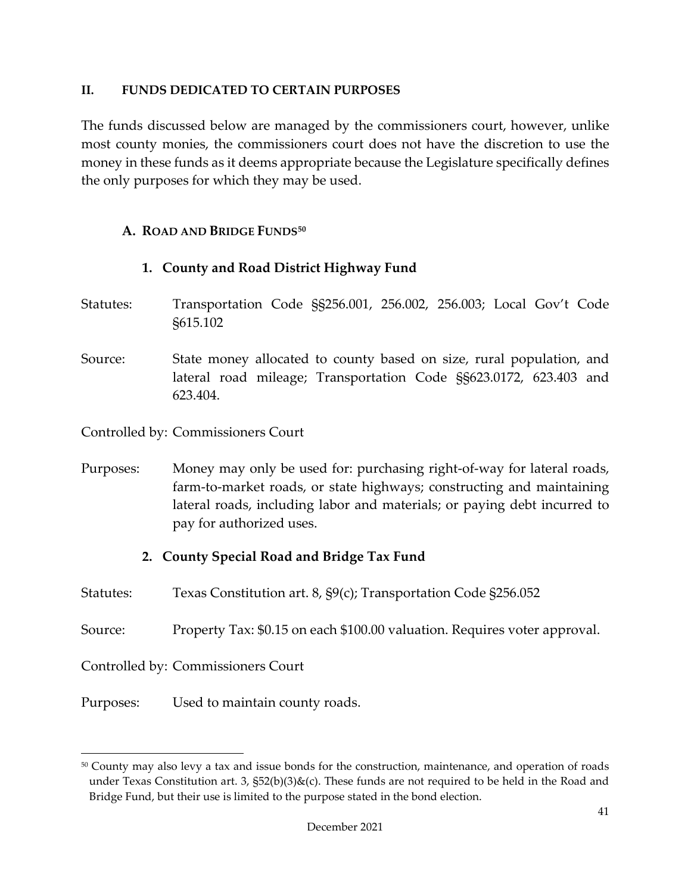## II. FUNDS DEDICATED TO CERTAIN PURPOSES

The funds discussed below are managed by the commissioners court, however, unlike most county monies, the commissioners court does not have the discretion to use the money in these funds as it deems appropriate because the Legislature specifically defines the only purposes for which they may be used.

### A. ROAD AND BRIDGE FUNDS[50]

#### 1. County and Road District Highway Fund

Statutes: Transportation Code §§256.001, 256.002, 256.003; Local Gov't Code §615.102

Source: State money allocated to county based on size, rural population, and lateral road mileage; Transportation Code §§623.0172, 623.403 and 623.404.

Controlled by: Commissioners Court

Purposes: Money may only be used for: purchasing right-of-way for lateral roads, farm-to-market roads, or state highways; constructing and maintaining lateral roads, including labor and materials; or paying debt incurred to pay for authorized uses.

#### 2. County Special Road and Bridge Tax Fund

Statutes: Texas Constitution art. 8, §9(c); Transportation Code §256.052

Source: Property Tax: $0.15 on each $100.00 valuation. Requires voter approval.

Controlled by: Commissioners Court

Purposes: Used to maintain county roads.

---

[50] County may also levy a tax and issue bonds for the construction, maintenance, and operation of roads under Texas Constitution art. 3, §52(b)(3)&(c). These funds are not required to be held in the Road and Bridge Fund, but their use is limited to the purpose stated in the bond election.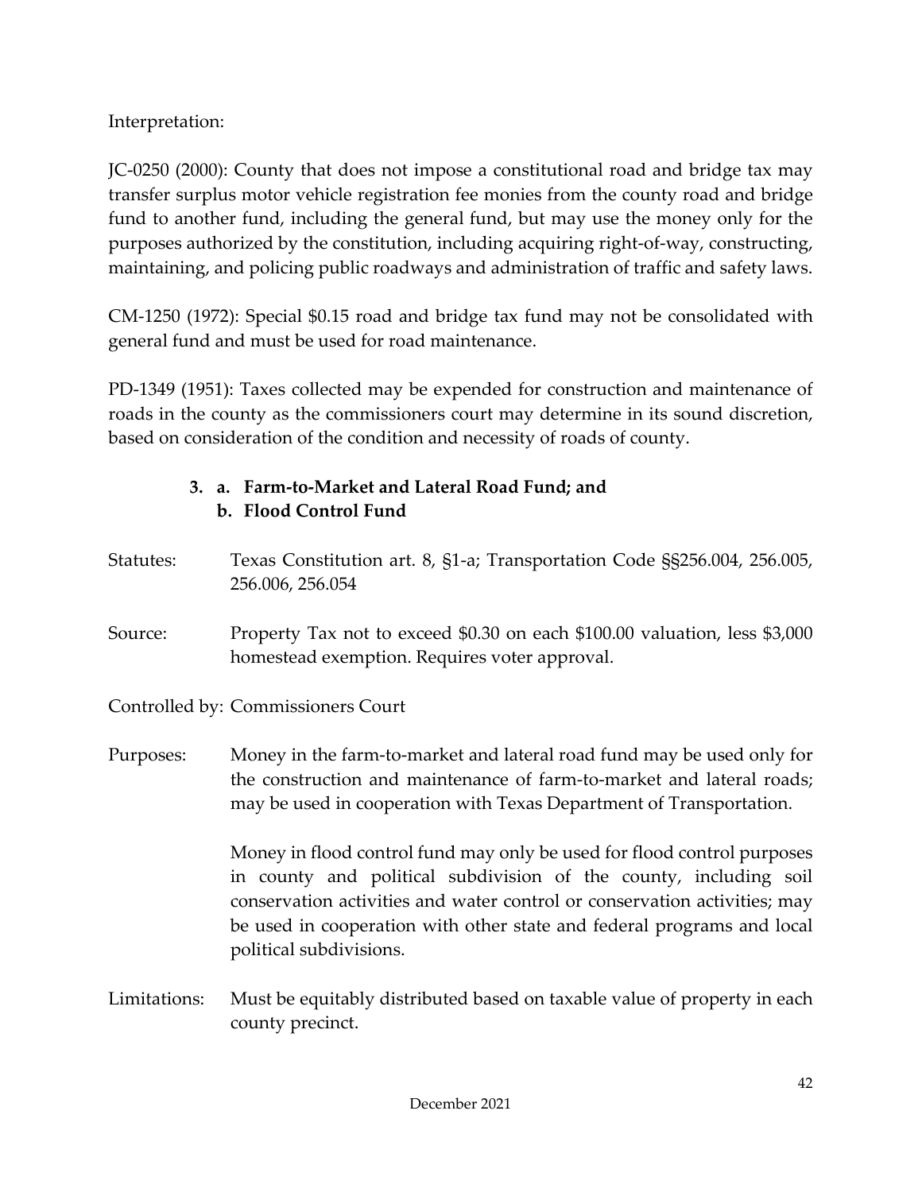Interpretation:

JC-0250 (2000): County that does not impose a constitutional road and bridge tax may transfer surplus motor vehicle registration fee monies from the county road and bridge fund to another fund, including the general fund, but may use the money only for the purposes authorized by the constitution, including acquiring right-of-way, constructing, maintaining, and policing public roadways and administration of traffic and safety laws.

CM-1250 (1972): Special $0.15 road and bridge tax fund may not be consolidated with general fund and must be used for road maintenance.

PD-1349 (1951): Taxes collected may be expended for construction and maintenance of roads in the county as the commissioners court may determine in its sound discretion, based on consideration of the condition and necessity of roads of county.

### 3. a. Farm-to-Market and Lateral Road Fund; and
### b. Flood Control Fund

Statutes: Texas Constitution art. 8, §1-a; Transportation Code §§256.004, 256.005, 256.006, 256.054

Source: Property Tax not to exceed $0.30 on each $100.00 valuation, less $3,000 homestead exemption. Requires voter approval.

Controlled by: Commissioners Court

Purposes: Money in the farm-to-market and lateral road fund may be used only for the construction and maintenance of farm-to-market and lateral roads; may be used in cooperation with Texas Department of Transportation.

Money in flood control fund may only be used for flood control purposes in county and political subdivision of the county, including soil conservation activities and water control or conservation activities; may be used in cooperation with other state and federal programs and local political subdivisions.

Limitations: Must be equitably distributed based on taxable value of property in each county precinct.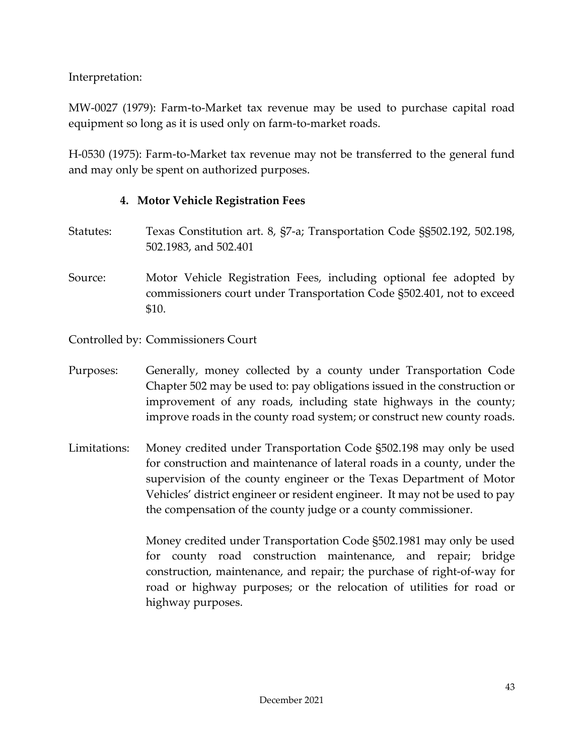Interpretation:

MW-0027 (1979): Farm-to-Market tax revenue may be used to purchase capital road equipment so long as it is used only on farm-to-market roads.

H-0530 (1975): Farm-to-Market tax revenue may not be transferred to the general fund and may only be spent on authorized purposes.

#### 4. Motor Vehicle Registration Fees

Statutes: Texas Constitution art. 8, §7-a; Transportation Code §§502.192, 502.198, 502.1983, and 502.401

Source: Motor Vehicle Registration Fees, including optional fee adopted by commissioners court under Transportation Code §502.401, not to exceed $10.

Controlled by: Commissioners Court

Purposes: Generally, money collected by a county under Transportation Code Chapter 502 may be used to: pay obligations issued in the construction or improvement of any roads, including state highways in the county; improve roads in the county road system; or construct new county roads.

Limitations: Money credited under Transportation Code §502.198 may only be used for construction and maintenance of lateral roads in a county, under the supervision of the county engineer or the Texas Department of Motor Vehicles' district engineer or resident engineer. It may not be used to pay the compensation of the county judge or a county commissioner.

Money credited under Transportation Code §502.1981 may only be used for county road construction maintenance, and repair; bridge construction, maintenance, and repair; the purchase of right-of-way for road or highway purposes; or the relocation of utilities for road or highway purposes.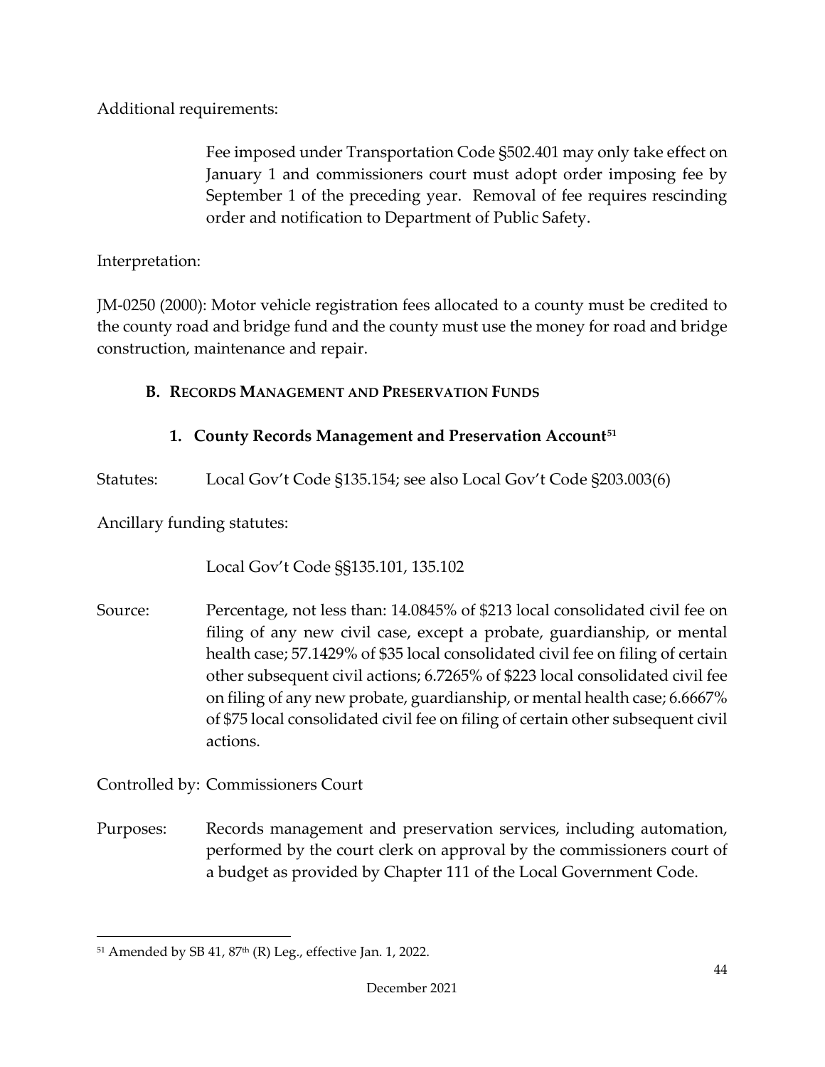Additional requirements:

> Fee imposed under Transportation Code §502.401 may only take effect on January 1 and commissioners court must adopt order imposing fee by September 1 of the preceding year. Removal of fee requires rescinding order and notification to Department of Public Safety.

Interpretation:

JM-0250 (2000): Motor vehicle registration fees allocated to a county must be credited to the county road and bridge fund and the county must use the money for road and bridge construction, maintenance and repair.

## B. Records Management and Preservation Funds

### 1. County Records Management and Preservation Account[51]

Statutes: Local Gov't Code §135.154; see also Local Gov't Code §203.003(6)

Ancillary funding statutes:

> Local Gov't Code §§135.101, 135.102

Source: Percentage, not less than: 14.0845% of $213 local consolidated civil fee on filing of any new civil case, except a probate, guardianship, or mental health case; 57.1429% of $35 local consolidated civil fee on filing of certain other subsequent civil actions; 6.7265% of $223 local consolidated civil fee on filing of any new probate, guardianship, or mental health case; 6.6667% of $75 local consolidated civil fee on filing of certain other subsequent civil actions.

Controlled by: Commissioners Court

Purposes: Records management and preservation services, including automation, performed by the court clerk on approval by the commissioners court of a budget as provided by Chapter 111 of the Local Government Code.

---

[51] Amended by SB 41, 87th (R) Leg., effective Jan. 1, 2022.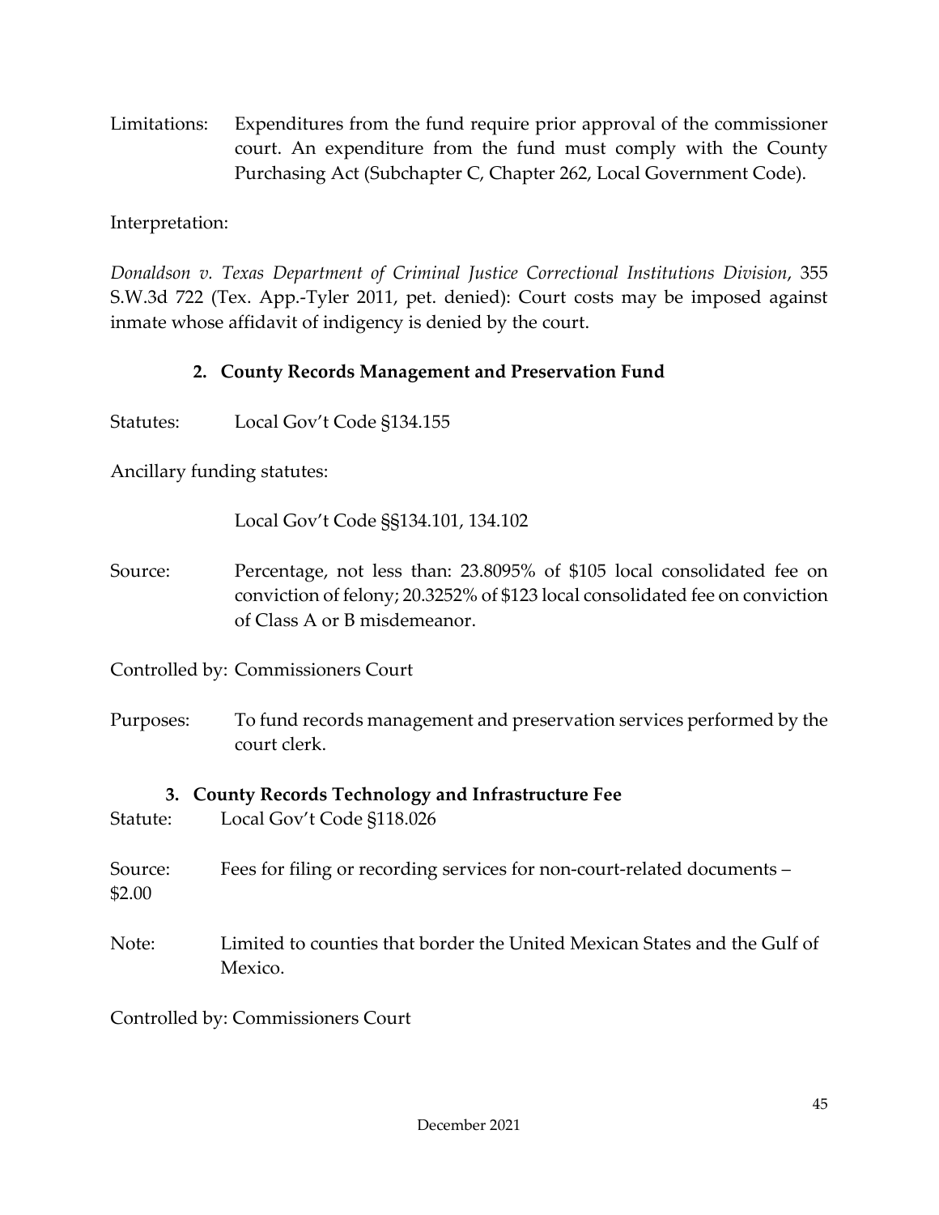Limitations: Expenditures from the fund require prior approval of the commissioner court. An expenditure from the fund must comply with the County Purchasing Act (Subchapter C, Chapter 262, Local Government Code).

Interpretation:

*Donaldson v. Texas Department of Criminal Justice Correctional Institutions Division*, 355 S.W.3d 722 (Tex. App.-Tyler 2011, pet. denied): Court costs may be imposed against inmate whose affidavit of indigency is denied by the court.

**2. County Records Management and Preservation Fund**

Statutes: Local Gov't Code §134.155

Ancillary funding statutes:

Local Gov't Code §§134.101, 134.102

Source: Percentage, not less than: 23.8095% of $105 local consolidated fee on conviction of felony; 20.3252% of $123 local consolidated fee on conviction of Class A or B misdemeanor.

Controlled by: Commissioners Court

Purposes: To fund records management and preservation services performed by the court clerk.

**3. County Records Technology and Infrastructure Fee**

Statute: Local Gov't Code §118.026

Source: Fees for filing or recording services for non-court-related documents – $2.00

Note: Limited to counties that border the United Mexican States and the Gulf of Mexico.

Controlled by: Commissioners Court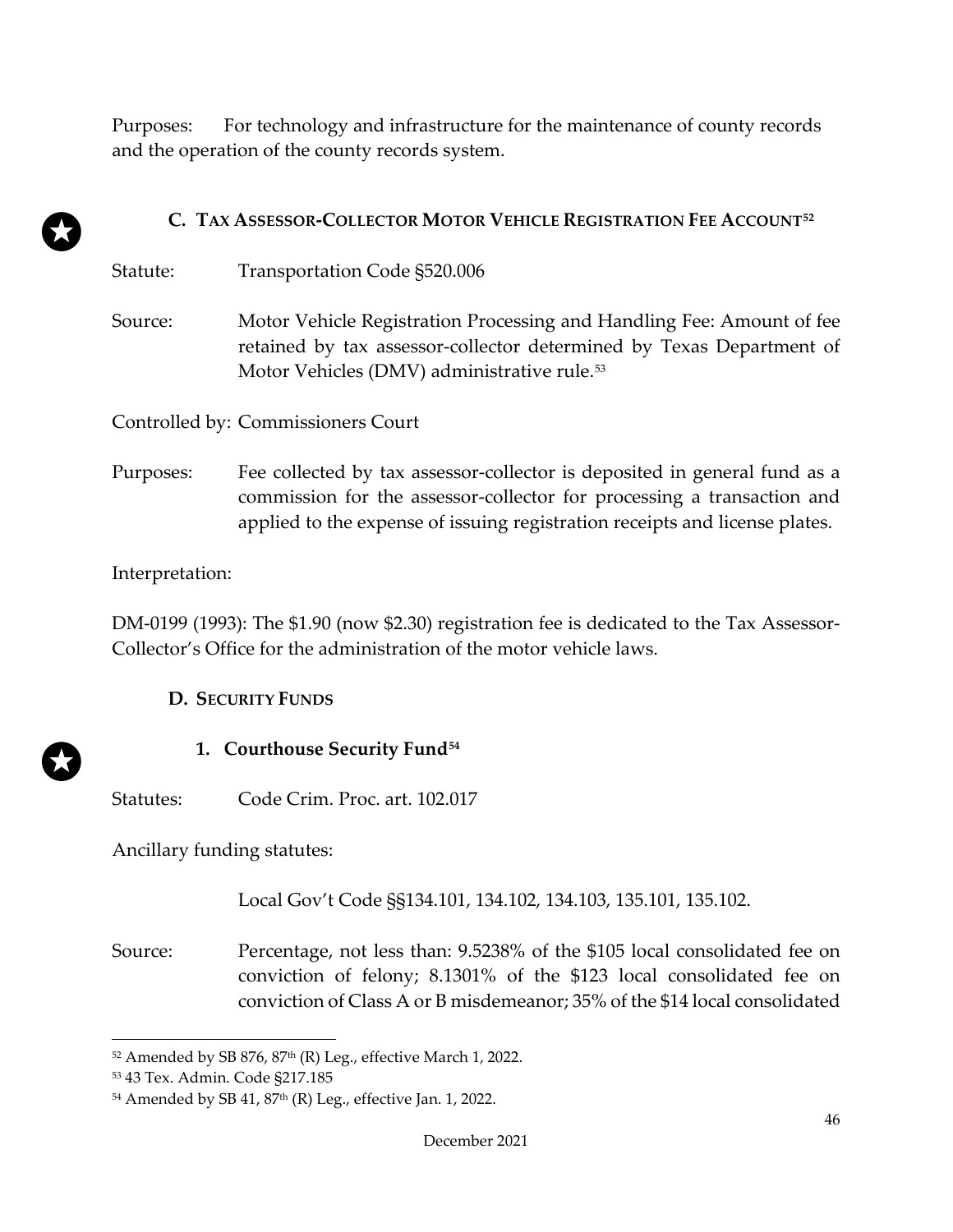Purposes: For technology and infrastructure for the maintenance of county records and the operation of the county records system.

### C. TAX ASSESSOR-COLLECTOR MOTOR VEHICLE REGISTRATION FEE ACCOUNT[52]

Statute: Transportation Code §520.006

Source: Motor Vehicle Registration Processing and Handling Fee: Amount of fee retained by tax assessor-collector determined by Texas Department of Motor Vehicles (DMV) administrative rule.[53]

Controlled by: Commissioners Court

Purposes: Fee collected by tax assessor-collector is deposited in general fund as a commission for the assessor-collector for processing a transaction and applied to the expense of issuing registration receipts and license plates.

Interpretation:

DM-0199 (1993): The $1.90 (now $2.30) registration fee is dedicated to the Tax Assessor-Collector's Office for the administration of the motor vehicle laws.

### D. SECURITY FUNDS

#### 1. Courthouse Security Fund[54]

Statutes: Code Crim. Proc. art. 102.017

Ancillary funding statutes:

Local Gov't Code §§134.101, 134.102, 134.103, 135.101, 135.102.

Source: Percentage, not less than: 9.5238% of the $105 local consolidated fee on conviction of felony; 8.1301% of the $123 local consolidated fee on conviction of Class A or B misdemeanor; 35% of the $14 local consolidated

---

[52] Amended by SB 876, 87th (R) Leg., effective March 1, 2022.

[53] 43 Tex. Admin. Code §217.185

[54] Amended by SB 41, 87th (R) Leg., effective Jan. 1, 2022.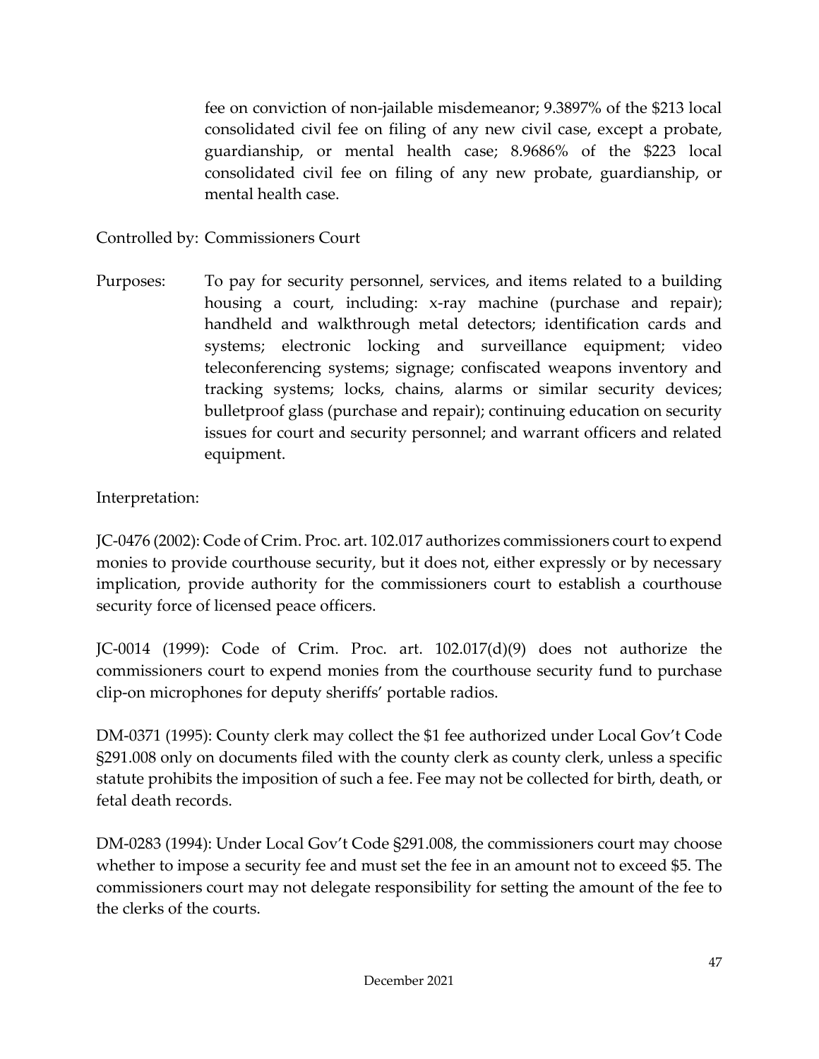fee on conviction of non-jailable misdemeanor; 9.3897% of the $213 local consolidated civil fee on filing of any new civil case, except a probate, guardianship, or mental health case; 8.9686% of the $223 local consolidated civil fee on filing of any new probate, guardianship, or mental health case.

Controlled by: Commissioners Court

Purposes: To pay for security personnel, services, and items related to a building housing a court, including: x-ray machine (purchase and repair); handheld and walkthrough metal detectors; identification cards and systems; electronic locking and surveillance equipment; video teleconferencing systems; signage; confiscated weapons inventory and tracking systems; locks, chains, alarms or similar security devices; bulletproof glass (purchase and repair); continuing education on security issues for court and security personnel; and warrant officers and related equipment.

Interpretation:

JC-0476 (2002): Code of Crim. Proc. art. 102.017 authorizes commissioners court to expend monies to provide courthouse security, but it does not, either expressly or by necessary implication, provide authority for the commissioners court to establish a courthouse security force of licensed peace officers.

JC-0014 (1999): Code of Crim. Proc. art. 102.017(d)(9) does not authorize the commissioners court to expend monies from the courthouse security fund to purchase clip-on microphones for deputy sheriffs' portable radios.

DM-0371 (1995): County clerk may collect the $1 fee authorized under Local Gov't Code §291.008 only on documents filed with the county clerk as county clerk, unless a specific statute prohibits the imposition of such a fee. Fee may not be collected for birth, death, or fetal death records.

DM-0283 (1994): Under Local Gov't Code §291.008, the commissioners court may choose whether to impose a security fee and must set the fee in an amount not to exceed $5. The commissioners court may not delegate responsibility for setting the amount of the fee to the clerks of the courts.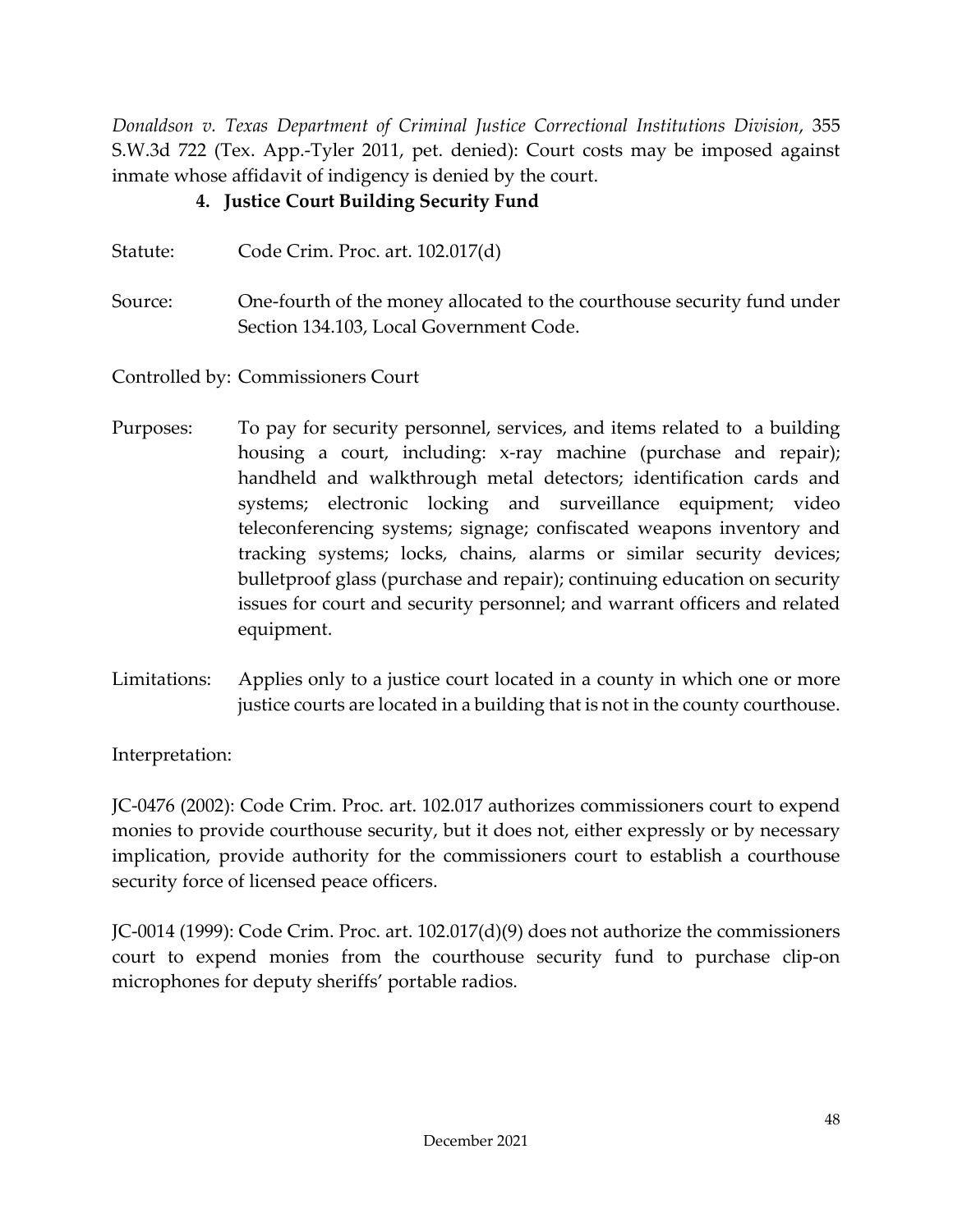*Donaldson v. Texas Department of Criminal Justice Correctional Institutions Division*, 355 S.W.3d 722 (Tex. App.-Tyler 2011, pet. denied): Court costs may be imposed against inmate whose affidavit of indigency is denied by the court.

### 4. Justice Court Building Security Fund

Statute: Code Crim. Proc. art. 102.017(d)

Source: One-fourth of the money allocated to the courthouse security fund under Section 134.103, Local Government Code.

Controlled by: Commissioners Court

Purposes: To pay for security personnel, services, and items related to a building housing a court, including: x-ray machine (purchase and repair); handheld and walkthrough metal detectors; identification cards and systems; electronic locking and surveillance equipment; video teleconferencing systems; signage; confiscated weapons inventory and tracking systems; locks, chains, alarms or similar security devices; bulletproof glass (purchase and repair); continuing education on security issues for court and security personnel; and warrant officers and related equipment.

Limitations: Applies only to a justice court located in a county in which one or more justice courts are located in a building that is not in the county courthouse.

Interpretation:

JC-0476 (2002): Code Crim. Proc. art. 102.017 authorizes commissioners court to expend monies to provide courthouse security, but it does not, either expressly or by necessary implication, provide authority for the commissioners court to establish a courthouse security force of licensed peace officers.

JC-0014 (1999): Code Crim. Proc. art. 102.017(d)(9) does not authorize the commissioners court to expend monies from the courthouse security fund to purchase clip-on microphones for deputy sheriffs' portable radios.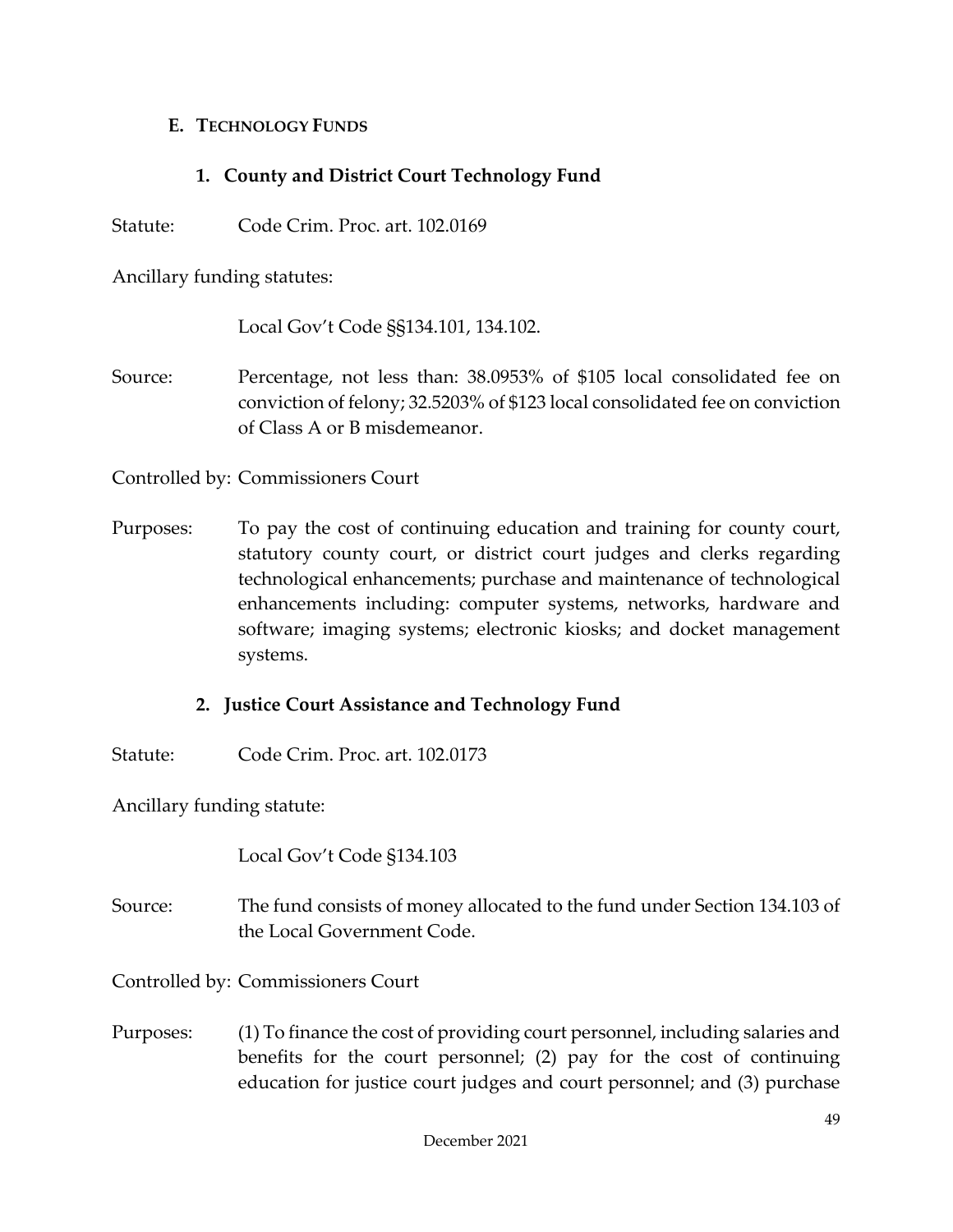## E. TECHNOLOGY FUNDS

### 1. County and District Court Technology Fund

Statute: Code Crim. Proc. art. 102.0169

Ancillary funding statutes:

Local Gov't Code §§134.101, 134.102.

Source: Percentage, not less than: 38.0953% of $105 local consolidated fee on conviction of felony; 32.5203% of $123 local consolidated fee on conviction of Class A or B misdemeanor.

Controlled by: Commissioners Court

Purposes: To pay the cost of continuing education and training for county court, statutory county court, or district court judges and clerks regarding technological enhancements; purchase and maintenance of technological enhancements including: computer systems, networks, hardware and software; imaging systems; electronic kiosks; and docket management systems.

### 2. Justice Court Assistance and Technology Fund

Statute: Code Crim. Proc. art. 102.0173

Ancillary funding statute:

Local Gov't Code §134.103

Source: The fund consists of money allocated to the fund under Section 134.103 of the Local Government Code.

Controlled by: Commissioners Court

Purposes: (1) To finance the cost of providing court personnel, including salaries and benefits for the court personnel; (2) pay for the cost of continuing education for justice court judges and court personnel; and (3) purchase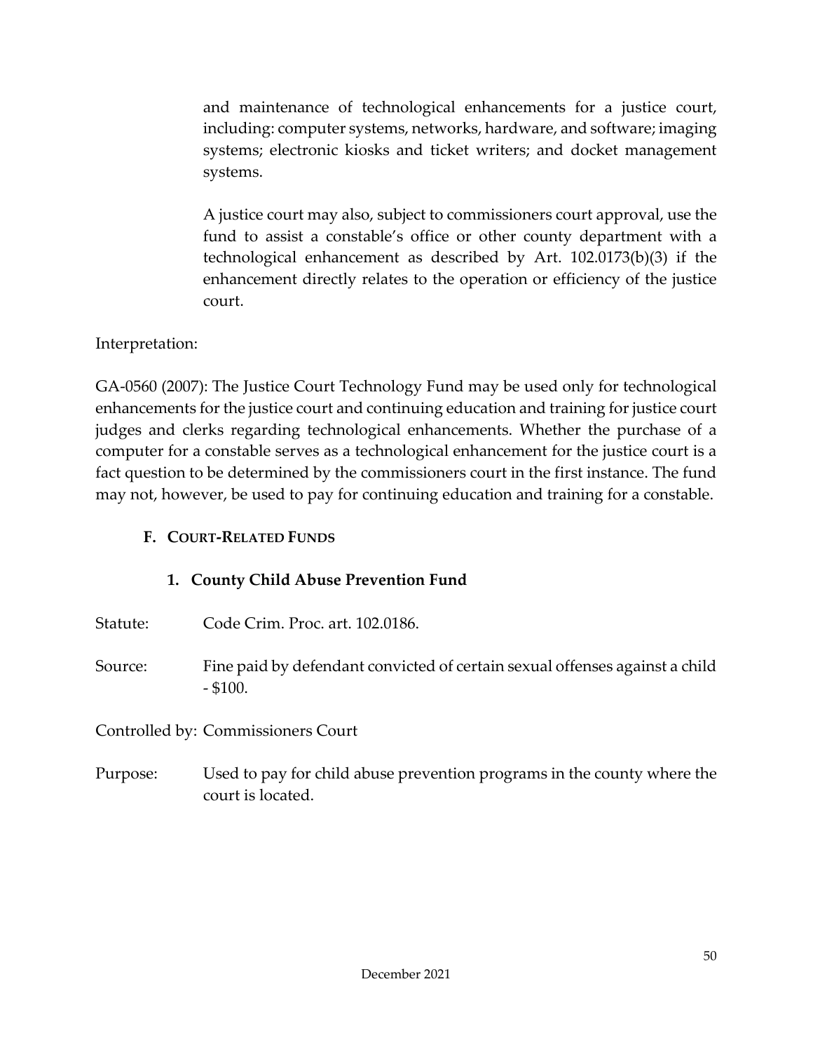and maintenance of technological enhancements for a justice court, including: computer systems, networks, hardware, and software; imaging systems; electronic kiosks and ticket writers; and docket management systems.

A justice court may also, subject to commissioners court approval, use the fund to assist a constable's office or other county department with a technological enhancement as described by Art. 102.0173(b)(3) if the enhancement directly relates to the operation or efficiency of the justice court.

Interpretation:

GA-0560 (2007): The Justice Court Technology Fund may be used only for technological enhancements for the justice court and continuing education and training for justice court judges and clerks regarding technological enhancements. Whether the purchase of a computer for a constable serves as a technological enhancement for the justice court is a fact question to be determined by the commissioners court in the first instance. The fund may not, however, be used to pay for continuing education and training for a constable.

## F. Court-Related Funds

### 1. County Child Abuse Prevention Fund

Statute: Code Crim. Proc. art. 102.0186.

Source: Fine paid by defendant convicted of certain sexual offenses against a child - $100.

Controlled by: Commissioners Court

Purpose: Used to pay for child abuse prevention programs in the county where the court is located.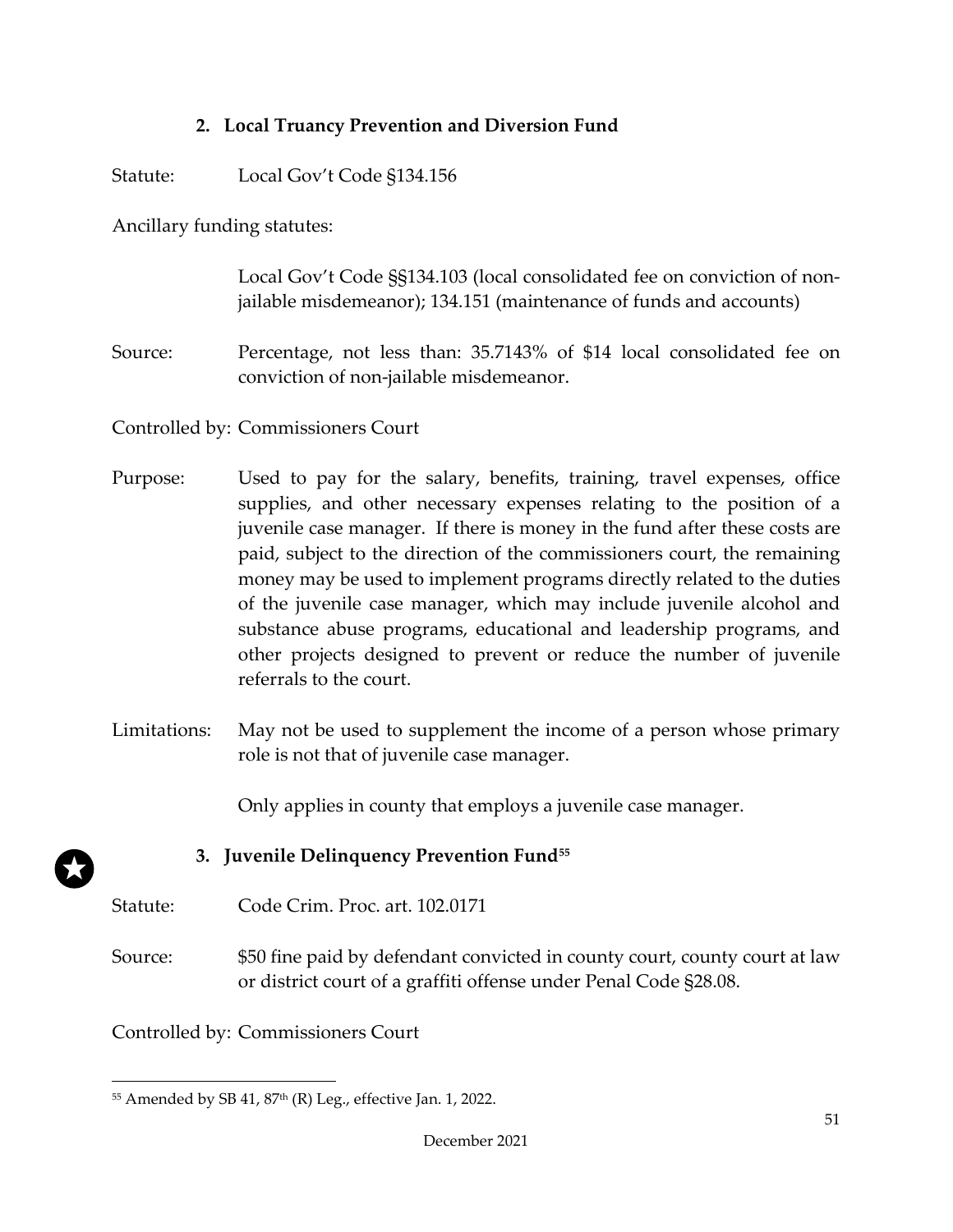### 2. Local Truancy Prevention and Diversion Fund

Statute: Local Gov't Code §134.156

Ancillary funding statutes:

Local Gov't Code §§134.103 (local consolidated fee on conviction of non-jailable misdemeanor); 134.151 (maintenance of funds and accounts)

Source: Percentage, not less than: 35.7143% of $14 local consolidated fee on conviction of non-jailable misdemeanor.

Controlled by: Commissioners Court

Purpose: Used to pay for the salary, benefits, training, travel expenses, office supplies, and other necessary expenses relating to the position of a juvenile case manager. If there is money in the fund after these costs are paid, subject to the direction of the commissioners court, the remaining money may be used to implement programs directly related to the duties of the juvenile case manager, which may include juvenile alcohol and substance abuse programs, educational and leadership programs, and other projects designed to prevent or reduce the number of juvenile referrals to the court.

Limitations: May not be used to supplement the income of a person whose primary role is not that of juvenile case manager.

Only applies in county that employs a juvenile case manager.

### 3. Juvenile Delinquency Prevention Fund[55]

Statute: Code Crim. Proc. art. 102.0171

Source: $50 fine paid by defendant convicted in county court, county court at law or district court of a graffiti offense under Penal Code §28.08.

Controlled by: Commissioners Court

---

[55] Amended by SB 41, 87th (R) Leg., effective Jan. 1, 2022.

December 2021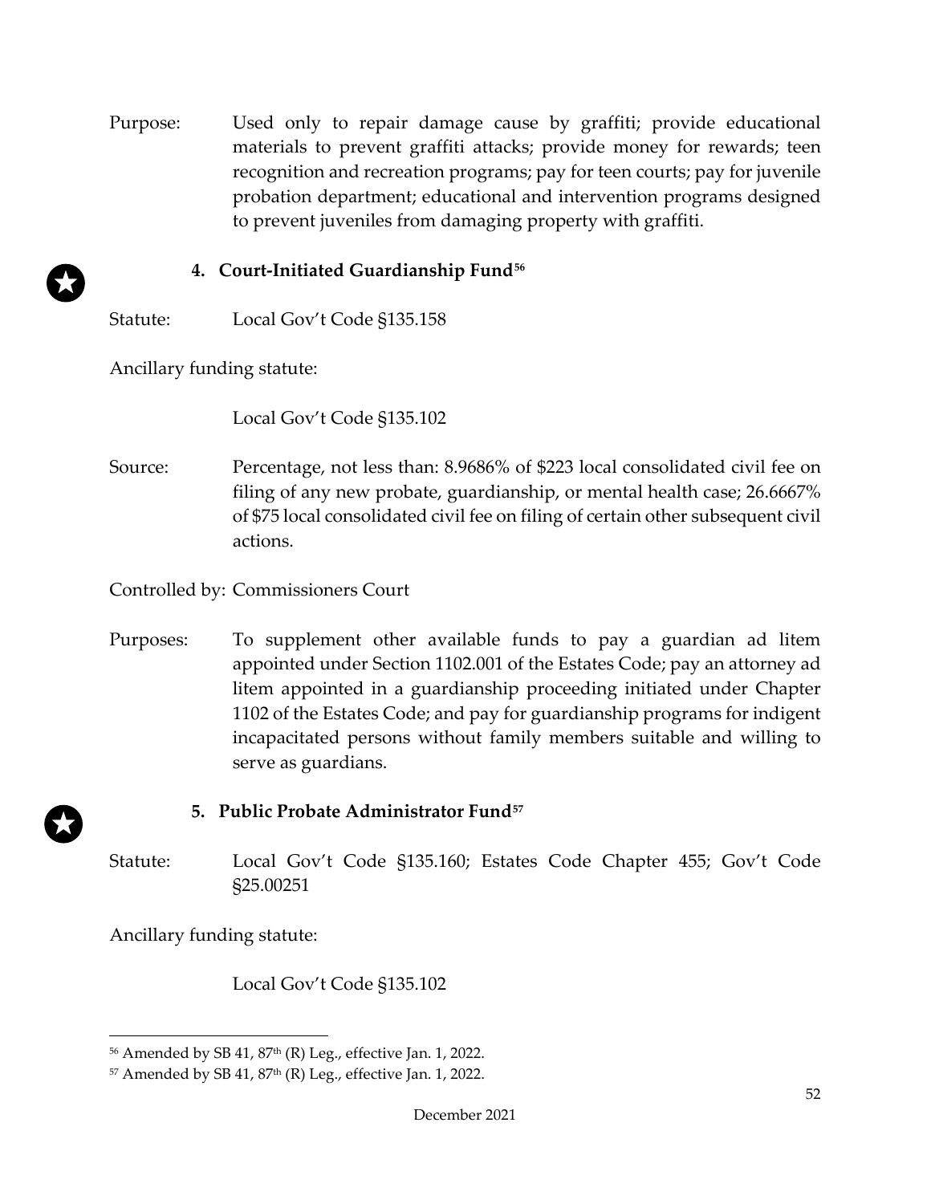Purpose: Used only to repair damage cause by graffiti; provide educational materials to prevent graffiti attacks; provide money for rewards; teen recognition and recreation programs; pay for teen courts; pay for juvenile probation department; educational and intervention programs designed to prevent juveniles from damaging property with graffiti.

### 4. Court-Initiated Guardianship Fund[56]

Statute: Local Gov't Code §135.158

Ancillary funding statute:

Local Gov't Code §135.102

Source: Percentage, not less than: 8.9686% of $223 local consolidated civil fee on filing of any new probate, guardianship, or mental health case; 26.6667% of $75 local consolidated civil fee on filing of certain other subsequent civil actions.

Controlled by: Commissioners Court

Purposes: To supplement other available funds to pay a guardian ad litem appointed under Section 1102.001 of the Estates Code; pay an attorney ad litem appointed in a guardianship proceeding initiated under Chapter 1102 of the Estates Code; and pay for guardianship programs for indigent incapacitated persons without family members suitable and willing to serve as guardians.

### 5. Public Probate Administrator Fund[57]

Statute: Local Gov't Code §135.160; Estates Code Chapter 455; Gov't Code §25.00251

Ancillary funding statute:

Local Gov't Code §135.102

---

[56] Amended by SB 41, 87th (R) Leg., effective Jan. 1, 2022.

[57] Amended by SB 41, 87th (R) Leg., effective Jan. 1, 2022.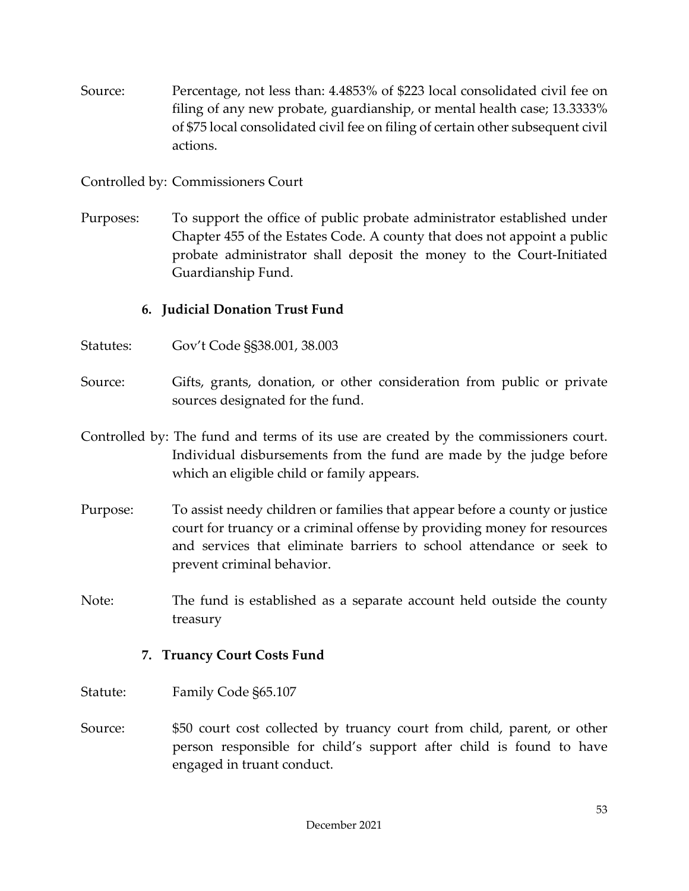Source: Percentage, not less than: 4.4853% of $223 local consolidated civil fee on filing of any new probate, guardianship, or mental health case; 13.3333% of $75 local consolidated civil fee on filing of certain other subsequent civil actions.

Controlled by: Commissioners Court

Purposes: To support the office of public probate administrator established under Chapter 455 of the Estates Code. A county that does not appoint a public probate administrator shall deposit the money to the Court-Initiated Guardianship Fund.

### 6. Judicial Donation Trust Fund

Statutes: Gov't Code §§38.001, 38.003

Source: Gifts, grants, donation, or other consideration from public or private sources designated for the fund.

Controlled by: The fund and terms of its use are created by the commissioners court. Individual disbursements from the fund are made by the judge before which an eligible child or family appears.

Purpose: To assist needy children or families that appear before a county or justice court for truancy or a criminal offense by providing money for resources and services that eliminate barriers to school attendance or seek to prevent criminal behavior.

Note: The fund is established as a separate account held outside the county treasury

### 7. Truancy Court Costs Fund

Statute: Family Code §65.107

Source: $50 court cost collected by truancy court from child, parent, or other person responsible for child's support after child is found to have engaged in truant conduct.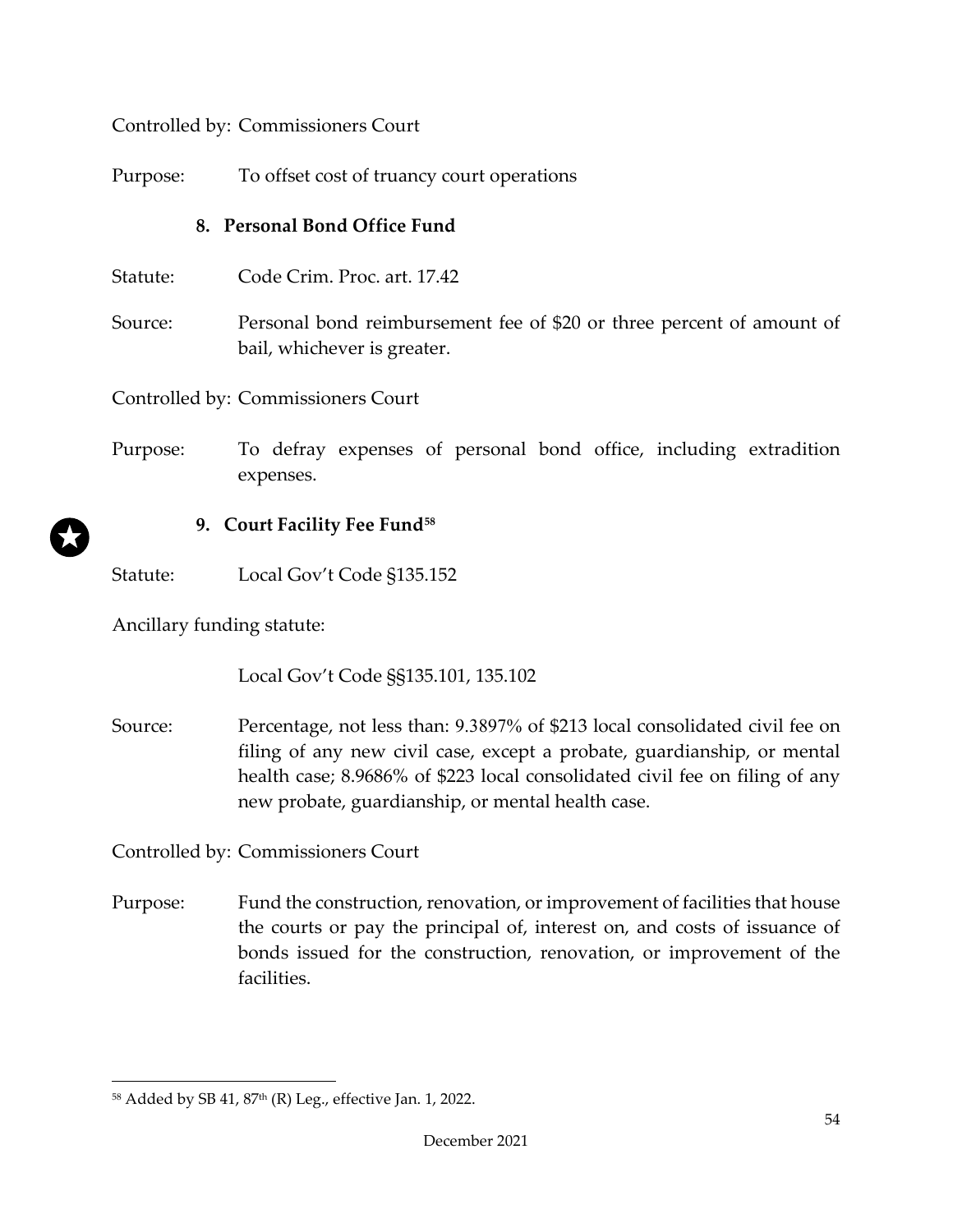Controlled by: Commissioners Court

Purpose: To offset cost of truancy court operations

### 8. Personal Bond Office Fund

Statute: Code Crim. Proc. art. 17.42

Source: Personal bond reimbursement fee of $20 or three percent of amount of bail, whichever is greater.

Controlled by: Commissioners Court

Purpose: To defray expenses of personal bond office, including extradition expenses.

### 9. Court Facility Fee Fund[58]

Statute: Local Gov't Code §135.152

Ancillary funding statute:

Local Gov't Code §§135.101, 135.102

Source: Percentage, not less than: 9.3897% of $213 local consolidated civil fee on filing of any new civil case, except a probate, guardianship, or mental health case; 8.9686% of $223 local consolidated civil fee on filing of any new probate, guardianship, or mental health case.

Controlled by: Commissioners Court

Purpose: Fund the construction, renovation, or improvement of facilities that house the courts or pay the principal of, interest on, and costs of issuance of bonds issued for the construction, renovation, or improvement of the facilities.

---

[58] Added by SB 41, 87th (R) Leg., effective Jan. 1, 2022.

December 2021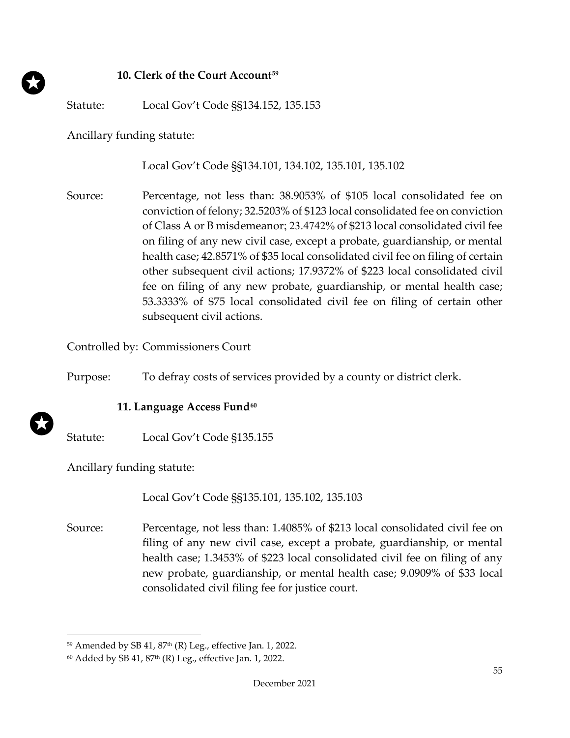### 10. Clerk of the Court Account[59]

Statute: Local Gov't Code §§134.152, 135.153

Ancillary funding statute:

Local Gov't Code §§134.101, 134.102, 135.101, 135.102

Source: Percentage, not less than: 38.9053% of $105 local consolidated fee on conviction of felony; 32.5203% of $123 local consolidated fee on conviction of Class A or B misdemeanor; 23.4742% of $213 local consolidated civil fee on filing of any new civil case, except a probate, guardianship, or mental health case; 42.8571% of $35 local consolidated civil fee on filing of certain other subsequent civil actions; 17.9372% of $223 local consolidated civil fee on filing of any new probate, guardianship, or mental health case; 53.3333% of $75 local consolidated civil fee on filing of certain other subsequent civil actions.

Controlled by: Commissioners Court

Purpose: To defray costs of services provided by a county or district clerk.

### 11. Language Access Fund[60]

Statute: Local Gov't Code §135.155

Ancillary funding statute:

Local Gov't Code §§135.101, 135.102, 135.103

Source: Percentage, not less than: 1.4085% of $213 local consolidated civil fee on filing of any new civil case, except a probate, guardianship, or mental health case; 1.3453% of $223 local consolidated civil fee on filing of any new probate, guardianship, or mental health case; 9.0909% of $33 local consolidated civil filing fee for justice court.

---

[59] Amended by SB 41, 87th (R) Leg., effective Jan. 1, 2022.

[60] Added by SB 41, 87th (R) Leg., effective Jan. 1, 2022.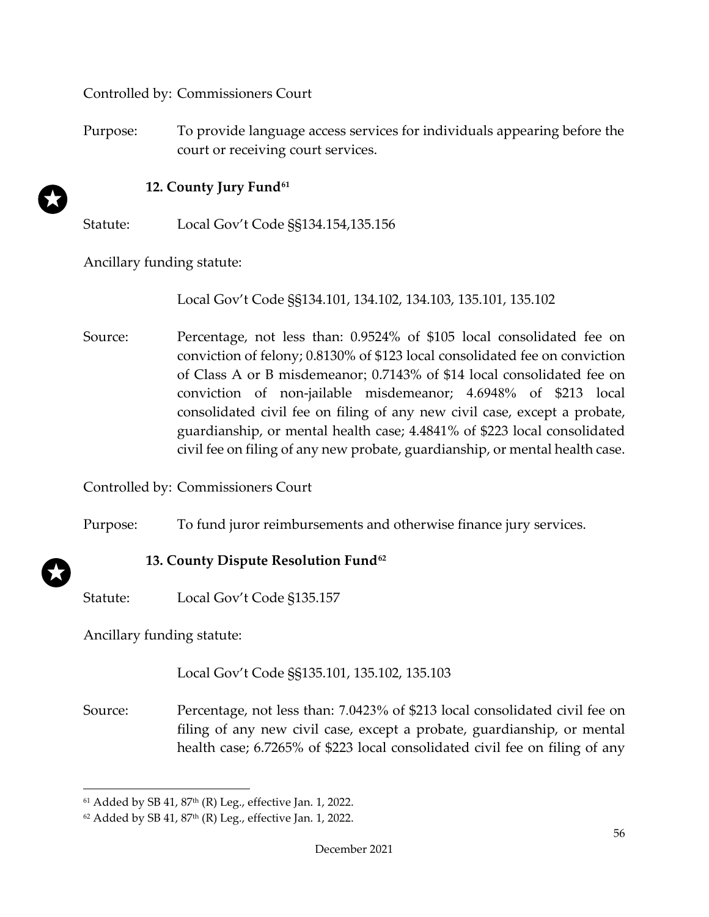Controlled by: Commissioners Court

Purpose: To provide language access services for individuals appearing before the court or receiving court services.

### 12. County Jury Fund[61]

Statute: Local Gov't Code §§134.154,135.156

Ancillary funding statute:

Local Gov't Code §§134.101, 134.102, 134.103, 135.101, 135.102

Source: Percentage, not less than: 0.9524% of $105 local consolidated fee on conviction of felony; 0.8130% of $123 local consolidated fee on conviction of Class A or B misdemeanor; 0.7143% of $14 local consolidated fee on conviction of non-jailable misdemeanor; 4.6948% of $213 local consolidated civil fee on filing of any new civil case, except a probate, guardianship, or mental health case; 4.4841% of $223 local consolidated civil fee on filing of any new probate, guardianship, or mental health case.

Controlled by: Commissioners Court

Purpose: To fund juror reimbursements and otherwise finance jury services.

### 13. County Dispute Resolution Fund[62]

Statute: Local Gov't Code §135.157

Ancillary funding statute:

Local Gov't Code §§135.101, 135.102, 135.103

Source: Percentage, not less than: 7.0423% of $213 local consolidated civil fee on filing of any new civil case, except a probate, guardianship, or mental health case; 6.7265% of $223 local consolidated civil fee on filing of any

---

[61] Added by SB 41, 87th (R) Leg., effective Jan. 1, 2022.

[62] Added by SB 41, 87th (R) Leg., effective Jan. 1, 2022.

December 2021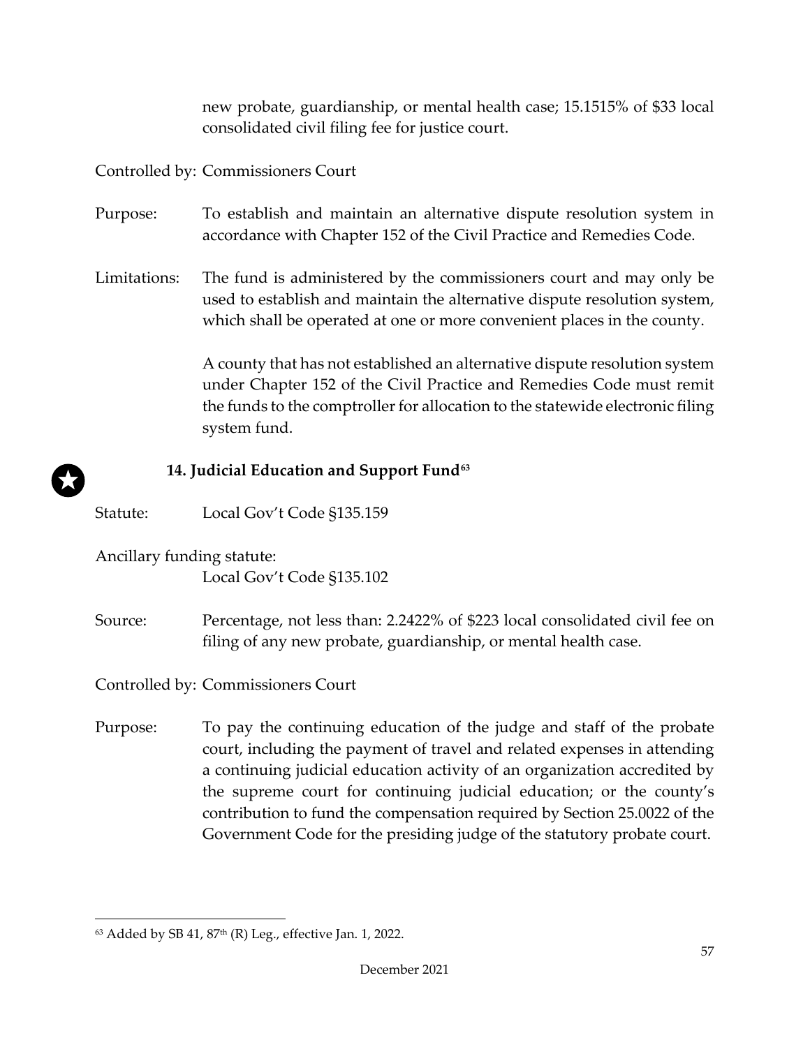new probate, guardianship, or mental health case; 15.1515% of $33 local consolidated civil filing fee for justice court.

Controlled by: Commissioners Court

Purpose: To establish and maintain an alternative dispute resolution system in accordance with Chapter 152 of the Civil Practice and Remedies Code.

Limitations: The fund is administered by the commissioners court and may only be used to establish and maintain the alternative dispute resolution system, which shall be operated at one or more convenient places in the county.

A county that has not established an alternative dispute resolution system under Chapter 152 of the Civil Practice and Remedies Code must remit the funds to the comptroller for allocation to the statewide electronic filing system fund.

### 14. Judicial Education and Support Fund[63]

Statute: Local Gov't Code §135.159

Ancillary funding statute:
Local Gov't Code §135.102

Source: Percentage, not less than: 2.2422% of $223 local consolidated civil fee on filing of any new probate, guardianship, or mental health case.

Controlled by: Commissioners Court

Purpose: To pay the continuing education of the judge and staff of the probate court, including the payment of travel and related expenses in attending a continuing judicial education activity of an organization accredited by the supreme court for continuing judicial education; or the county's contribution to fund the compensation required by Section 25.0022 of the Government Code for the presiding judge of the statutory probate court.

[63] Added by SB 41, 87th (R) Leg., effective Jan. 1, 2022.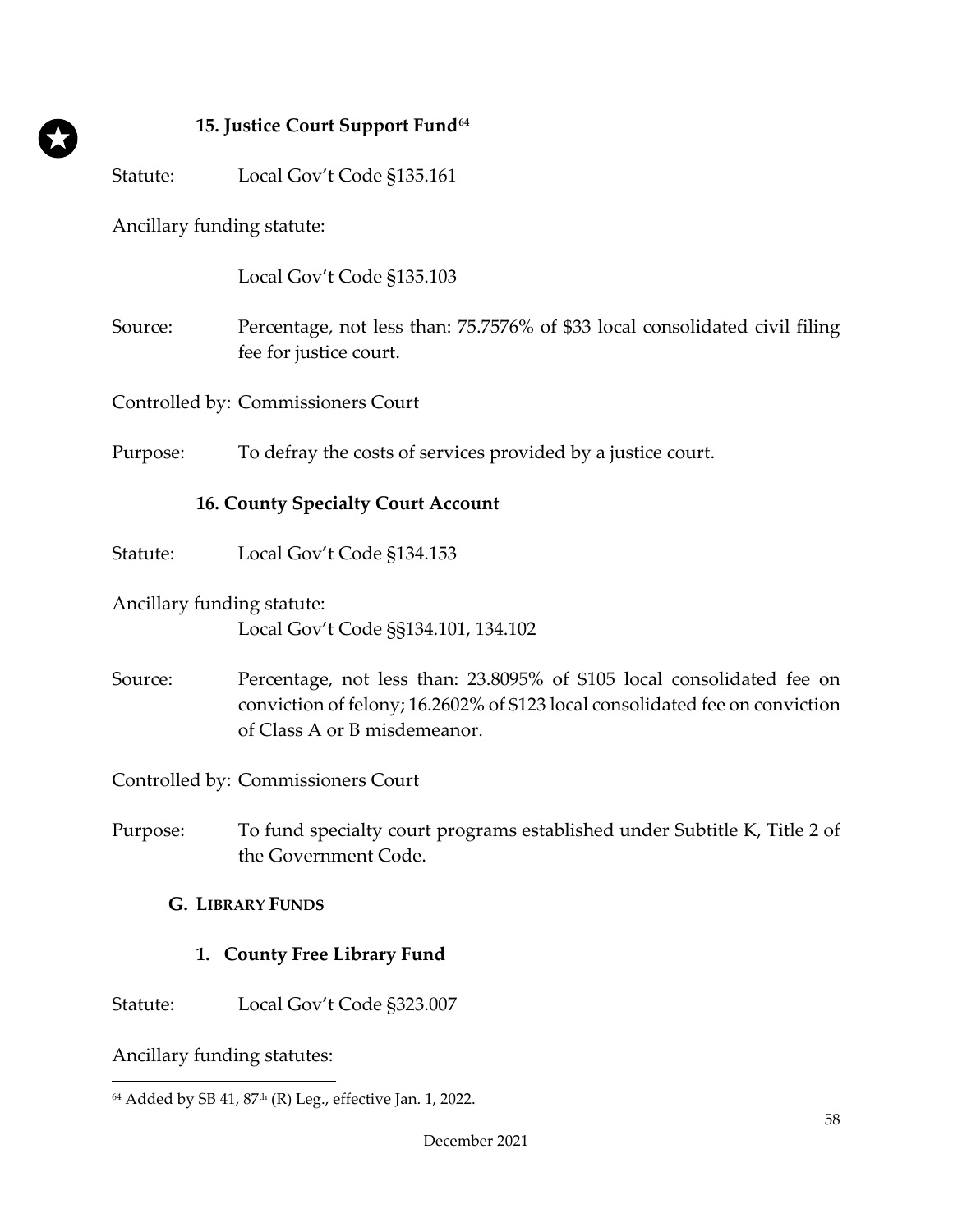### 15. Justice Court Support Fund[64]

Statute: Local Gov't Code §135.161

Ancillary funding statute:

Local Gov't Code §135.103

Source: Percentage, not less than: 75.7576% of $33 local consolidated civil filing fee for justice court.

Controlled by: Commissioners Court

Purpose: To defray the costs of services provided by a justice court.

### 16. County Specialty Court Account

Statute: Local Gov't Code §134.153

Ancillary funding statute:
Local Gov't Code §§134.101, 134.102

Source: Percentage, not less than: 23.8095% of $105 local consolidated fee on conviction of felony; 16.2602% of $123 local consolidated fee on conviction of Class A or B misdemeanor.

Controlled by: Commissioners Court

Purpose: To fund specialty court programs established under Subtitle K, Title 2 of the Government Code.

## G. Library Funds

### 1. County Free Library Fund

Statute: Local Gov't Code §323.007

Ancillary funding statutes:

---

[64] Added by SB 41, 87th (R) Leg., effective Jan. 1, 2022.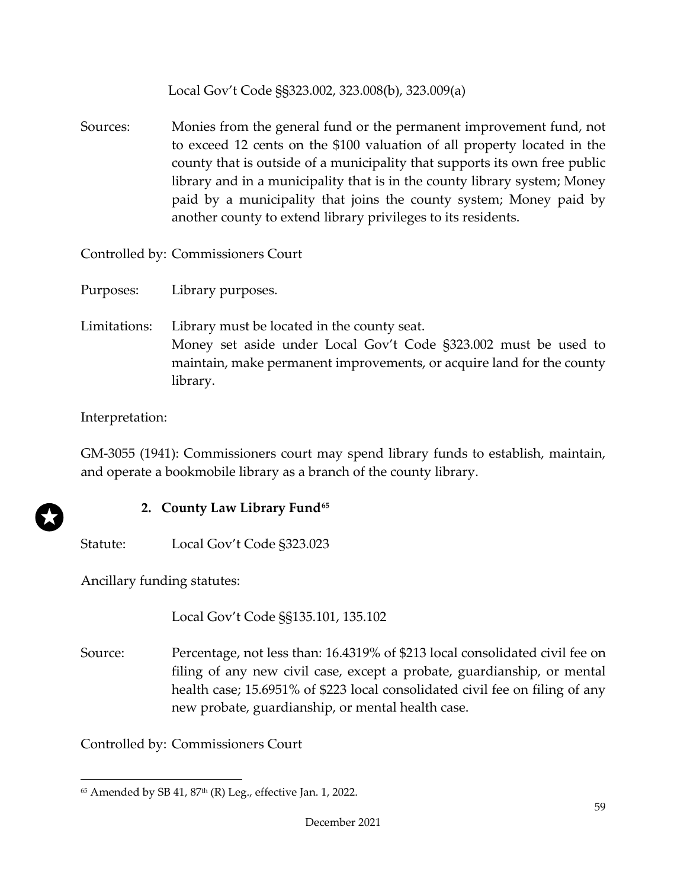Local Gov't Code §§323.002, 323.008(b), 323.009(a)

Sources: Monies from the general fund or the permanent improvement fund, not to exceed 12 cents on the $100 valuation of all property located in the county that is outside of a municipality that supports its own free public library and in a municipality that is in the county library system; Money paid by a municipality that joins the county system; Money paid by another county to extend library privileges to its residents.

Controlled by: Commissioners Court

Purposes: Library purposes.

Limitations: Library must be located in the county seat.
Money set aside under Local Gov't Code §323.002 must be used to maintain, make permanent improvements, or acquire land for the county library.

Interpretation:

GM-3055 (1941): Commissioners court may spend library funds to establish, maintain, and operate a bookmobile library as a branch of the county library.

### 2. County Law Library Fund[65]

Statute: Local Gov't Code §323.023

Ancillary funding statutes:

Local Gov't Code §§135.101, 135.102

Source: Percentage, not less than: 16.4319% of $213 local consolidated civil fee on filing of any new civil case, except a probate, guardianship, or mental health case; 15.6951% of $223 local consolidated civil fee on filing of any new probate, guardianship, or mental health case.

Controlled by: Commissioners Court

[65] Amended by SB 41, 87th (R) Leg., effective Jan. 1, 2022.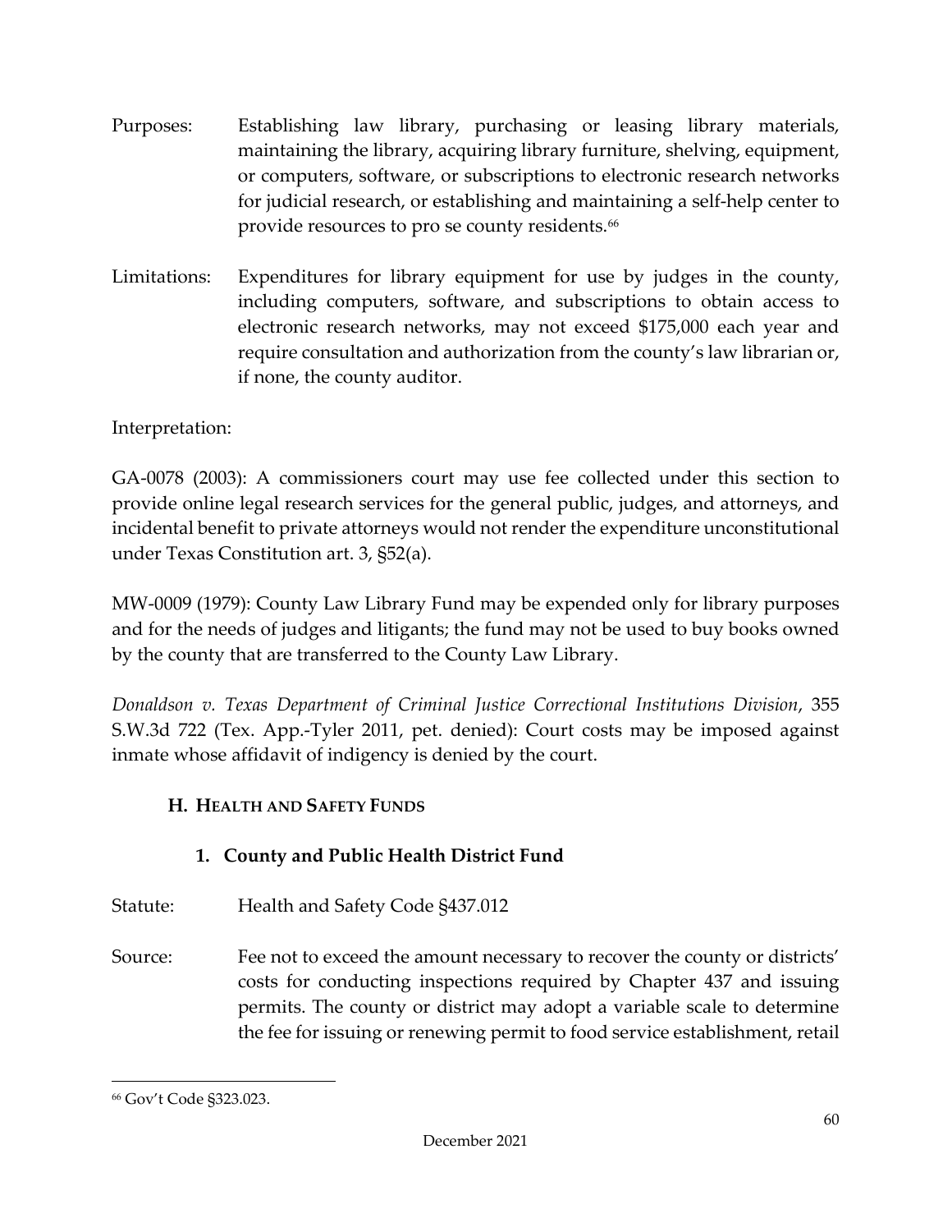Purposes: Establishing law library, purchasing or leasing library materials, maintaining the library, acquiring library furniture, shelving, equipment, or computers, software, or subscriptions to electronic research networks for judicial research, or establishing and maintaining a self-help center to provide resources to pro se county residents.[66]

Limitations: Expenditures for library equipment for use by judges in the county, including computers, software, and subscriptions to obtain access to electronic research networks, may not exceed $175,000 each year and require consultation and authorization from the county's law librarian or, if none, the county auditor.

Interpretation:

GA-0078 (2003): A commissioners court may use fee collected under this section to provide online legal research services for the general public, judges, and attorneys, and incidental benefit to private attorneys would not render the expenditure unconstitutional under Texas Constitution art. 3, §52(a).

MW-0009 (1979): County Law Library Fund may be expended only for library purposes and for the needs of judges and litigants; the fund may not be used to buy books owned by the county that are transferred to the County Law Library.

*Donaldson v. Texas Department of Criminal Justice Correctional Institutions Division*, 355 S.W.3d 722 (Tex. App.-Tyler 2011, pet. denied): Court costs may be imposed against inmate whose affidavit of indigency is denied by the court.

## H. HEALTH AND SAFETY FUNDS

### 1. County and Public Health District Fund

Statute: Health and Safety Code §437.012

Source: Fee not to exceed the amount necessary to recover the county or districts' costs for conducting inspections required by Chapter 437 and issuing permits. The county or district may adopt a variable scale to determine the fee for issuing or renewing permit to food service establishment, retail

[66] Gov't Code §323.023.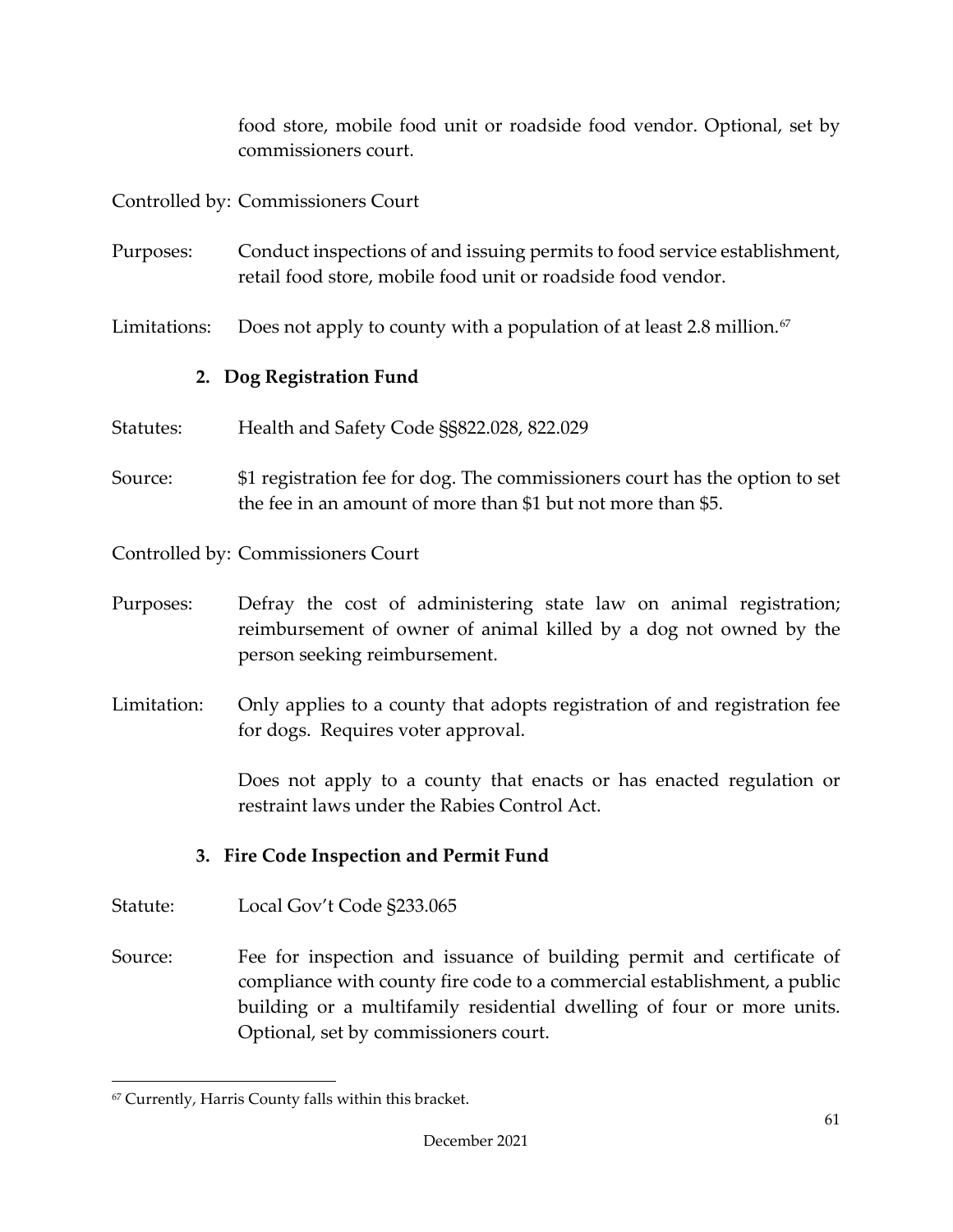food store, mobile food unit or roadside food vendor. Optional, set by commissioners court.

Controlled by: Commissioners Court

Purposes: Conduct inspections of and issuing permits to food service establishment, retail food store, mobile food unit or roadside food vendor.

Limitations: Does not apply to county with a population of at least 2.8 million.[67]

### 2. Dog Registration Fund

Statutes: Health and Safety Code §§822.028, 822.029

Source: $1 registration fee for dog. The commissioners court has the option to set the fee in an amount of more than $1 but not more than $5.

Controlled by: Commissioners Court

Purposes: Defray the cost of administering state law on animal registration; reimbursement of owner of animal killed by a dog not owned by the person seeking reimbursement.

Limitation: Only applies to a county that adopts registration of and registration fee for dogs. Requires voter approval.

Does not apply to a county that enacts or has enacted regulation or restraint laws under the Rabies Control Act.

### 3. Fire Code Inspection and Permit Fund

Statute: Local Gov't Code §233.065

Source: Fee for inspection and issuance of building permit and certificate of compliance with county fire code to a commercial establishment, a public building or a multifamily residential dwelling of four or more units. Optional, set by commissioners court.

---

[67] Currently, Harris County falls within this bracket.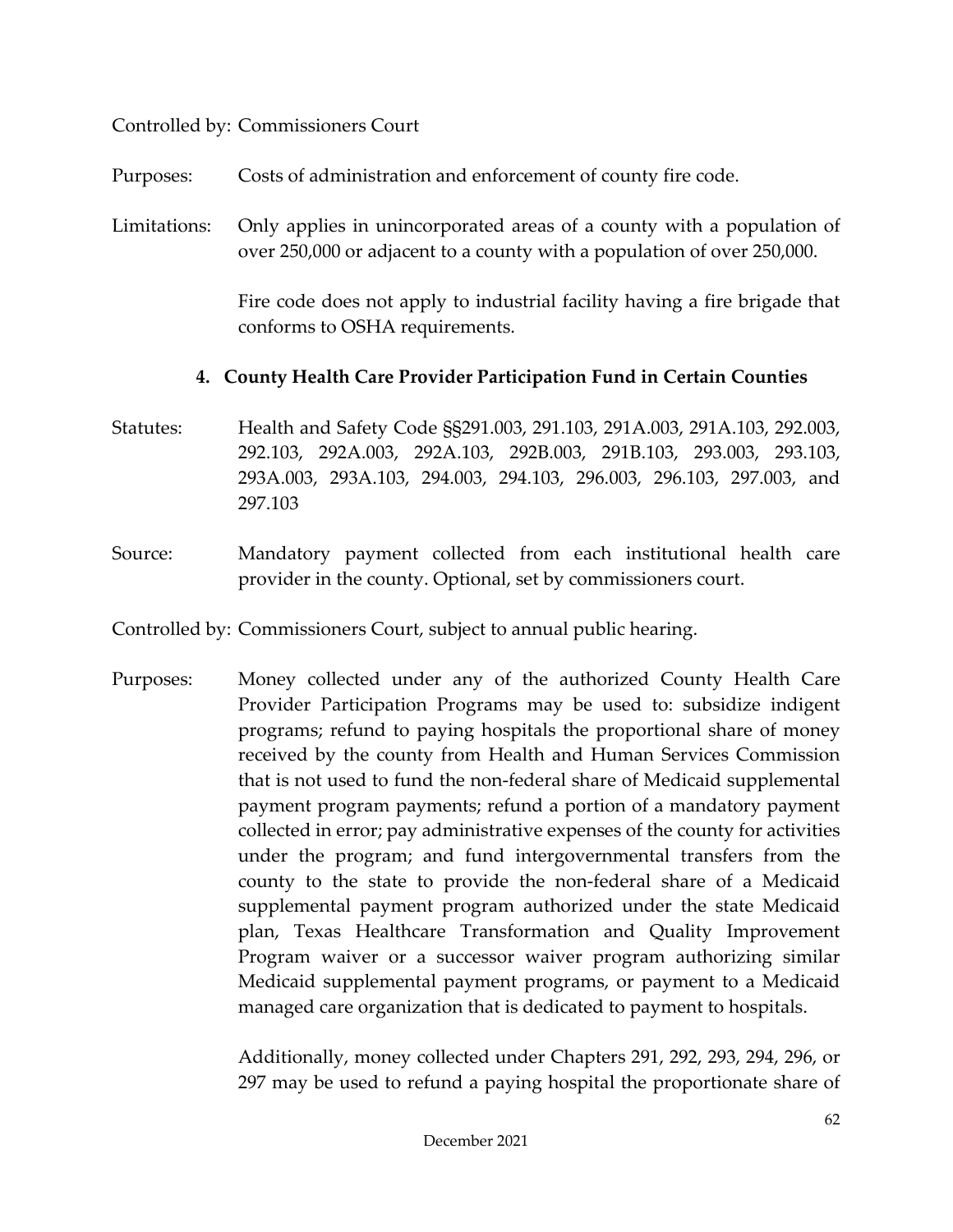Controlled by: Commissioners Court

Purposes: Costs of administration and enforcement of county fire code.

Limitations: Only applies in unincorporated areas of a county with a population of over 250,000 or adjacent to a county with a population of over 250,000.

Fire code does not apply to industrial facility having a fire brigade that conforms to OSHA requirements.

#### 4. County Health Care Provider Participation Fund in Certain Counties

Statutes: Health and Safety Code §§291.003, 291.103, 291A.003, 291A.103, 292.003, 292.103, 292A.003, 292A.103, 292B.003, 291B.103, 293.003, 293.103, 293A.003, 293A.103, 294.003, 294.103, 296.003, 296.103, 297.003, and 297.103

Source: Mandatory payment collected from each institutional health care provider in the county. Optional, set by commissioners court.

Controlled by: Commissioners Court, subject to annual public hearing.

Purposes: Money collected under any of the authorized County Health Care Provider Participation Programs may be used to: subsidize indigent programs; refund to paying hospitals the proportional share of money received by the county from Health and Human Services Commission that is not used to fund the non-federal share of Medicaid supplemental payment program payments; refund a portion of a mandatory payment collected in error; pay administrative expenses of the county for activities under the program; and fund intergovernmental transfers from the county to the state to provide the non-federal share of a Medicaid supplemental payment program authorized under the state Medicaid plan, Texas Healthcare Transformation and Quality Improvement Program waiver or a successor waiver program authorizing similar Medicaid supplemental payment programs, or payment to a Medicaid managed care organization that is dedicated to payment to hospitals.

Additionally, money collected under Chapters 291, 292, 293, 294, 296, or 297 may be used to refund a paying hospital the proportionate share of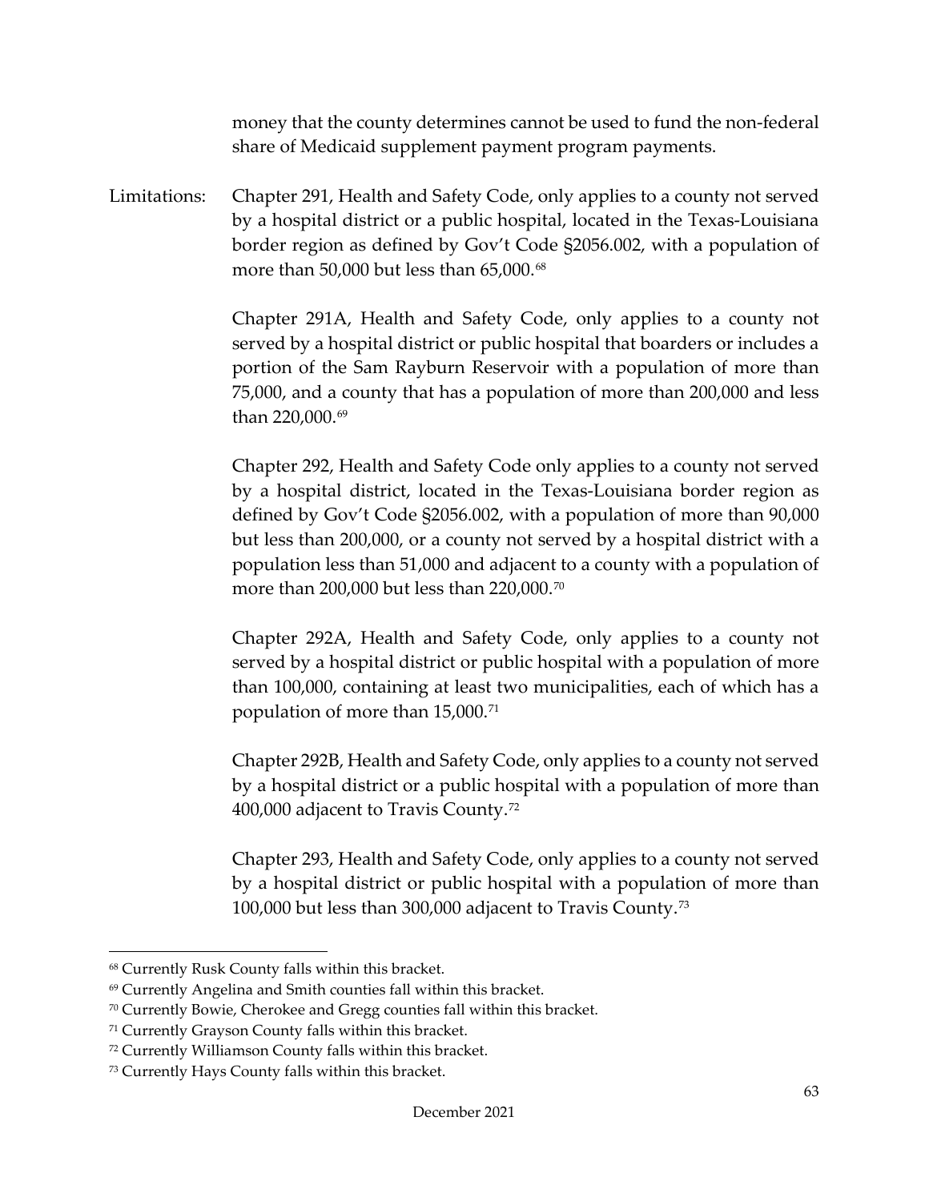money that the county determines cannot be used to fund the non-federal share of Medicaid supplement payment program payments.

Limitations: Chapter 291, Health and Safety Code, only applies to a county not served by a hospital district or a public hospital, located in the Texas-Louisiana border region as defined by Gov't Code §2056.002, with a population of more than 50,000 but less than 65,000.[68]

Chapter 291A, Health and Safety Code, only applies to a county not served by a hospital district or public hospital that boarders or includes a portion of the Sam Rayburn Reservoir with a population of more than 75,000, and a county that has a population of more than 200,000 and less than 220,000.[69]

Chapter 292, Health and Safety Code only applies to a county not served by a hospital district, located in the Texas-Louisiana border region as defined by Gov't Code §2056.002, with a population of more than 90,000 but less than 200,000, or a county not served by a hospital district with a population less than 51,000 and adjacent to a county with a population of more than 200,000 but less than 220,000.[70]

Chapter 292A, Health and Safety Code, only applies to a county not served by a hospital district or public hospital with a population of more than 100,000, containing at least two municipalities, each of which has a population of more than 15,000.[71]

Chapter 292B, Health and Safety Code, only applies to a county not served by a hospital district or a public hospital with a population of more than 400,000 adjacent to Travis County.[72]

Chapter 293, Health and Safety Code, only applies to a county not served by a hospital district or public hospital with a population of more than 100,000 but less than 300,000 adjacent to Travis County.[73]

---

[68] Currently Rusk County falls within this bracket.

[69] Currently Angelina and Smith counties fall within this bracket.

[70] Currently Bowie, Cherokee and Gregg counties fall within this bracket.

[71] Currently Grayson County falls within this bracket.

[72] Currently Williamson County falls within this bracket.

[73] Currently Hays County falls within this bracket.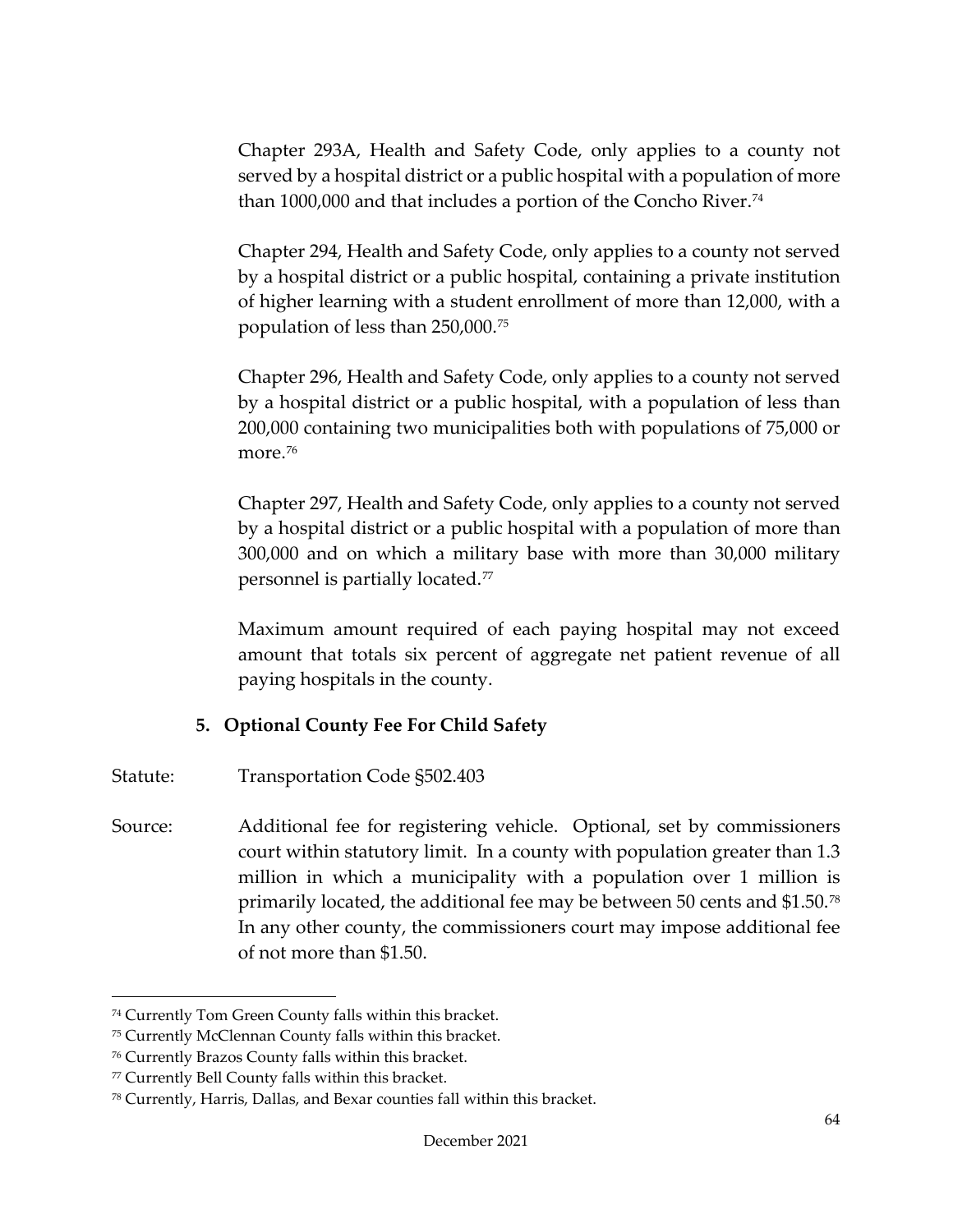Chapter 293A, Health and Safety Code, only applies to a county not served by a hospital district or a public hospital with a population of more than 1000,000 and that includes a portion of the Concho River.[74]

Chapter 294, Health and Safety Code, only applies to a county not served by a hospital district or a public hospital, containing a private institution of higher learning with a student enrollment of more than 12,000, with a population of less than 250,000.[75]

Chapter 296, Health and Safety Code, only applies to a county not served by a hospital district or a public hospital, with a population of less than 200,000 containing two municipalities both with populations of 75,000 or more.[76]

Chapter 297, Health and Safety Code, only applies to a county not served by a hospital district or a public hospital with a population of more than 300,000 and on which a military base with more than 30,000 military personnel is partially located.[77]

Maximum amount required of each paying hospital may not exceed amount that totals six percent of aggregate net patient revenue of all paying hospitals in the county.

### 5. Optional County Fee For Child Safety

Statute: Transportation Code §502.403

Source: Additional fee for registering vehicle. Optional, set by commissioners court within statutory limit. In a county with population greater than 1.3 million in which a municipality with a population over 1 million is primarily located, the additional fee may be between 50 cents and $1.50.[78] In any other county, the commissioners court may impose additional fee of not more than $1.50.

---

[74] Currently Tom Green County falls within this bracket.

[75] Currently McClennan County falls within this bracket.

[76] Currently Brazos County falls within this bracket.

[77] Currently Bell County falls within this bracket.

[78] Currently, Harris, Dallas, and Bexar counties fall within this bracket.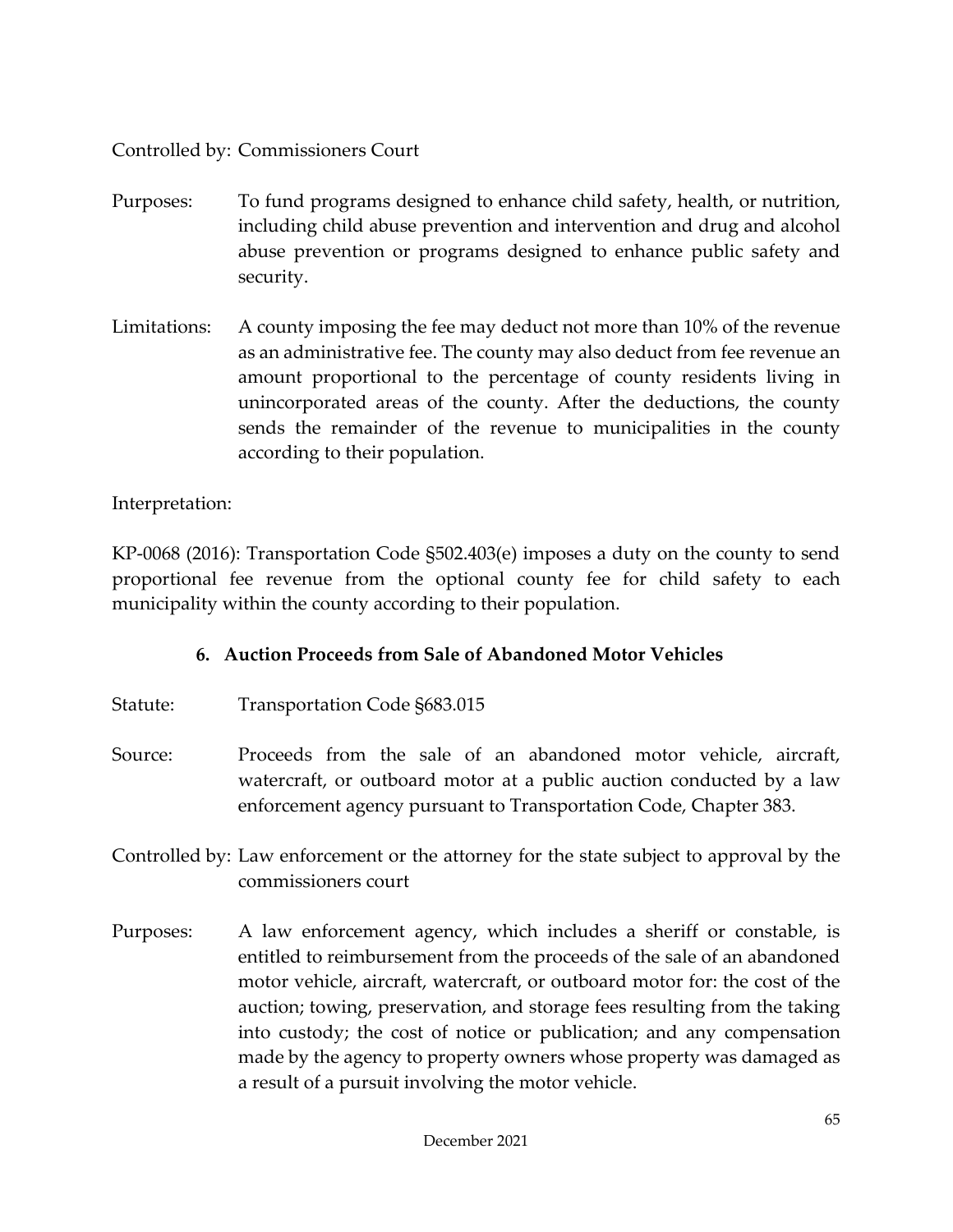Controlled by: Commissioners Court

Purposes: To fund programs designed to enhance child safety, health, or nutrition, including child abuse prevention and intervention and drug and alcohol abuse prevention or programs designed to enhance public safety and security.

Limitations: A county imposing the fee may deduct not more than 10% of the revenue as an administrative fee. The county may also deduct from fee revenue an amount proportional to the percentage of county residents living in unincorporated areas of the county. After the deductions, the county sends the remainder of the revenue to municipalities in the county according to their population.

Interpretation:

KP-0068 (2016): Transportation Code §502.403(e) imposes a duty on the county to send proportional fee revenue from the optional county fee for child safety to each municipality within the county according to their population.

### 6. Auction Proceeds from Sale of Abandoned Motor Vehicles

Statute: Transportation Code §683.015

Source: Proceeds from the sale of an abandoned motor vehicle, aircraft, watercraft, or outboard motor at a public auction conducted by a law enforcement agency pursuant to Transportation Code, Chapter 383.

Controlled by: Law enforcement or the attorney for the state subject to approval by the commissioners court

Purposes: A law enforcement agency, which includes a sheriff or constable, is entitled to reimbursement from the proceeds of the sale of an abandoned motor vehicle, aircraft, watercraft, or outboard motor for: the cost of the auction; towing, preservation, and storage fees resulting from the taking into custody; the cost of notice or publication; and any compensation made by the agency to property owners whose property was damaged as a result of a pursuit involving the motor vehicle.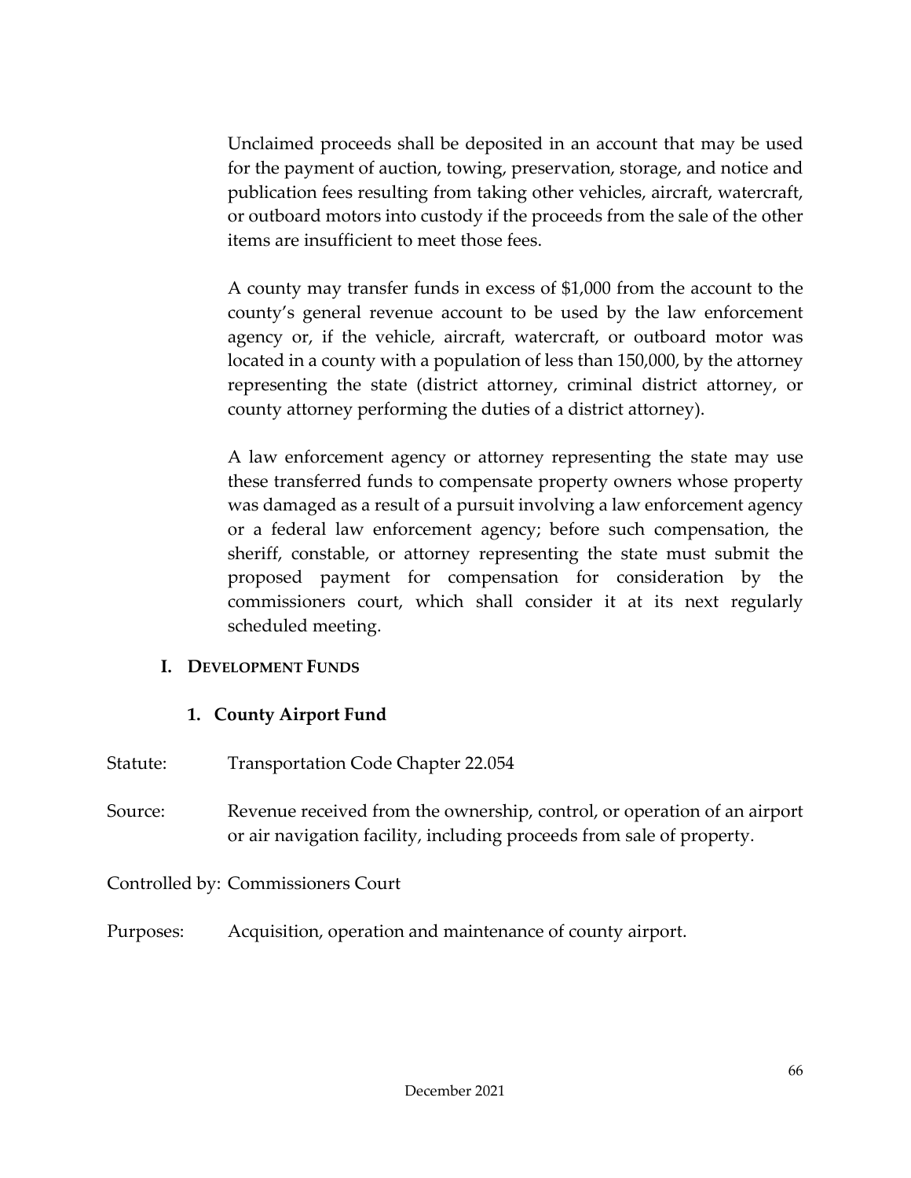Unclaimed proceeds shall be deposited in an account that may be used for the payment of auction, towing, preservation, storage, and notice and publication fees resulting from taking other vehicles, aircraft, watercraft, or outboard motors into custody if the proceeds from the sale of the other items are insufficient to meet those fees.

A county may transfer funds in excess of $1,000 from the account to the county's general revenue account to be used by the law enforcement agency or, if the vehicle, aircraft, watercraft, or outboard motor was located in a county with a population of less than 150,000, by the attorney representing the state (district attorney, criminal district attorney, or county attorney performing the duties of a district attorney).

A law enforcement agency or attorney representing the state may use these transferred funds to compensate property owners whose property was damaged as a result of a pursuit involving a law enforcement agency or a federal law enforcement agency; before such compensation, the sheriff, constable, or attorney representing the state must submit the proposed payment for compensation for consideration by the commissioners court, which shall consider it at its next regularly scheduled meeting.

## I. Development Funds

### 1. County Airport Fund

Statute: Transportation Code Chapter 22.054

Source: Revenue received from the ownership, control, or operation of an airport or air navigation facility, including proceeds from sale of property.

Controlled by: Commissioners Court

Purposes: Acquisition, operation and maintenance of county airport.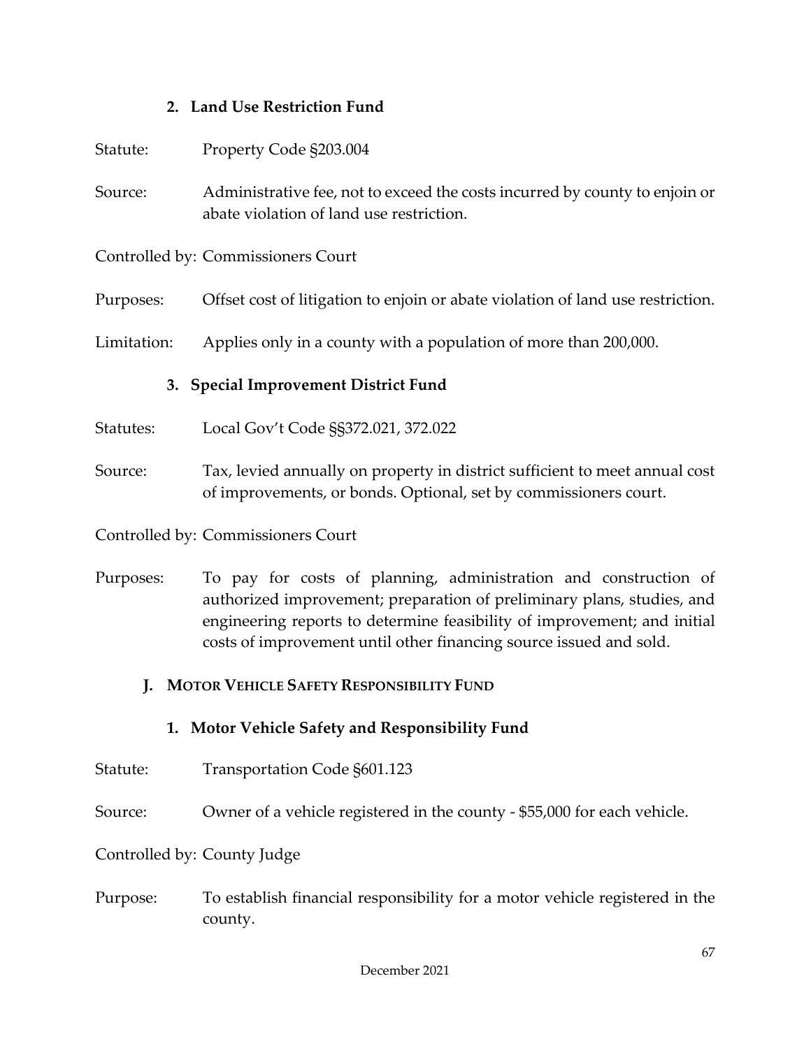### 2. Land Use Restriction Fund

Statute: Property Code §203.004

Source: Administrative fee, not to exceed the costs incurred by county to enjoin or abate violation of land use restriction.

Controlled by: Commissioners Court

Purposes: Offset cost of litigation to enjoin or abate violation of land use restriction.

Limitation: Applies only in a county with a population of more than 200,000.

### 3. Special Improvement District Fund

Statutes: Local Gov't Code §§372.021, 372.022

Source: Tax, levied annually on property in district sufficient to meet annual cost of improvements, or bonds. Optional, set by commissioners court.

Controlled by: Commissioners Court

Purposes: To pay for costs of planning, administration and construction of authorized improvement; preparation of preliminary plans, studies, and engineering reports to determine feasibility of improvement; and initial costs of improvement until other financing source issued and sold.

## J. MOTOR VEHICLE SAFETY RESPONSIBILITY FUND

### 1. Motor Vehicle Safety and Responsibility Fund

Statute: Transportation Code §601.123

Source: Owner of a vehicle registered in the county - $55,000 for each vehicle.

Controlled by: County Judge

Purpose: To establish financial responsibility for a motor vehicle registered in the county.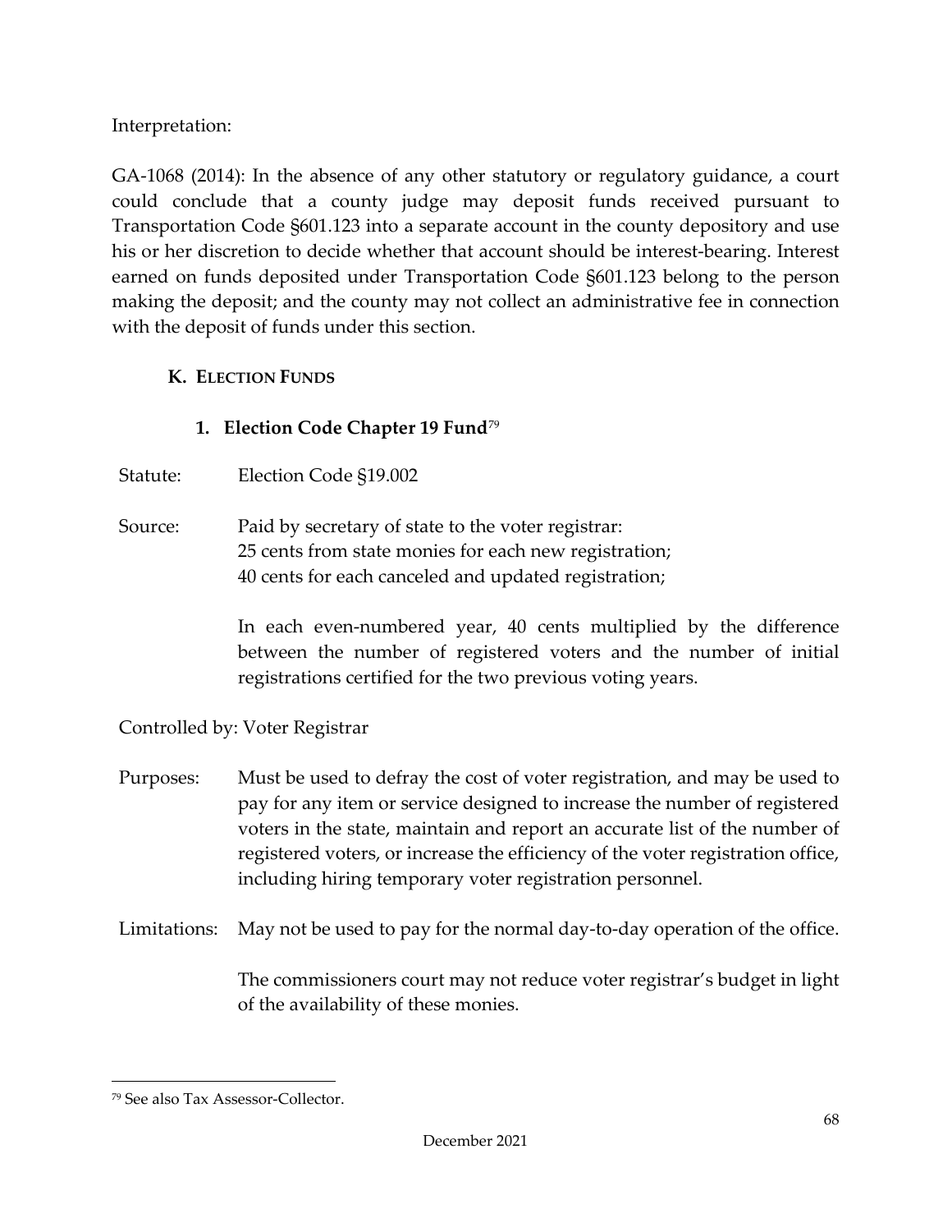Interpretation:

GA-1068 (2014): In the absence of any other statutory or regulatory guidance, a court could conclude that a county judge may deposit funds received pursuant to Transportation Code §601.123 into a separate account in the county depository and use his or her discretion to decide whether that account should be interest-bearing. Interest earned on funds deposited under Transportation Code §601.123 belong to the person making the deposit; and the county may not collect an administrative fee in connection with the deposit of funds under this section.

### K. Election Funds

#### 1. Election Code Chapter 19 Fund[79]

Statute: Election Code §19.002

Source: Paid by secretary of state to the voter registrar:
25 cents from state monies for each new registration;
40 cents for each canceled and updated registration;

In each even-numbered year, 40 cents multiplied by the difference between the number of registered voters and the number of initial registrations certified for the two previous voting years.

Controlled by: Voter Registrar

Purposes: Must be used to defray the cost of voter registration, and may be used to pay for any item or service designed to increase the number of registered voters in the state, maintain and report an accurate list of the number of registered voters, or increase the efficiency of the voter registration office, including hiring temporary voter registration personnel.

Limitations: May not be used to pay for the normal day-to-day operation of the office.

The commissioners court may not reduce voter registrar's budget in light of the availability of these monies.

---

[79] See also Tax Assessor-Collector.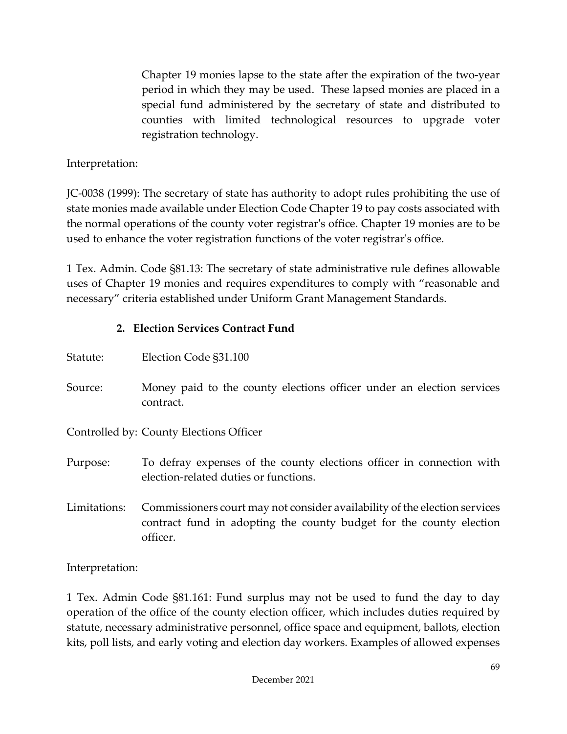Chapter 19 monies lapse to the state after the expiration of the two-year period in which they may be used. These lapsed monies are placed in a special fund administered by the secretary of state and distributed to counties with limited technological resources to upgrade voter registration technology.

Interpretation:

JC-0038 (1999): The secretary of state has authority to adopt rules prohibiting the use of state monies made available under Election Code Chapter 19 to pay costs associated with the normal operations of the county voter registrar's office. Chapter 19 monies are to be used to enhance the voter registration functions of the voter registrar's office.

1 Tex. Admin. Code §81.13: The secretary of state administrative rule defines allowable uses of Chapter 19 monies and requires expenditures to comply with "reasonable and necessary" criteria established under Uniform Grant Management Standards.

### 2. Election Services Contract Fund

Statute: Election Code §31.100

Source: Money paid to the county elections officer under an election services contract.

Controlled by: County Elections Officer

Purpose: To defray expenses of the county elections officer in connection with election-related duties or functions.

Limitations: Commissioners court may not consider availability of the election services contract fund in adopting the county budget for the county election officer.

Interpretation:

1 Tex. Admin Code §81.161: Fund surplus may not be used to fund the day to day operation of the office of the county election officer, which includes duties required by statute, necessary administrative personnel, office space and equipment, ballots, election kits, poll lists, and early voting and election day workers. Examples of allowed expenses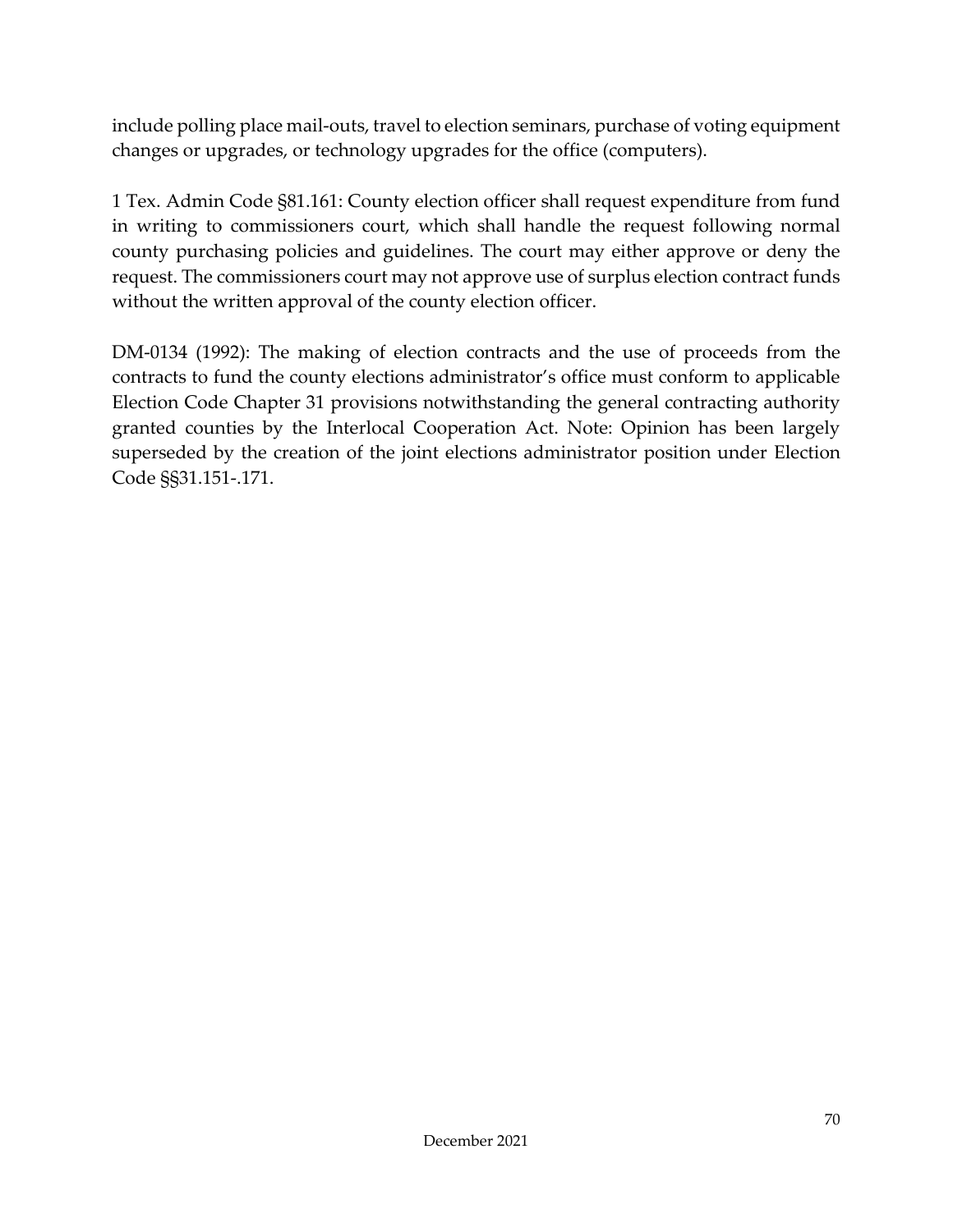include polling place mail-outs, travel to election seminars, purchase of voting equipment changes or upgrades, or technology upgrades for the office (computers).

1 Tex. Admin Code §81.161: County election officer shall request expenditure from fund in writing to commissioners court, which shall handle the request following normal county purchasing policies and guidelines. The court may either approve or deny the request. The commissioners court may not approve use of surplus election contract funds without the written approval of the county election officer.

DM-0134 (1992): The making of election contracts and the use of proceeds from the contracts to fund the county elections administrator's office must conform to applicable Election Code Chapter 31 provisions notwithstanding the general contracting authority granted counties by the Interlocal Cooperation Act. Note: Opinion has been largely superseded by the creation of the joint elections administrator position under Election Code §§31.151-.171.